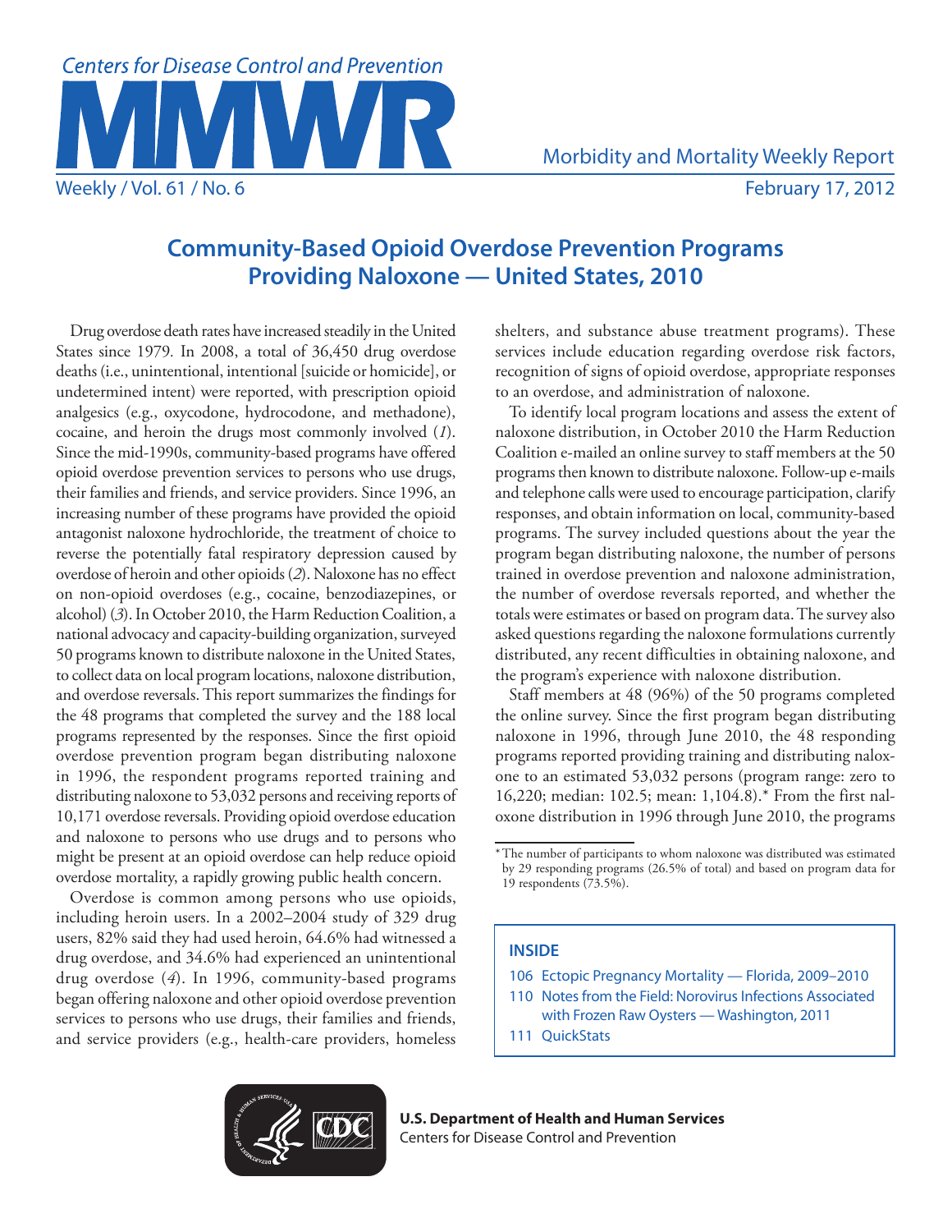# Community-Based Opioid Overdose Prevention Programs Providing Naloxone — United States, 2010

Drug overdose death rates have increased steadily in the United States since 1979. In 2008, a total of 36,450 drug overdose deaths (i.e., unintentional, intentional [suicide or homicide], or undetermined intent) were reported, with prescription opioid analgesics (e.g., oxycodone, hydrocodone, and methadone), cocaine, and heroin the drugs most commonly involved (*1*). Since the mid-1990s, community-based programs have offered opioid overdose prevention services to persons who use drugs, their families and friends, and service providers. Since 1996, an increasing number of these programs have provided the opioid antagonist naloxone hydrochloride, the treatment of choice to reverse the potentially fatal respiratory depression caused by overdose of heroin and other opioids (*2*). Naloxone has no effect on non-opioid overdoses (e.g., cocaine, benzodiazepines, or alcohol) (*3*). In October 2010, the Harm Reduction Coalition, a national advocacy and capacity-building organization, surveyed 50 programs known to distribute naloxone in the United States, to collect data on local program locations, naloxone distribution, and overdose reversals. This report summarizes the findings for the 48 programs that completed the survey and the 188 local programs represented by the responses. Since the first opioid overdose prevention program began distributing naloxone in 1996, the respondent programs reported training and distributing naloxone to 53,032 persons and receiving reports of 10,171 overdose reversals. Providing opioid overdose education and naloxone to persons who use drugs and to persons who might be present at an opioid overdose can help reduce opioid overdose mortality, a rapidly growing public health concern.

Overdose is common among persons who use opioids, including heroin users. In a 2002–2004 study of 329 drug users, 82% said they had used heroin, 64.6% had witnessed a drug overdose, and 34.6% had experienced an unintentional drug overdose (*4*). In 1996, community-based programs began offering naloxone and other opioid overdose prevention services to persons who use drugs, their families and friends, and service providers (e.g., health-care providers, homeless shelters, and substance abuse treatment programs). These services include education regarding overdose risk factors, recognition of signs of opioid overdose, appropriate responses to an overdose, and administration of naloxone.

To identify local program locations and assess the extent of naloxone distribution, in October 2010 the Harm Reduction Coalition e-mailed an online survey to staff members at the 50 programs then known to distribute naloxone. Follow-up e-mails and telephone calls were used to encourage participation, clarify responses, and obtain information on local, community-based programs. The survey included questions about the year the program began distributing naloxone, the number of persons trained in overdose prevention and naloxone administration, the number of overdose reversals reported, and whether the totals were estimates or based on program data. The survey also asked questions regarding the naloxone formulations currently distributed, any recent difficulties in obtaining naloxone, and the program's experience with naloxone distribution.

Staff members at 48 (96%) of the 50 programs completed the online survey. Since the first program began distributing naloxone in 1996, through June 2010, the 48 responding programs reported providing training and distributing naloxone to an estimated 53,032 persons (program range: zero to 16,220; median: 102.5; mean: 1,104.8).* From the first naloxone distribution in 1996 through June 2010, the programs

\* The number of participants to whom naloxone was distributed was estimated by 29 responding programs (26.5% of total) and based on program data for 19 respondents (73.5%).

**INSIDE**

- 106 Ectopic Pregnancy Mortality — Florida, 2009–2010
- 110 Notes from the Field: Norovirus Infections Associated with Frozen Raw Oysters — Washington, 2011
- 111 QuickStats

**U.S. Department of Health and Human Services**
Centers for Disease Control and Prevention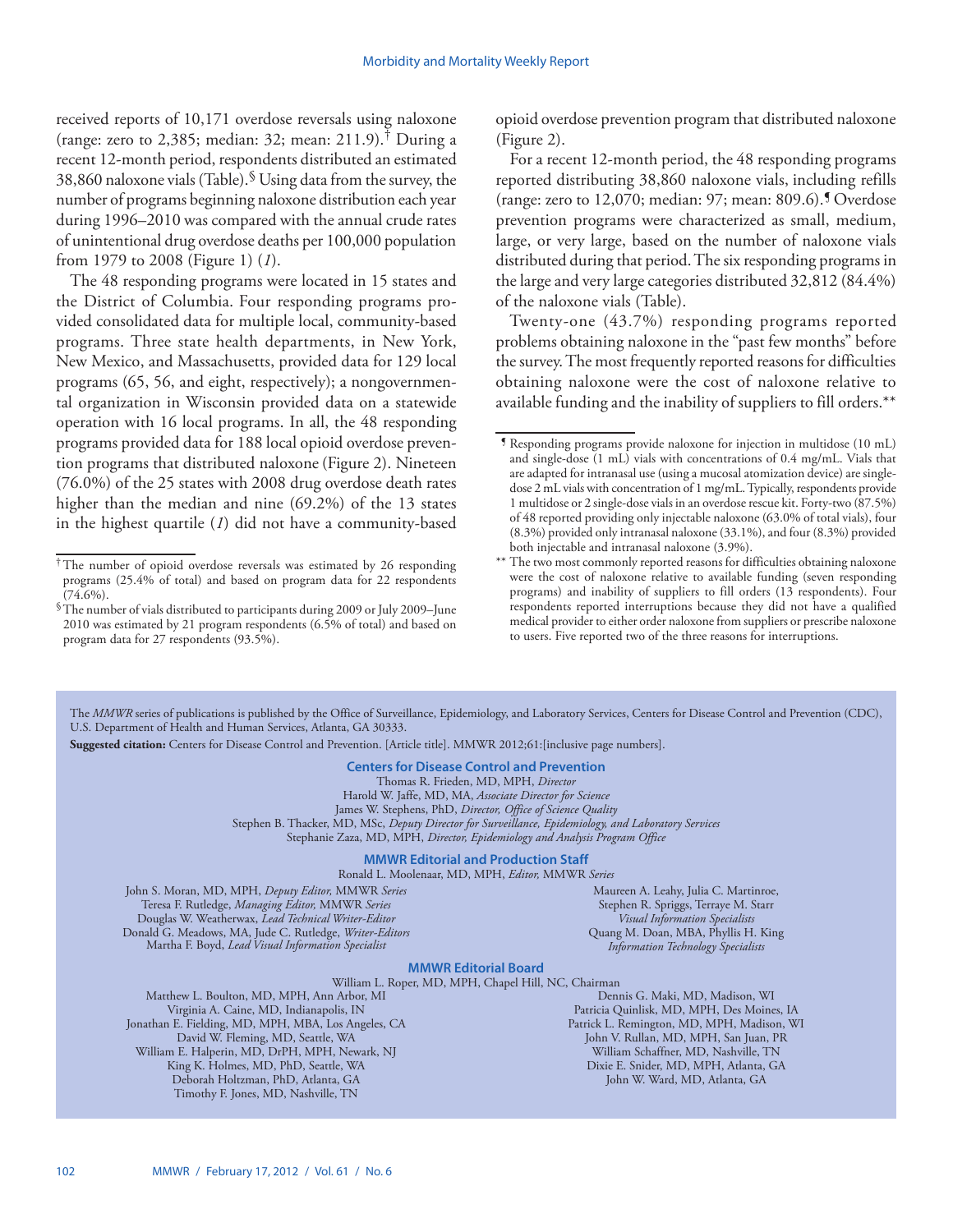received reports of 10,171 overdose reversals using naloxone (range: zero to 2,385; median: 32; mean: 211.9).[†] During a recent 12-month period, respondents distributed an estimated 38,860 naloxone vials (Table).[§] Using data from the survey, the number of programs beginning naloxone distribution each year during 1996–2010 was compared with the annual crude rates of unintentional drug overdose deaths per 100,000 population from 1979 to 2008 (Figure 1) (*1*).

The 48 responding programs were located in 15 states and the District of Columbia. Four responding programs provided consolidated data for multiple local, community-based programs. Three state health departments, in New York, New Mexico, and Massachusetts, provided data for 129 local programs (65, 56, and eight, respectively); a nongovernmental organization in Wisconsin provided data on a statewide operation with 16 local programs. In all, the 48 responding programs provided data for 188 local opioid overdose prevention programs that distributed naloxone (Figure 2). Nineteen (76.0%) of the 25 states with 2008 drug overdose death rates higher than the median and nine (69.2%) of the 13 states in the highest quartile (*1*) did not have a community-based opioid overdose prevention program that distributed naloxone (Figure 2).

For a recent 12-month period, the 48 responding programs reported distributing 38,860 naloxone vials, including refills (range: zero to 12,070; median: 97; mean: 809.6).[¶] Overdose prevention programs were characterized as small, medium, large, or very large, based on the number of naloxone vials distributed during that period. The six responding programs in the large and very large categories distributed 32,812 (84.4%) of the naloxone vials (Table).

Twenty-one (43.7%) responding programs reported problems obtaining naloxone in the "past few months" before the survey. The most frequently reported reasons for difficulties obtaining naloxone were the cost of naloxone relative to available funding and the inability of suppliers to fill orders.[**]

---

[†] The number of opioid overdose reversals was estimated by 26 responding programs (25.4% of total) and based on program data for 22 respondents (74.6%).

[§] The number of vials distributed to participants during 2009 or July 2009–June 2010 was estimated by 21 program respondents (6.5% of total) and based on program data for 27 respondents (93.5%).

[¶] Responding programs provide naloxone for injection in multidose (10 mL) and single-dose (1 mL) vials with concentrations of 0.4 mg/mL. Vials that are adapted for intranasal use (using a mucosal atomization device) are single-dose 2 mL vials with concentration of 1 mg/mL. Typically, respondents provide 1 multidose or 2 single-dose vials in an overdose rescue kit. Forty-two (87.5%) of 48 reported providing only injectable naloxone (63.0% of total vials), four (8.3%) provided only intranasal naloxone (33.1%), and four (8.3%) provided both injectable and intranasal naloxone (3.9%).

[**] The two most commonly reported reasons for difficulties obtaining naloxone were the cost of naloxone relative to available funding (seven responding programs) and inability of suppliers to fill orders (13 respondents). Four respondents reported interruptions because they did not have a qualified medical provider to either order naloxone from suppliers or prescribe naloxone to users. Five reported two of the three reasons for interruptions.

---

The *MMWR* series of publications is published by the Office of Surveillance, Epidemiology, and Laboratory Services, Centers for Disease Control and Prevention (CDC), U.S. Department of Health and Human Services, Atlanta, GA 30333.

**Suggested citation:** Centers for Disease Control and Prevention. [Article title]. MMWR 2012;61:[inclusive page numbers].

**Centers for Disease Control and Prevention**

Thomas R. Frieden, MD, MPH, *Director*
Harold W. Jaffe, MD, MA, *Associate Director for Science*
James W. Stephens, PhD, *Director, Office of Science Quality*
Stephen B. Thacker, MD, MSc, *Deputy Director for Surveillance, Epidemiology, and Laboratory Services*
Stephanie Zaza, MD, MPH, *Director, Epidemiology and Analysis Program Office*

**MMWR Editorial and Production Staff**

Ronald L. Moolenaar, MD, MPH, *Editor,* MMWR *Series*
John S. Moran, MD, MPH, *Deputy Editor,* MMWR *Series*
Teresa F. Rutledge, *Managing Editor,* MMWR *Series*
Douglas W. Weatherwax, *Lead Technical Writer-Editor*
Donald G. Meadows, MA, Jude C. Rutledge, *Writer-Editors*
Martha F. Boyd, *Lead Visual Information Specialist*
Maureen A. Leahy, Julia C. Martinroe, Stephen R. Spriggs, Terraye M. Starr, *Visual Information Specialists*
Quang M. Doan, MBA, Phyllis H. King, *Information Technology Specialists*

**MMWR Editorial Board**

William L. Roper, MD, MPH, Chapel Hill, NC, Chairman
Matthew L. Boulton, MD, MPH, Ann Arbor, MI
Virginia A. Caine, MD, Indianapolis, IN
Jonathan E. Fielding, MD, MPH, MBA, Los Angeles, CA
David W. Fleming, MD, Seattle, WA
William E. Halperin, MD, DrPH, MPH, Newark, NJ
King K. Holmes, MD, PhD, Seattle, WA
Deborah Holtzman, PhD, Atlanta, GA
Timothy F. Jones, MD, Nashville, TN
Dennis G. Maki, MD, Madison, WI
Patricia Quinlisk, MD, MPH, Des Moines, IA
Patrick L. Remington, MD, MPH, Madison, WI
John V. Rullan, MD, MPH, San Juan, PR
William Schaffner, MD, Nashville, TN
Dixie E. Snider, MD, MPH, Atlanta, GA
John W. Ward, MD, Atlanta, GA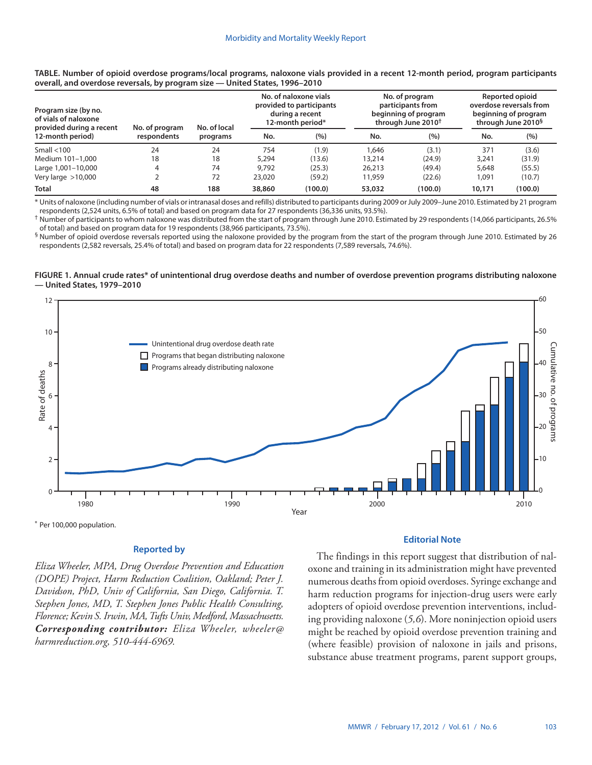**TABLE. Number of opioid overdose programs/local programs, naloxone vials provided in a recent 12-month period, program participants overall, and overdose reversals, by program size — United States, 1996–2010**

| Program size (by no. of vials of naloxone provided during a recent 12-month period) | No. of program respondents | No. of local programs | No. of naloxone vials provided to participants during a recent 12-month period* | | No. of program participants from beginning of program through June 2010† | | Reported opioid overdose reversals from beginning of program through June 2010§ | |
|---|---|---|---|---|---|---|---|---|
| | | | No. | (%) | No. | (%) | No. | (%) |
| Small <100 | 24 | 24 | 754 | (1.9) | 1,646 | (3.1) | 371 | (3.6) |
| Medium 101–1,000 | 18 | 18 | 5,294 | (13.6) | 13,214 | (24.9) | 3,241 | (31.9) |
| Large 1,001–10,000 | 4 | 74 | 9,792 | (25.3) | 26,213 | (49.4) | 5,648 | (55.5) |
| Very large >10,000 | 2 | 72 | 23,020 | (59.2) | 11,959 | (22.6) | 1,091 | (10.7) |
| **Total** | **48** | **188** | **38,860** | **(100.0)** | **53,032** | **(100.0)** | **10,171** | **(100.0)** |

* Units of naloxone (including number of vials or intranasal doses and refills) distributed to participants during 2009 or July 2009–June 2010. Estimated by 21 program respondents (2,524 units, 6.5% of total) and based on program data for 27 respondents (36,336 units, 93.5%).

† Number of participants to whom naloxone was distributed from the start of program through June 2010. Estimated by 29 respondents (14,066 participants, 26.5% of total) and based on program data for 19 respondents (38,966 participants, 73.5%).

§ Number of opioid overdose reversals reported using the naloxone provided by the program from the start of the program through June 2010. Estimated by 26 respondents (2,582 reversals, 25.4% of total) and based on program data for 22 respondents (7,589 reversals, 74.6%).

**FIGURE 1. Annual crude rates* of unintentional drug overdose deaths and number of overdose prevention programs distributing naloxone — United States, 1979–2010**

\* Per 100,000 population.

### Reported by

*Eliza Wheeler, MPA, Drug Overdose Prevention and Education (DOPE) Project, Harm Reduction Coalition, Oakland; Peter J. Davidson, PhD, Univ of California, San Diego, California. T. Stephen Jones, MD, T. Stephen Jones Public Health Consulting, Florence; Kevin S. Irwin, MA, Tufts Univ, Medford, Massachusetts.* ***Corresponding contributor:*** *Eliza Wheeler, wheeler@harmreduction.org, 510-444-6969.*

### Editorial Note

The findings in this report suggest that distribution of naloxone and training in its administration might have prevented numerous deaths from opioid overdoses. Syringe exchange and harm reduction programs for injection-drug users were early adopters of opioid overdose prevention interventions, including providing naloxone (*5,6*). More noninjection opioid users might be reached by opioid overdose prevention training and (where feasible) provision of naloxone in jails and prisons, substance abuse treatment programs, parent support groups,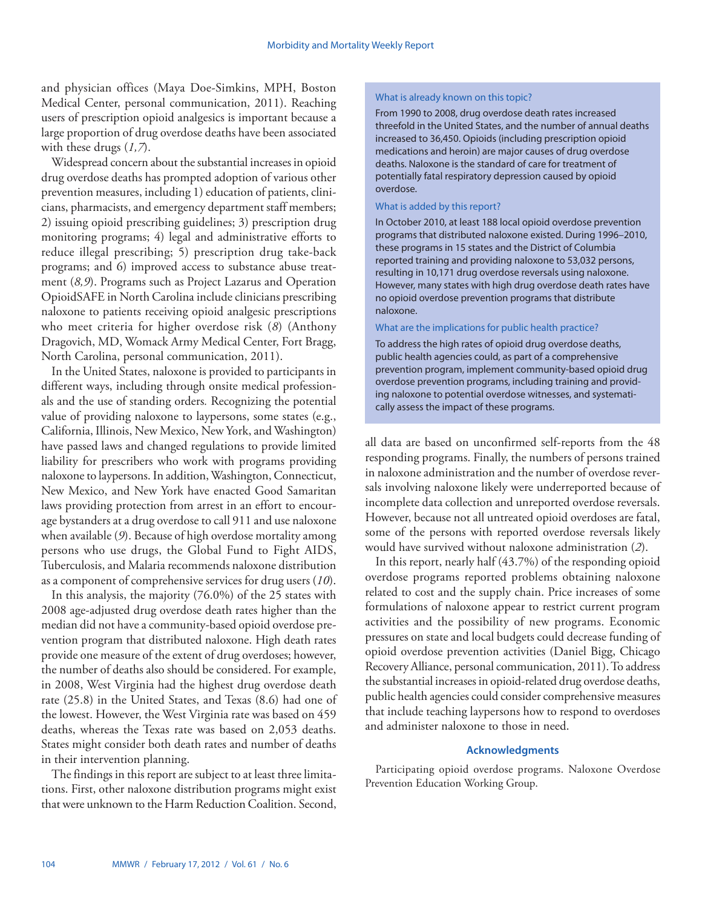and physician offices (Maya Doe-Simkins, MPH, Boston Medical Center, personal communication, 2011). Reaching users of prescription opioid analgesics is important because a large proportion of drug overdose deaths have been associated with these drugs (*1,7*).

Widespread concern about the substantial increases in opioid drug overdose deaths has prompted adoption of various other prevention measures, including 1) education of patients, clinicians, pharmacists, and emergency department staff members; 2) issuing opioid prescribing guidelines; 3) prescription drug monitoring programs; 4) legal and administrative efforts to reduce illegal prescribing; 5) prescription drug take-back programs; and 6) improved access to substance abuse treatment (*8,9*). Programs such as Project Lazarus and Operation OpioidSAFE in North Carolina include clinicians prescribing naloxone to patients receiving opioid analgesic prescriptions who meet criteria for higher overdose risk (*8*) (Anthony Dragovich, MD, Womack Army Medical Center, Fort Bragg, North Carolina, personal communication, 2011).

In the United States, naloxone is provided to participants in different ways, including through onsite medical professionals and the use of standing orders. Recognizing the potential value of providing naloxone to laypersons, some states (e.g., California, Illinois, New Mexico, New York, and Washington) have passed laws and changed regulations to provide limited liability for prescribers who work with programs providing naloxone to laypersons. In addition, Washington, Connecticut, New Mexico, and New York have enacted Good Samaritan laws providing protection from arrest in an effort to encourage bystanders at a drug overdose to call 911 and use naloxone when available (*9*). Because of high overdose mortality among persons who use drugs, the Global Fund to Fight AIDS, Tuberculosis, and Malaria recommends naloxone distribution as a component of comprehensive services for drug users (*10*).

In this analysis, the majority (76.0%) of the 25 states with 2008 age-adjusted drug overdose death rates higher than the median did not have a community-based opioid overdose prevention program that distributed naloxone. High death rates provide one measure of the extent of drug overdoses; however, the number of deaths also should be considered. For example, in 2008, West Virginia had the highest drug overdose death rate (25.8) in the United States, and Texas (8.6) had one of the lowest. However, the West Virginia rate was based on 459 deaths, whereas the Texas rate was based on 2,053 deaths. States might consider both death rates and number of deaths in their intervention planning.

The findings in this report are subject to at least three limitations. First, other naloxone distribution programs might exist that were unknown to the Harm Reduction Coalition. Second, all data are based on unconfirmed self-reports from the 48 responding programs. Finally, the numbers of persons trained in naloxone administration and the number of overdose reversals involving naloxone likely were underreported because of incomplete data collection and unreported overdose reversals. However, because not all untreated opioid overdoses are fatal, some of the persons with reported overdose reversals likely would have survived without naloxone administration (*2*).

In this report, nearly half (43.7%) of the responding opioid overdose programs reported problems obtaining naloxone related to cost and the supply chain. Price increases of some formulations of naloxone appear to restrict current program activities and the possibility of new programs. Economic pressures on state and local budgets could decrease funding of opioid overdose prevention activities (Daniel Bigg, Chicago Recovery Alliance, personal communication, 2011). To address the substantial increases in opioid-related drug overdose deaths, public health agencies could consider comprehensive measures that include teaching laypersons how to respond to overdoses and administer naloxone to those in need.

> **What is already known on this topic?**
>
> From 1990 to 2008, drug overdose death rates increased threefold in the United States, and the number of annual deaths increased to 36,450. Opioids (including prescription opioid medications and heroin) are major causes of drug overdose deaths. Naloxone is the standard of care for treatment of potentially fatal respiratory depression caused by opioid overdose.
>
> **What is added by this report?**
>
> In October 2010, at least 188 local opioid overdose prevention programs that distributed naloxone existed. During 1996–2010, these programs in 15 states and the District of Columbia reported training and providing naloxone to 53,032 persons, resulting in 10,171 drug overdose reversals using naloxone. However, many states with high drug overdose death rates have no opioid overdose prevention programs that distribute naloxone.
>
> **What are the implications for public health practice?**
>
> To address the high rates of opioid drug overdose deaths, public health agencies could, as part of a comprehensive prevention program, implement community-based opioid drug overdose prevention programs, including training and providing naloxone to potential overdose witnesses, and systematically assess the impact of these programs.

### Acknowledgments

Participating opioid overdose programs. Naloxone Overdose Prevention Education Working Group.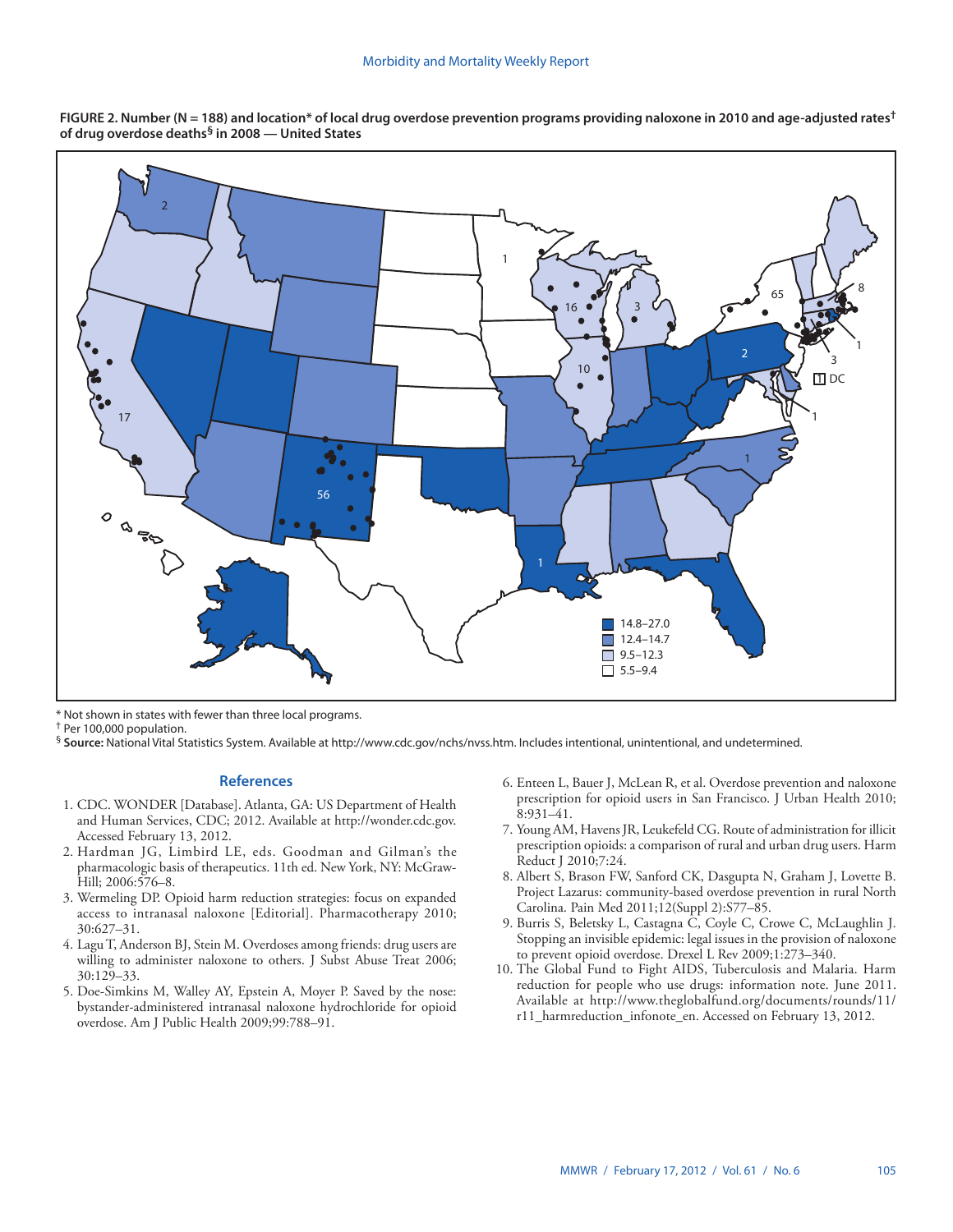**FIGURE 2. Number (N = 188) and location* of local drug overdose prevention programs providing naloxone in 2010 and age-adjusted rates† of drug overdose deaths§ in 2008 — United States**

\* Not shown in states with fewer than three local programs.

† Per 100,000 population.

§ **Source:** National Vital Statistics System. Available at http://www.cdc.gov/nchs/nvss.htm. Includes intentional, unintentional, and undetermined.

## References

1. CDC. WONDER [Database]. Atlanta, GA: US Department of Health and Human Services, CDC; 2012. Available at http://wonder.cdc.gov. Accessed February 13, 2012.
2. Hardman JG, Limbird LE, eds. Goodman and Gilman's the pharmacologic basis of therapeutics. 11th ed. New York, NY: McGraw-Hill; 2006:576–8.
3. Wermeling DP. Opioid harm reduction strategies: focus on expanded access to intranasal naloxone [Editorial]. Pharmacotherapy 2010;30:627–31.
4. Lagu T, Anderson BJ, Stein M. Overdoses among friends: drug users are willing to administer naloxone to others. J Subst Abuse Treat 2006;30:129–33.
5. Doe-Simkins M, Walley AY, Epstein A, Moyer P. Saved by the nose: bystander-administered intranasal naloxone hydrochloride for opioid overdose. Am J Public Health 2009;99:788–91.
6. Enteen L, Bauer J, McLean R, et al. Overdose prevention and naloxone prescription for opioid users in San Francisco. J Urban Health 2010;8:931–41.
7. Young AM, Havens JR, Leukefeld CG. Route of administration for illicit prescription opioids: a comparison of rural and urban drug users. Harm Reduct J 2010;7:24.
8. Albert S, Brason FW, Sanford CK, Dasgupta N, Graham J, Lovette B. Project Lazarus: community-based overdose prevention in rural North Carolina. Pain Med 2011;12(Suppl 2):S77–85.
9. Burris S, Beletsky L, Castagna C, Coyle C, Crowe C, McLaughlin J. Stopping an invisible epidemic: legal issues in the provision of naloxone to prevent opioid overdose. Drexel L Rev 2009;1:273–340.
10. The Global Fund to Fight AIDS, Tuberculosis and Malaria. Harm reduction for people who use drugs: information note. June 2011. Available at http://www.theglobalfund.org/documents/rounds/11/r11_harmreduction_infonote_en. Accessed on February 13, 2012.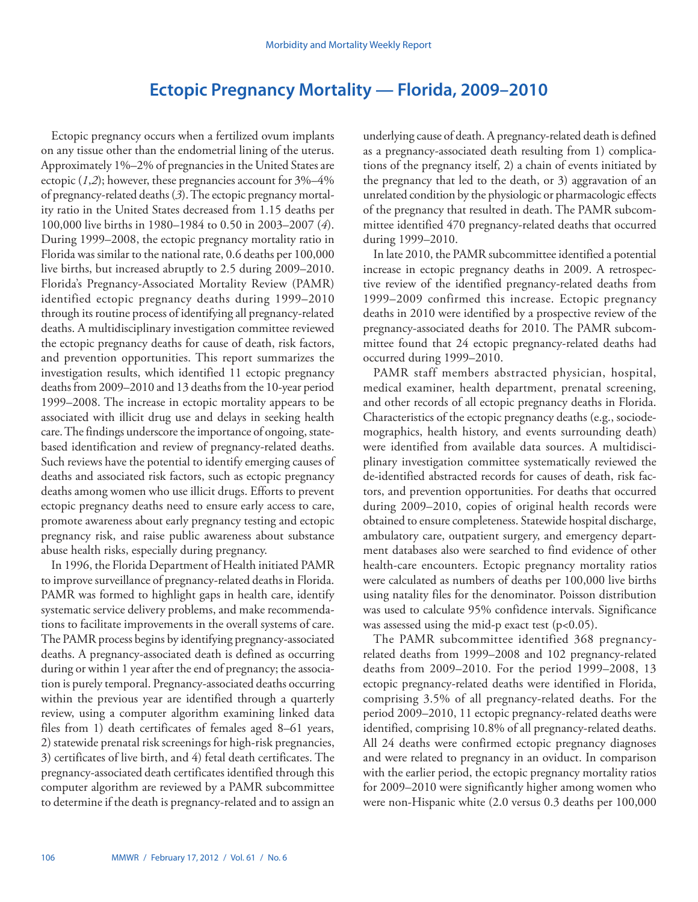## Ectopic Pregnancy Mortality — Florida, 2009–2010

Ectopic pregnancy occurs when a fertilized ovum implants on any tissue other than the endometrial lining of the uterus. Approximately 1%–2% of pregnancies in the United States are ectopic (*1*,*2*); however, these pregnancies account for 3%–4% of pregnancy-related deaths (*3*). The ectopic pregnancy mortality ratio in the United States decreased from 1.15 deaths per 100,000 live births in 1980–1984 to 0.50 in 2003–2007 (*4*). During 1999–2008, the ectopic pregnancy mortality ratio in Florida was similar to the national rate, 0.6 deaths per 100,000 live births, but increased abruptly to 2.5 during 2009–2010. Florida's Pregnancy-Associated Mortality Review (PAMR) identified ectopic pregnancy deaths during 1999–2010 through its routine process of identifying all pregnancy-related deaths. A multidisciplinary investigation committee reviewed the ectopic pregnancy deaths for cause of death, risk factors, and prevention opportunities. This report summarizes the investigation results, which identified 11 ectopic pregnancy deaths from 2009–2010 and 13 deaths from the 10-year period 1999–2008. The increase in ectopic mortality appears to be associated with illicit drug use and delays in seeking health care. The findings underscore the importance of ongoing, state-based identification and review of pregnancy-related deaths. Such reviews have the potential to identify emerging causes of deaths and associated risk factors, such as ectopic pregnancy deaths among women who use illicit drugs. Efforts to prevent ectopic pregnancy deaths need to ensure early access to care, promote awareness about early pregnancy testing and ectopic pregnancy risk, and raise public awareness about substance abuse health risks, especially during pregnancy.

In 1996, the Florida Department of Health initiated PAMR to improve surveillance of pregnancy-related deaths in Florida. PAMR was formed to highlight gaps in health care, identify systematic service delivery problems, and make recommendations to facilitate improvements in the overall systems of care. The PAMR process begins by identifying pregnancy-associated deaths. A pregnancy-associated death is defined as occurring during or within 1 year after the end of pregnancy; the association is purely temporal. Pregnancy-associated deaths occurring within the previous year are identified through a quarterly review, using a computer algorithm examining linked data files from 1) death certificates of females aged 8–61 years, 2) statewide prenatal risk screenings for high-risk pregnancies, 3) certificates of live birth, and 4) fetal death certificates. The pregnancy-associated death certificates identified through this computer algorithm are reviewed by a PAMR subcommittee to determine if the death is pregnancy-related and to assign an underlying cause of death. A pregnancy-related death is defined as a pregnancy-associated death resulting from 1) complications of the pregnancy itself, 2) a chain of events initiated by the pregnancy that led to the death, or 3) aggravation of an unrelated condition by the physiologic or pharmacologic effects of the pregnancy that resulted in death. The PAMR subcommittee identified 470 pregnancy-related deaths that occurred during 1999–2010.

In late 2010, the PAMR subcommittee identified a potential increase in ectopic pregnancy deaths in 2009. A retrospective review of the identified pregnancy-related deaths from 1999–2009 confirmed this increase. Ectopic pregnancy deaths in 2010 were identified by a prospective review of the pregnancy-associated deaths for 2010. The PAMR subcommittee found that 24 ectopic pregnancy-related deaths had occurred during 1999–2010.

PAMR staff members abstracted physician, hospital, medical examiner, health department, prenatal screening, and other records of all ectopic pregnancy deaths in Florida. Characteristics of the ectopic pregnancy deaths (e.g., sociodemographics, health history, and events surrounding death) were identified from available data sources. A multidisciplinary investigation committee systematically reviewed the de-identified abstracted records for causes of death, risk factors, and prevention opportunities. For deaths that occurred during 2009–2010, copies of original health records were obtained to ensure completeness. Statewide hospital discharge, ambulatory care, outpatient surgery, and emergency department databases also were searched to find evidence of other health-care encounters. Ectopic pregnancy mortality ratios were calculated as numbers of deaths per 100,000 live births using natality files for the denominator. Poisson distribution was used to calculate 95% confidence intervals. Significance was assessed using the mid-p exact test ($p<0.05$).

The PAMR subcommittee identified 368 pregnancy-related deaths from 1999–2008 and 102 pregnancy-related deaths from 2009–2010. For the period 1999–2008, 13 ectopic pregnancy-related deaths were identified in Florida, comprising 3.5% of all pregnancy-related deaths. For the period 2009–2010, 11 ectopic pregnancy-related deaths were identified, comprising 10.8% of all pregnancy-related deaths. All 24 deaths were confirmed ectopic pregnancy diagnoses and were related to pregnancy in an oviduct. In comparison with the earlier period, the ectopic pregnancy mortality ratios for 2009–2010 were significantly higher among women who were non-Hispanic white (2.0 versus 0.3 deaths per 100,000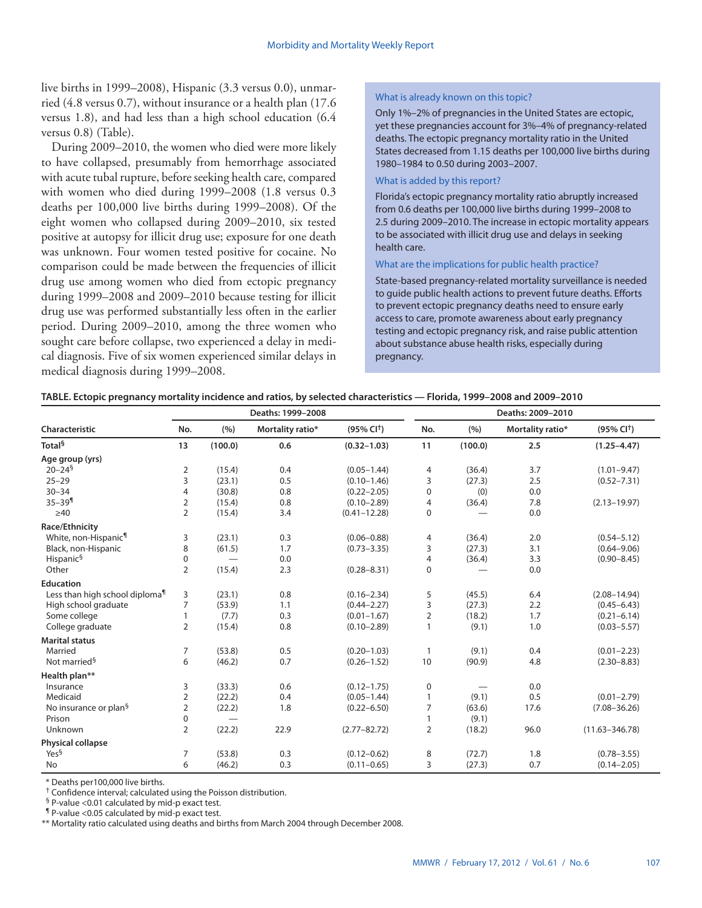live births in 1999–2008), Hispanic (3.3 versus 0.0), unmarried (4.8 versus 0.7), without insurance or a health plan (17.6 versus 1.8), and had less than a high school education (6.4 versus 0.8) (Table).

During 2009–2010, the women who died were more likely to have collapsed, presumably from hemorrhage associated with acute tubal rupture, before seeking health care, compared with women who died during 1999–2008 (1.8 versus 0.3 deaths per 100,000 live births during 1999–2008). Of the eight women who collapsed during 2009–2010, six tested positive at autopsy for illicit drug use; exposure for one death was unknown. Four women tested positive for cocaine. No comparison could be made between the frequencies of illicit drug use among women who died from ectopic pregnancy during 1999–2008 and 2009–2010 because testing for illicit drug use was performed substantially less often in the earlier period. During 2009–2010, among the three women who sought care before collapse, two experienced a delay in medical diagnosis. Five of six women experienced similar delays in medical diagnosis during 1999–2008.

**What is already known on this topic?**

Only 1%–2% of pregnancies in the United States are ectopic, yet these pregnancies account for 3%–4% of pregnancy-related deaths. The ectopic pregnancy mortality ratio in the United States decreased from 1.15 deaths per 100,000 live births during 1980–1984 to 0.50 during 2003–2007.

**What is added by this report?**

Florida's ectopic pregnancy mortality ratio abruptly increased from 0.6 deaths per 100,000 live births during 1999–2008 to 2.5 during 2009–2010. The increase in ectopic mortality appears to be associated with illicit drug use and delays in seeking health care.

**What are the implications for public health practice?**

State-based pregnancy-related mortality surveillance is needed to guide public health actions to prevent future deaths. Efforts to prevent ectopic pregnancy deaths need to ensure early access to care, promote awareness about early pregnancy testing and ectopic pregnancy risk, and raise public attention about substance abuse health risks, especially during pregnancy.

**TABLE. Ectopic pregnancy mortality incidence and ratios, by selected characteristics — Florida, 1999–2008 and 2009–2010**

| Characteristic | Deaths: 1999–2008 | | | | Deaths: 2009–2010 | | | |
|---|---|---|---|---|---|---|---|---|
| | No. | (%) | Mortality ratio* | (95% CI†) | No. | (%) | Mortality ratio* | (95% CI†) |
| **Total§** | **13** | **(100.0)** | **0.6** | **(0.32–1.03)** | **11** | **(100.0)** | **2.5** | **(1.25–4.47)** |
| **Age group (yrs)** | | | | | | | | |
| 20–24§ | 2 | (15.4) | 0.4 | (0.05–1.44) | 4 | (36.4) | 3.7 | (1.01–9.47) |
| 25–29 | 3 | (23.1) | 0.5 | (0.10–1.46) | 3 | (27.3) | 2.5 | (0.52–7.31) |
| 30–34 | 4 | (30.8) | 0.8 | (0.22–2.05) | 0 | (0) | 0.0 | |
| 35–39¶ | 2 | (15.4) | 0.8 | (0.10–2.89) | 4 | (36.4) | 7.8 | (2.13–19.97) |
| ≥40 | 2 | (15.4) | 3.4 | (0.41–12.28) | 0 | — | 0.0 | |
| **Race/Ethnicity** | | | | | | | | |
| White, non-Hispanic¶ | 3 | (23.1) | 0.3 | (0.06–0.88) | 4 | (36.4) | 2.0 | (0.54–5.12) |
| Black, non-Hispanic | 8 | (61.5) | 1.7 | (0.73–3.35) | 3 | (27.3) | 3.1 | (0.64–9.06) |
| Hispanic§ | 0 | — | 0.0 | | 4 | (36.4) | 3.3 | (0.90–8.45) |
| Other | 2 | (15.4) | 2.3 | (0.28–8.31) | 0 | — | 0.0 | |
| **Education** | | | | | | | | |
| Less than high school diploma¶ | 3 | (23.1) | 0.8 | (0.16–2.34) | 5 | (45.5) | 6.4 | (2.08–14.94) |
| High school graduate | 7 | (53.9) | 1.1 | (0.44–2.27) | 3 | (27.3) | 2.2 | (0.45–6.43) |
| Some college | 1 | (7.7) | 0.3 | (0.01–1.67) | 2 | (18.2) | 1.7 | (0.21–6.14) |
| College graduate | 2 | (15.4) | 0.8 | (0.10–2.89) | 1 | (9.1) | 1.0 | (0.03–5.57) |
| **Marital status** | | | | | | | | |
| Married | 7 | (53.8) | 0.5 | (0.20–1.03) | 1 | (9.1) | 0.4 | (0.01–2.23) |
| Not married§ | 6 | (46.2) | 0.7 | (0.26–1.52) | 10 | (90.9) | 4.8 | (2.30–8.83) |
| **Health plan**\*\* | | | | | | | | |
| Insurance | 3 | (33.3) | 0.6 | (0.12–1.75) | 0 | — | 0.0 | |
| Medicaid | 2 | (22.2) | 0.4 | (0.05–1.44) | 1 | (9.1) | 0.5 | (0.01–2.79) |
| No insurance or plan§ | 2 | (22.2) | 1.8 | (0.22–6.50) | 7 | (63.6) | 17.6 | (7.08–36.26) |
| Prison | 0 | — | | | 1 | (9.1) | | |
| Unknown | 2 | (22.2) | 22.9 | (2.77–82.72) | 2 | (18.2) | 96.0 | (11.63–346.78) |
| **Physical collapse** | | | | | | | | |
| Yes§ | 7 | (53.8) | 0.3 | (0.12–0.62) | 8 | (72.7) | 1.8 | (0.78–3.55) |
| No | 6 | (46.2) | 0.3 | (0.11–0.65) | 3 | (27.3) | 0.7 | (0.14–2.05) |

\* Deaths per100,000 live births.
† Confidence interval; calculated using the Poisson distribution.
§ P-value <0.01 calculated by mid-p exact test.
¶ P-value <0.05 calculated by mid-p exact test.
\*\* Mortality ratio calculated using deaths and births from March 2004 through December 2008.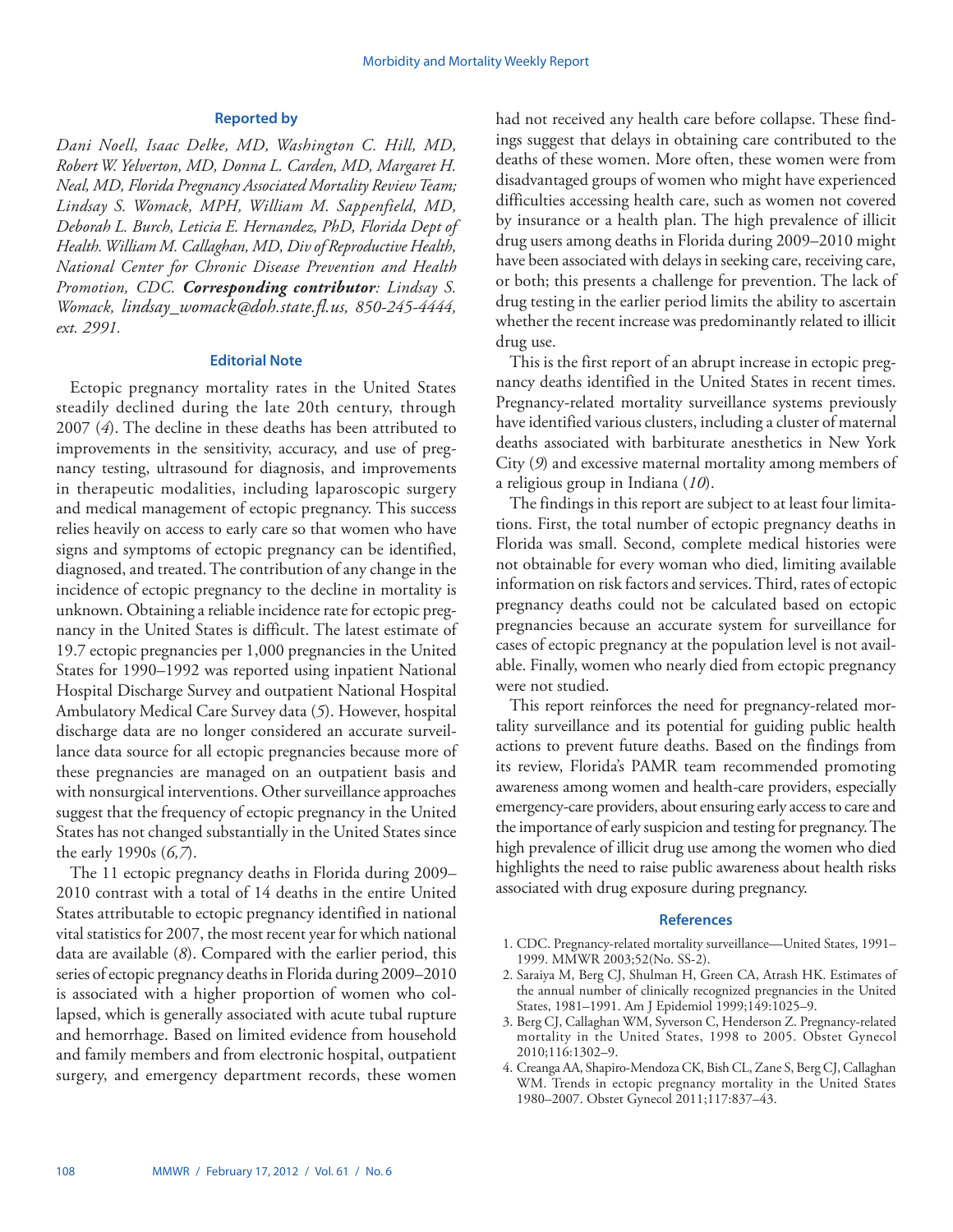### Reported by

*Dani Noell, Isaac Delke, MD, Washington C. Hill, MD, Robert W. Yelverton, MD, Donna L. Carden, MD, Margaret H. Neal, MD, Florida Pregnancy Associated Mortality Review Team; Lindsay S. Womack, MPH, William M. Sappenfield, MD, Deborah L. Burch, Leticia E. Hernandez, PhD, Florida Dept of Health. William M. Callaghan, MD, Div of Reproductive Health, National Center for Chronic Disease Prevention and Health Promotion, CDC.* ***Corresponding contributor****: Lindsay S. Womack, lindsay_womack@doh.state.fl.us, 850-245-4444, ext. 2991.*

### Editorial Note

Ectopic pregnancy mortality rates in the United States steadily declined during the late 20th century, through 2007 (*4*). The decline in these deaths has been attributed to improvements in the sensitivity, accuracy, and use of pregnancy testing, ultrasound for diagnosis, and improvements in therapeutic modalities, including laparoscopic surgery and medical management of ectopic pregnancy. This success relies heavily on access to early care so that women who have signs and symptoms of ectopic pregnancy can be identified, diagnosed, and treated. The contribution of any change in the incidence of ectopic pregnancy to the decline in mortality is unknown. Obtaining a reliable incidence rate for ectopic pregnancy in the United States is difficult. The latest estimate of 19.7 ectopic pregnancies per 1,000 pregnancies in the United States for 1990–1992 was reported using inpatient National Hospital Discharge Survey and outpatient National Hospital Ambulatory Medical Care Survey data (*5*). However, hospital discharge data are no longer considered an accurate surveillance data source for all ectopic pregnancies because more of these pregnancies are managed on an outpatient basis and with nonsurgical interventions. Other surveillance approaches suggest that the frequency of ectopic pregnancy in the United States has not changed substantially in the United States since the early 1990s (*6,7*).

The 11 ectopic pregnancy deaths in Florida during 2009–2010 contrast with a total of 14 deaths in the entire United States attributable to ectopic pregnancy identified in national vital statistics for 2007, the most recent year for which national data are available (*8*). Compared with the earlier period, this series of ectopic pregnancy deaths in Florida during 2009–2010 is associated with a higher proportion of women who collapsed, which is generally associated with acute tubal rupture and hemorrhage. Based on limited evidence from household and family members and from electronic hospital, outpatient surgery, and emergency department records, these women had not received any health care before collapse. These findings suggest that delays in obtaining care contributed to the deaths of these women. More often, these women were from disadvantaged groups of women who might have experienced difficulties accessing health care, such as women not covered by insurance or a health plan. The high prevalence of illicit drug users among deaths in Florida during 2009–2010 might have been associated with delays in seeking care, receiving care, or both; this presents a challenge for prevention. The lack of drug testing in the earlier period limits the ability to ascertain whether the recent increase was predominantly related to illicit drug use.

This is the first report of an abrupt increase in ectopic pregnancy deaths identified in the United States in recent times. Pregnancy-related mortality surveillance systems previously have identified various clusters, including a cluster of maternal deaths associated with barbiturate anesthetics in New York City (*9*) and excessive maternal mortality among members of a religious group in Indiana (*10*).

The findings in this report are subject to at least four limitations. First, the total number of ectopic pregnancy deaths in Florida was small. Second, complete medical histories were not obtainable for every woman who died, limiting available information on risk factors and services. Third, rates of ectopic pregnancy deaths could not be calculated based on ectopic pregnancies because an accurate system for surveillance for cases of ectopic pregnancy at the population level is not available. Finally, women who nearly died from ectopic pregnancy were not studied.

This report reinforces the need for pregnancy-related mortality surveillance and its potential for guiding public health actions to prevent future deaths. Based on the findings from its review, Florida's PAMR team recommended promoting awareness among women and health-care providers, especially emergency-care providers, about ensuring early access to care and the importance of early suspicion and testing for pregnancy. The high prevalence of illicit drug use among the women who died highlights the need to raise public awareness about health risks associated with drug exposure during pregnancy.

### References

1. CDC. Pregnancy-related mortality surveillance—United States, 1991–1999. MMWR 2003;52(No. SS-2).
2. Saraiya M, Berg CJ, Shulman H, Green CA, Atrash HK. Estimates of the annual number of clinically recognized pregnancies in the United States, 1981–1991. Am J Epidemiol 1999;149:1025–9.
3. Berg CJ, Callaghan WM, Syverson C, Henderson Z. Pregnancy-related mortality in the United States, 1998 to 2005. Obstet Gynecol 2010;116:1302–9.
4. Creanga AA, Shapiro-Mendoza CK, Bish CL, Zane S, Berg CJ, Callaghan WM. Trends in ectopic pregnancy mortality in the United States 1980–2007. Obstet Gynecol 2011;117:837–43.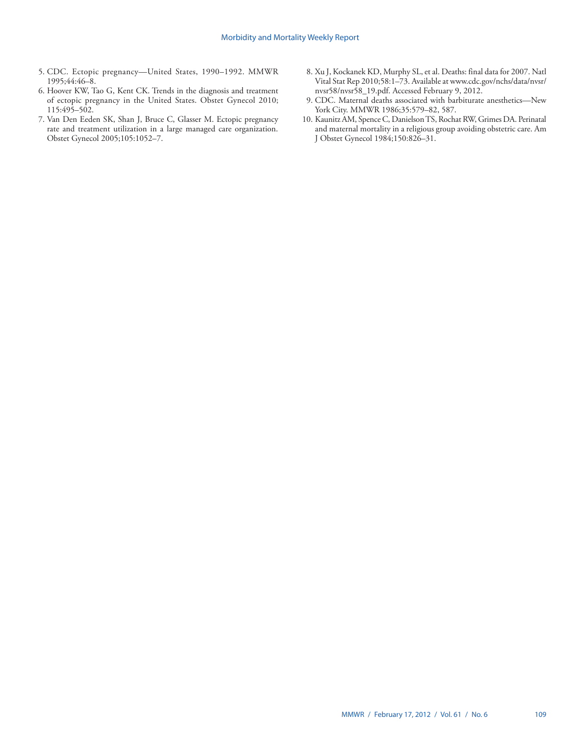5. CDC. Ectopic pregnancy—United States, 1990–1992. MMWR 1995;44:46–8.
6. Hoover KW, Tao G, Kent CK. Trends in the diagnosis and treatment of ectopic pregnancy in the United States. Obstet Gynecol 2010; 115:495–502.
7. Van Den Eeden SK, Shan J, Bruce C, Glasser M. Ectopic pregnancy rate and treatment utilization in a large managed care organization. Obstet Gynecol 2005;105:1052–7.
8. Xu J, Kockanek KD, Murphy SL, et al. Deaths: final data for 2007. Natl Vital Stat Rep 2010;58:1–73. Available at www.cdc.gov/nchs/data/nvsr/nvsr58/nvsr58_19.pdf. Accessed February 9, 2012.
9. CDC. Maternal deaths associated with barbiturate anesthetics—New York City. MMWR 1986;35:579–82, 587.
10. Kaunitz AM, Spence C, Danielson TS, Rochat RW, Grimes DA. Perinatal and maternal mortality in a religious group avoiding obstetric care. Am J Obstet Gynecol 1984;150:826–31.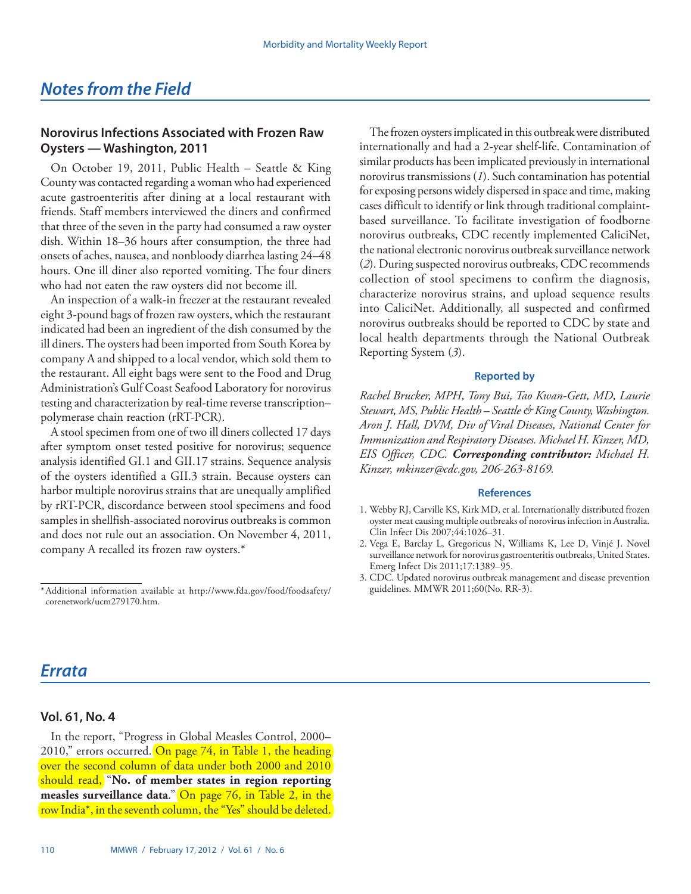# Notes from the Field

## Norovirus Infections Associated with Frozen Raw Oysters — Washington, 2011

On October 19, 2011, Public Health – Seattle & King County was contacted regarding a woman who had experienced acute gastroenteritis after dining at a local restaurant with friends. Staff members interviewed the diners and confirmed that three of the seven in the party had consumed a raw oyster dish. Within 18–36 hours after consumption, the three had onsets of aches, nausea, and nonbloody diarrhea lasting 24–48 hours. One ill diner also reported vomiting. The four diners who had not eaten the raw oysters did not become ill.

An inspection of a walk-in freezer at the restaurant revealed eight 3-pound bags of frozen raw oysters, which the restaurant indicated had been an ingredient of the dish consumed by the ill diners. The oysters had been imported from South Korea by company A and shipped to a local vendor, which sold them to the restaurant. All eight bags were sent to the Food and Drug Administration's Gulf Coast Seafood Laboratory for norovirus testing and characterization by real-time reverse transcription–polymerase chain reaction (rRT-PCR).

A stool specimen from one of two ill diners collected 17 days after symptom onset tested positive for norovirus; sequence analysis identified GI.1 and GII.17 strains. Sequence analysis of the oysters identified a GII.3 strain. Because oysters can harbor multiple norovirus strains that are unequally amplified by rRT-PCR, discordance between stool specimens and food samples in shellfish-associated norovirus outbreaks is common and does not rule out an association. On November 4, 2011, company A recalled its frozen raw oysters.*

\* Additional information available at http://www.fda.gov/food/foodsafety/corenetwork/ucm279170.htm.

The frozen oysters implicated in this outbreak were distributed internationally and had a 2-year shelf-life. Contamination of similar products has been implicated previously in international norovirus transmissions (*1*). Such contamination has potential for exposing persons widely dispersed in space and time, making cases difficult to identify or link through traditional complaint-based surveillance. To facilitate investigation of foodborne norovirus outbreaks, CDC recently implemented CaliciNet, the national electronic norovirus outbreak surveillance network (*2*). During suspected norovirus outbreaks, CDC recommends collection of stool specimens to confirm the diagnosis, characterize norovirus strains, and upload sequence results into CaliciNet. Additionally, all suspected and confirmed norovirus outbreaks should be reported to CDC by state and local health departments through the National Outbreak Reporting System (*3*).

### Reported by

*Rachel Brucker, MPH, Tony Bui, Tao Kwan-Gett, MD, Laurie Stewart, MS, Public Health – Seattle & King County, Washington. Aron J. Hall, DVM, Div of Viral Diseases, National Center for Immunization and Respiratory Diseases. Michael H. Kinzer, MD, EIS Officer, CDC.* ***Corresponding contributor:*** *Michael H. Kinzer, mkinzer@cdc.gov, 206-263-8169.*

### References

1. Webby RJ, Carville KS, Kirk MD, et al. Internationally distributed frozen oyster meat causing multiple outbreaks of norovirus infection in Australia. Clin Infect Dis 2007;44:1026–31.
2. Vega E, Barclay L, Gregoricus N, Williams K, Lee D, Vinjé J. Novel surveillance network for norovirus gastroenteritis outbreaks, United States. Emerg Infect Dis 2011;17:1389–95.
3. CDC. Updated norovirus outbreak management and disease prevention guidelines. MMWR 2011;60(No. RR-3).

# Errata

## Vol. 61, No. 4

In the report, "Progress in Global Measles Control, 2000–2010," errors occurred. On page 74, in Table 1, the heading over the second column of data under both 2000 and 2010 should read, "**No. of member states in region reporting measles surveillance data**." On page 76, in Table 2, in the row India*, in the seventh column, the "Yes" should be deleted.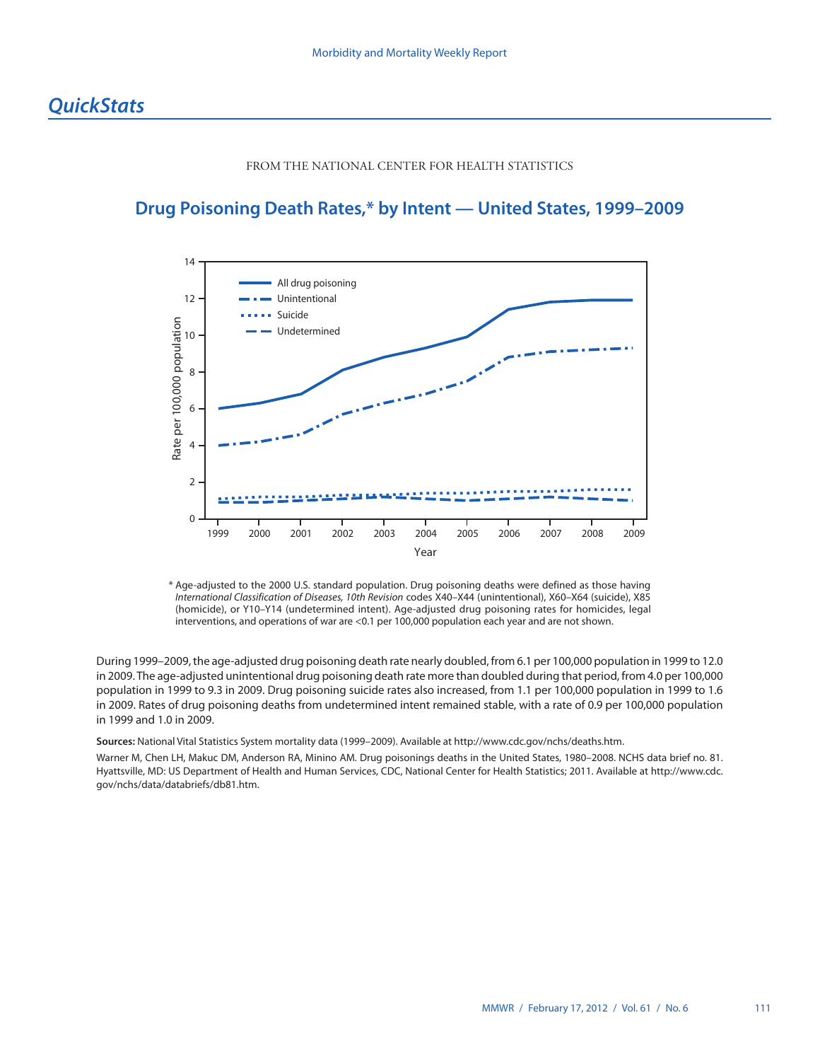## *QuickStats*

FROM THE NATIONAL CENTER FOR HEALTH STATISTICS

### Drug Poisoning Death Rates,* by Intent — United States, 1999–2009

\* Age-adjusted to the 2000 U.S. standard population. Drug poisoning deaths were defined as those having *International Classification of Diseases, 10th Revision* codes X40–X44 (unintentional), X60–X64 (suicide), X85 (homicide), or Y10–Y14 (undetermined intent). Age-adjusted drug poisoning rates for homicides, legal interventions, and operations of war are <0.1 per 100,000 population each year and are not shown.

During 1999–2009, the age-adjusted drug poisoning death rate nearly doubled, from 6.1 per 100,000 population in 1999 to 12.0 in 2009. The age-adjusted unintentional drug poisoning death rate more than doubled during that period, from 4.0 per 100,000 population in 1999 to 9.3 in 2009. Drug poisoning suicide rates also increased, from 1.1 per 100,000 population in 1999 to 1.6 in 2009. Rates of drug poisoning deaths from undetermined intent remained stable, with a rate of 0.9 per 100,000 population in 1999 and 1.0 in 2009.

**Sources:** National Vital Statistics System mortality data (1999–2009). Available at http://www.cdc.gov/nchs/deaths.htm.

Warner M, Chen LH, Makuc DM, Anderson RA, Minino AM. Drug poisonings deaths in the United States, 1980–2008. NCHS data brief no. 81. Hyattsville, MD: US Department of Health and Human Services, CDC, National Center for Health Statistics; 2011. Available at http://www.cdc.gov/nchs/data/databriefs/db81.htm.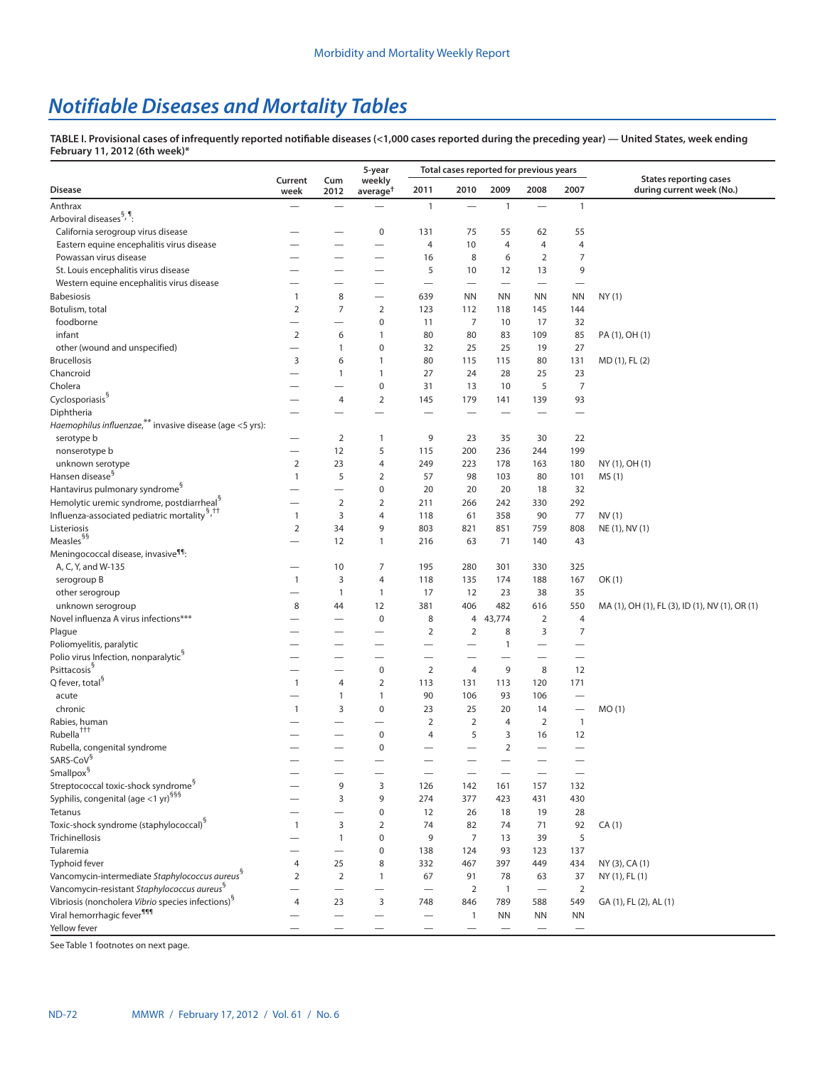# Notifiable Diseases and Mortality Tables

**TABLE I. Provisional cases of infrequently reported notifiable diseases (<1,000 cases reported during the preceding year) — United States, week ending February 11, 2012 (6th week)***

| Disease | Current week | Cum 2012 | 5-year weekly average† | Total cases reported for previous years | | | | | States reporting cases during current week (No.) |
|---|---|---|---|---|---|---|---|---|---|
| | | | | 2011 | 2010 | 2009 | 2008 | 2007 | |
| Anthrax | — | — | — | 1 | — | 1 | — | 1 | |
| Arboviral diseases§, ¶: | | | | | | | | | |
| California serogroup virus disease | — | — | 0 | 131 | 75 | 55 | 62 | 55 | |
| Eastern equine encephalitis virus disease | — | — | — | 4 | 10 | 4 | 4 | 4 | |
| Powassan virus disease | — | — | — | 16 | 8 | 6 | 2 | 7 | |
| St. Louis encephalitis virus disease | — | — | — | 5 | 10 | 12 | 13 | 9 | |
| Western equine encephalitis virus disease | — | — | — | — | — | — | — | — | |
| Babesiosis | 1 | 8 | — | 639 | NN | NN | NN | NN | NY (1) |
| Botulism, total | 2 | 7 | 2 | 123 | 112 | 118 | 145 | 144 | |
| foodborne | — | — | 0 | 11 | 7 | 10 | 17 | 32 | |
| infant | 2 | 6 | 1 | 80 | 80 | 83 | 109 | 85 | PA (1), OH (1) |
| other (wound and unspecified) | — | 1 | 0 | 32 | 25 | 25 | 19 | 27 | |
| Brucellosis | 3 | 6 | 1 | 80 | 115 | 115 | 80 | 131 | MD (1), FL (2) |
| Chancroid | — | 1 | 1 | 27 | 24 | 28 | 25 | 23 | |
| Cholera | — | — | 0 | 31 | 13 | 10 | 5 | 7 | |
| Cyclosporiasis§ | — | 4 | 2 | 145 | 179 | 141 | 139 | 93 | |
| Diphtheria | — | — | — | — | — | — | — | — | |
| *Haemophilus influenzae*,** invasive disease (age <5 yrs): | | | | | | | | | |
| serotype b | — | 2 | 1 | 9 | 23 | 35 | 30 | 22 | |
| nonserotype b | — | 12 | 5 | 115 | 200 | 236 | 244 | 199 | |
| unknown serotype | 2 | 23 | 4 | 249 | 223 | 178 | 163 | 180 | NY (1), OH (1) |
| Hansen disease§ | 1 | 5 | 2 | 57 | 98 | 103 | 80 | 101 | MS (1) |
| Hantavirus pulmonary syndrome§ | — | — | 0 | 20 | 20 | 20 | 18 | 32 | |
| Hemolytic uremic syndrome, postdiarrheal§ | — | 2 | 2 | 211 | 266 | 242 | 330 | 292 | |
| Influenza-associated pediatric mortality§,†† | 1 | 3 | 4 | 118 | 61 | 358 | 90 | 77 | NV (1) |
| Listeriosis | 2 | 34 | 9 | 803 | 821 | 851 | 759 | 808 | NE (1), NV (1) |
| Measles§§ | — | 12 | 1 | 216 | 63 | 71 | 140 | 43 | |
| Meningococcal disease, invasive¶¶: | | | | | | | | | |
| A, C, Y, and W-135 | — | 10 | 7 | 195 | 280 | 301 | 330 | 325 | |
| serogroup B | 1 | 3 | 4 | 118 | 135 | 174 | 188 | 167 | OK (1) |
| other serogroup | — | 1 | 1 | 17 | 12 | 23 | 38 | 35 | |
| unknown serogroup | 8 | 44 | 12 | 381 | 406 | 482 | 616 | 550 | MA (1), OH (1), FL (3), ID (1), NV (1), OR (1) |
| Novel influenza A virus infections*** | — | — | 0 | 8 | 4 | 43,774 | 2 | 4 | |
| Plague | — | — | — | 2 | 2 | 8 | 3 | 7 | |
| Poliomyelitis, paralytic | — | — | — | — | — | 1 | — | — | |
| Polio virus Infection, nonparalytic§ | — | — | — | — | — | — | — | — | |
| Psittacosis§ | — | — | 0 | 2 | 4 | 9 | 8 | 12 | |
| Q fever, total§ | 1 | 4 | 2 | 113 | 131 | 113 | 120 | 171 | |
| acute | — | 1 | 1 | 90 | 106 | 93 | 106 | — | |
| chronic | 1 | 3 | 0 | 23 | 25 | 20 | 14 | — | MO (1) |
| Rabies, human | — | — | — | 2 | 2 | 4 | 2 | 1 | |
| Rubella††† | — | — | 0 | 4 | 5 | 3 | 16 | 12 | |
| Rubella, congenital syndrome | — | — | 0 | — | — | 2 | — | — | |
| SARS-CoV§ | — | — | — | — | — | — | — | — | |
| Smallpox§ | — | — | — | — | — | — | — | — | |
| Streptococcal toxic-shock syndrome§ | — | 9 | 3 | 126 | 142 | 161 | 157 | 132 | |
| Syphilis, congenital (age <1 yr)§§§ | — | 3 | 9 | 274 | 377 | 423 | 431 | 430 | |
| Tetanus | — | — | 0 | 12 | 26 | 18 | 19 | 28 | |
| Toxic-shock syndrome (staphylococcal)§ | 1 | 3 | 2 | 74 | 82 | 74 | 71 | 92 | CA (1) |
| Trichinellosis | — | 1 | 0 | 9 | 7 | 13 | 39 | 5 | |
| Tularemia | — | — | 0 | 138 | 124 | 93 | 123 | 137 | |
| Typhoid fever | 4 | 25 | 8 | 332 | 467 | 397 | 449 | 434 | NY (3), CA (1) |
| Vancomycin-intermediate *Staphylococcus aureus*§ | 2 | 2 | 1 | 67 | 91 | 78 | 63 | 37 | NY (1), FL (1) |
| Vancomycin-resistant *Staphylococcus aureus*§ | — | — | — | — | 2 | 1 | — | 2 | |
| Vibriosis (noncholera *Vibrio* species infections)§ | 4 | 23 | 3 | 748 | 846 | 789 | 588 | 549 | GA (1), FL (2), AL (1) |
| Viral hemorrhagic fever¶¶¶ | — | — | — | — | 1 | NN | NN | NN | |
| Yellow fever | — | — | — | — | — | — | — | — | |

See Table 1 footnotes on next page.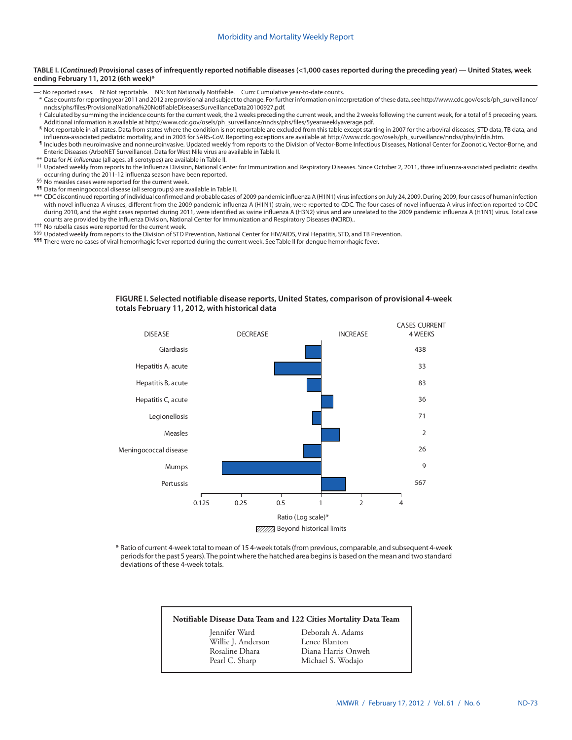**TABLE I. (*Continued*) Provisional cases of infrequently reported notifiable diseases (<1,000 cases reported during the preceding year) — United States, week ending February 11, 2012 (6th week)***

—: No reported cases. N: Not reportable. NN: Not Nationally Notifiable. Cum: Cumulative year-to-date counts.

\* Case counts for reporting year 2011 and 2012 are provisional and subject to change. For further information on interpretation of these data, see http://www.cdc.gov/osels/ph_surveillance/nndss/phs/files/ProvisionalNationa%20NotifiableDiseasesSurveillanceData20100927.pdf.

† Calculated by summing the incidence counts for the current week, the 2 weeks preceding the current week, and the 2 weeks following the current week, for a total of 5 preceding years. Additional information is available at http://www.cdc.gov/osels/ph_surveillance/nndss/phs/files/5yearweeklyaverage.pdf.

§ Not reportable in all states. Data from states where the condition is not reportable are excluded from this table except starting in 2007 for the arboviral diseases, STD data, TB data, and influenza-associated pediatric mortality, and in 2003 for SARS-CoV. Reporting exceptions are available at http://www.cdc.gov/osels/ph_surveillance/nndss/phs/infdis.htm.

¶ Includes both neuroinvasive and nonneuroinvasive. Updated weekly from reports to the Division of Vector-Borne Infectious Diseases, National Center for Zoonotic, Vector-Borne, and Enteric Diseases (ArboNET Surveillance). Data for West Nile virus are available in Table II.

\*\* Data for *H. influenzae* (all ages, all serotypes) are available in Table II.

†† Updated weekly from reports to the Influenza Division, National Center for Immunization and Respiratory Diseases. Since October 2, 2011, three influenza-associated pediatric deaths occurring during the 2011-12 influenza season have been reported.

§§ No measles cases were reported for the current week.

¶¶ Data for meningococcal disease (all serogroups) are available in Table II.

\*\*\* CDC discontinued reporting of individual confirmed and probable cases of 2009 pandemic influenza A (H1N1) virus infections on July 24, 2009. During 2009, four cases of human infection with novel influenza A viruses, different from the 2009 pandemic influenza A (H1N1) strain, were reported to CDC. The four cases of novel influenza A virus infection reported to CDC during 2010, and the eight cases reported during 2011, were identified as swine influenza A (H3N2) virus and are unrelated to the 2009 pandemic influenza A (H1N1) virus. Total case counts are provided by the Influenza Division, National Center for Immunization and Respiratory Diseases (NCIRD)..

††† No rubella cases were reported for the current week.

§§§ Updated weekly from reports to the Division of STD Prevention, National Center for HIV/AIDS, Viral Hepatitis, STD, and TB Prevention.

¶¶¶ There were no cases of viral hemorrhagic fever reported during the current week. See Table II for dengue hemorrhagic fever.

**FIGURE I. Selected notifiable disease reports, United States, comparison of provisional 4-week totals February 11, 2012, with historical data**

| DISEASE | CASES CURRENT 4 WEEKS |
|---|---|
| Giardiasis | 438 |
| Hepatitis A, acute | 33 |
| Hepatitis B, acute | 83 |
| Hepatitis C, acute | 36 |
| Legionellosis | 71 |
| Measles | 2 |
| Meningococcal disease | 26 |
| Mumps | 9 |
| Pertussis | 567 |

Ratio (Log scale)* — DECREASE / INCREASE; axis: 0.125, 0.25, 0.5, 1, 2, 4

Beyond historical limits

\* Ratio of current 4-week total to mean of 15 4-week totals (from previous, comparable, and subsequent 4-week periods for the past 5 years). The point where the hatched area begins is based on the mean and two standard deviations of these 4-week totals.

**Notifiable Disease Data Team and 122 Cities Mortality Data Team**

| | |
|---|---|
| Jennifer Ward | Deborah A. Adams |
| Willie J. Anderson | Lenee Blanton |
| Rosaline Dhara | Diana Harris Onweh |
| Pearl C. Sharp | Michael S. Wodajo |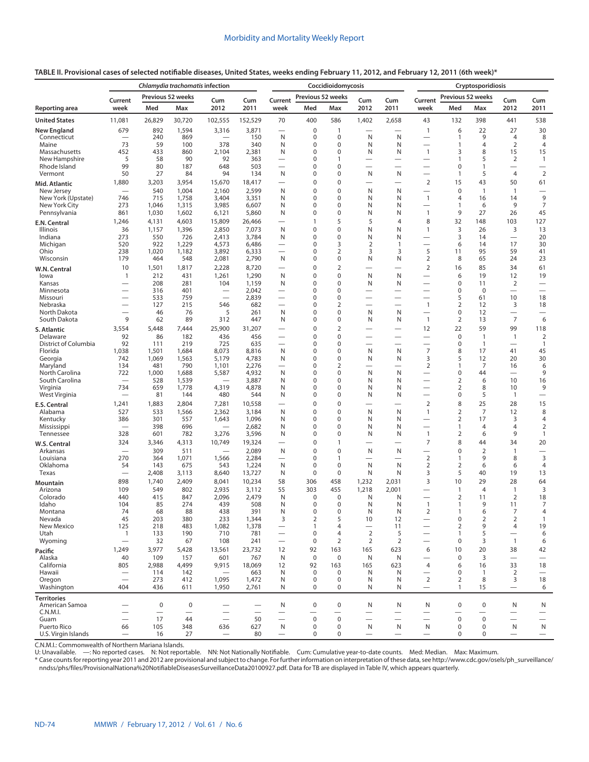**TABLE II. Provisional cases of selected notifiable diseases, United States, weeks ending February 11, 2012, and February 12, 2011 (6th week)***

| | *Chlamydia trachomatis* infection | | | | | Coccidioidomycosis | | | | | Cryptosporidiosis | | | | |
|---|---|---|---|---|---|---|---|---|---|---|---|---|---|---|---|
| | Current | Previous 52 weeks | | Cum | Cum | Current | Previous 52 weeks | | Cum | Cum | Current | Previous 52 weeks | | Cum | Cum |
| Reporting area | week | Med | Max | 2012 | 2011 | week | Med | Max | 2012 | 2011 | week | Med | Max | 2012 | 2011 |
| **United States** | 11,081 | 26,829 | 30,720 | 102,555 | 152,529 | 70 | 400 | 586 | 1,402 | 2,658 | 43 | 132 | 398 | 441 | 538 |
| **New England** | 679 | 892 | 1,594 | 3,316 | 3,871 | — | 0 | 1 | — | — | 1 | 6 | 22 | 27 | 30 |
| Connecticut | — | 240 | 869 | — | 150 | N | 0 | 0 | N | N | — | 1 | 9 | 4 | 8 |
| Maine | 73 | 59 | 100 | 378 | 340 | N | 0 | 0 | N | N | — | 1 | 4 | 2 | 4 |
| Massachusetts | 452 | 433 | 860 | 2,104 | 2,381 | N | 0 | 0 | N | N | 1 | 3 | 8 | 15 | 15 |
| New Hampshire | 5 | 58 | 90 | 92 | 363 | — | 0 | 1 | — | — | — | 1 | 5 | 2 | 1 |
| Rhode Island | 99 | 80 | 187 | 648 | 503 | — | 0 | 0 | — | — | — | 0 | 1 | — | — |
| Vermont | 50 | 27 | 84 | 94 | 134 | N | 0 | 0 | N | N | — | 1 | 5 | 4 | 2 |
| **Mid. Atlantic** | 1,880 | 3,203 | 3,954 | 15,670 | 18,417 | — | 0 | 0 | — | — | 2 | 15 | 43 | 50 | 61 |
| New Jersey | — | 540 | 1,004 | 2,160 | 2,599 | N | 0 | 0 | N | N | — | 0 | 1 | 1 | — |
| New York (Upstate) | 746 | 715 | 1,758 | 3,404 | 3,351 | N | 0 | 0 | N | N | 1 | 4 | 16 | 14 | 9 |
| New York City | 273 | 1,046 | 1,315 | 3,985 | 6,607 | N | 0 | 0 | N | N | — | 1 | 6 | 9 | 7 |
| Pennsylvania | 861 | 1,030 | 1,602 | 6,121 | 5,860 | N | 0 | 0 | N | N | 1 | 9 | 27 | 26 | 45 |
| **E.N. Central** | 1,246 | 4,131 | 4,603 | 15,809 | 26,466 | — | 1 | 5 | 5 | 4 | 8 | 32 | 148 | 103 | 127 |
| Illinois | 36 | 1,157 | 1,396 | 2,850 | 7,073 | N | 0 | 0 | N | N | 1 | 3 | 26 | 3 | 13 |
| Indiana | 273 | 550 | 726 | 2,413 | 3,784 | N | 0 | 0 | N | N | — | 3 | 14 | — | 20 |
| Michigan | 520 | 922 | 1,229 | 4,573 | 6,486 | — | 0 | 3 | 2 | 1 | — | 6 | 14 | 17 | 30 |
| Ohio | 238 | 1,020 | 1,182 | 3,892 | 6,333 | — | 0 | 2 | 3 | 3 | 5 | 11 | 95 | 59 | 41 |
| Wisconsin | 179 | 464 | 548 | 2,081 | 2,790 | N | 0 | 0 | N | N | 2 | 8 | 65 | 24 | 23 |
| **W.N. Central** | 10 | 1,501 | 1,817 | 2,228 | 8,720 | — | 0 | 2 | — | — | 2 | 16 | 85 | 34 | 61 |
| Iowa | 1 | 212 | 431 | 1,261 | 1,290 | N | 0 | 0 | N | N | — | 6 | 19 | 12 | 19 |
| Kansas | — | 208 | 281 | 104 | 1,159 | N | 0 | 0 | N | N | — | 0 | 11 | 2 | — |
| Minnesota | — | 316 | 401 | — | 2,042 | — | 0 | 0 | — | — | — | 0 | 0 | — | — |
| Missouri | — | 533 | 759 | — | 2,839 | — | 0 | 0 | — | — | — | 5 | 61 | 10 | 18 |
| Nebraska | — | 127 | 215 | 546 | 682 | — | 0 | 2 | — | — | 1 | 2 | 12 | 3 | 18 |
| North Dakota | — | 46 | 76 | 5 | 261 | N | 0 | 0 | N | N | — | 0 | 12 | — | — |
| South Dakota | 9 | 62 | 89 | 312 | 447 | N | 0 | 0 | N | N | 1 | 2 | 13 | 7 | 6 |
| **S. Atlantic** | 3,554 | 5,448 | 7,444 | 25,900 | 31,207 | — | 0 | 2 | — | — | 12 | 22 | 59 | 99 | 118 |
| Delaware | 92 | 86 | 182 | 436 | 456 | — | 0 | 0 | — | — | — | 0 | 1 | 1 | 2 |
| District of Columbia | 92 | 111 | 219 | 725 | 635 | — | 0 | 0 | — | — | — | 0 | 1 | — | 1 |
| Florida | 1,038 | 1,501 | 1,684 | 8,073 | 8,816 | N | 0 | 0 | N | N | 7 | 8 | 17 | 41 | 45 |
| Georgia | 742 | 1,069 | 1,563 | 5,179 | 4,783 | N | 0 | 0 | N | N | 3 | 5 | 12 | 20 | 30 |
| Maryland | 134 | 481 | 790 | 1,101 | 2,276 | — | 0 | 2 | — | — | 2 | 1 | 7 | 16 | 6 |
| North Carolina | 722 | 1,000 | 1,688 | 5,587 | 4,932 | N | 0 | 0 | N | N | — | 0 | 44 | — | 9 |
| South Carolina | — | 528 | 1,539 | — | 3,887 | N | 0 | 0 | N | N | — | 2 | 6 | 10 | 16 |
| Virginia | 734 | 659 | 1,778 | 4,319 | 4,878 | N | 0 | 0 | N | N | — | 2 | 8 | 10 | 9 |
| West Virginia | — | 81 | 144 | 480 | 544 | N | 0 | 0 | N | N | — | 0 | 5 | 1 | — |
| **E.S. Central** | 1,241 | 1,883 | 2,804 | 7,281 | 10,558 | — | 0 | 0 | — | — | 2 | 8 | 25 | 28 | 15 |
| Alabama | 527 | 533 | 1,566 | 2,362 | 3,184 | N | 0 | 0 | N | N | 1 | 2 | 7 | 12 | 8 |
| Kentucky | 386 | 301 | 557 | 1,643 | 1,096 | N | 0 | 0 | N | N | — | 2 | 17 | 3 | 4 |
| Mississippi | — | 398 | 696 | — | 2,682 | N | 0 | 0 | N | N | — | 1 | 4 | 4 | 2 |
| Tennessee | 328 | 601 | 782 | 3,276 | 3,596 | N | 0 | 0 | N | N | 1 | 2 | 6 | 9 | 1 |
| **W.S. Central** | 324 | 3,346 | 4,313 | 10,749 | 19,324 | — | 0 | 1 | — | — | 7 | 8 | 44 | 34 | 20 |
| Arkansas | — | 309 | 511 | — | 2,089 | N | 0 | 0 | N | N | — | 0 | 2 | 1 | — |
| Louisiana | 270 | 364 | 1,071 | 1,566 | 2,284 | — | 0 | 1 | — | — | 2 | 1 | 9 | 8 | 3 |
| Oklahoma | 54 | 143 | 675 | 543 | 1,224 | N | 0 | 0 | N | N | 2 | 2 | 6 | 6 | 4 |
| Texas | — | 2,408 | 3,113 | 8,640 | 13,727 | N | 0 | 0 | N | N | 3 | 5 | 40 | 19 | 13 |
| **Mountain** | 898 | 1,740 | 2,409 | 8,041 | 10,234 | 58 | 306 | 458 | 1,232 | 2,031 | 3 | 10 | 29 | 28 | 64 |
| Arizona | 109 | 549 | 802 | 2,935 | 3,112 | 55 | 303 | 455 | 1,218 | 2,001 | — | 1 | 4 | 1 | 3 |
| Colorado | 440 | 415 | 847 | 2,096 | 2,479 | N | 0 | 0 | N | N | — | 2 | 11 | 2 | 18 |
| Idaho | 104 | 85 | 274 | 439 | 508 | N | 0 | 0 | N | N | 1 | 1 | 9 | 11 | 7 |
| Montana | 74 | 68 | 88 | 438 | 391 | N | 0 | 0 | N | N | 2 | 1 | 6 | 7 | 4 |
| Nevada | 45 | 203 | 380 | 233 | 1,344 | 3 | 2 | 5 | 10 | 12 | — | 0 | 2 | 2 | 1 |
| New Mexico | 125 | 218 | 483 | 1,082 | 1,378 | — | 1 | 4 | — | 11 | — | 2 | 9 | 4 | 19 |
| Utah | 1 | 133 | 190 | 710 | 781 | — | 0 | 4 | 2 | 5 | — | 1 | 5 | — | 6 |
| Wyoming | — | 32 | 67 | 108 | 241 | — | 0 | 2 | 2 | 2 | — | 0 | 3 | 1 | 6 |
| **Pacific** | 1,249 | 3,977 | 5,428 | 13,561 | 23,732 | 12 | 92 | 163 | 165 | 623 | 6 | 10 | 20 | 38 | 42 |
| Alaska | 40 | 109 | 157 | 601 | 767 | N | 0 | 0 | N | N | — | 0 | 3 | — | — |
| California | 805 | 2,988 | 4,499 | 9,915 | 18,069 | 12 | 92 | 163 | 165 | 623 | 4 | 6 | 16 | 33 | 18 |
| Hawaii | — | 114 | 142 | — | 663 | N | 0 | 0 | N | N | — | 0 | 1 | 2 | — |
| Oregon | — | 273 | 412 | 1,095 | 1,472 | N | 0 | 0 | N | N | 2 | 2 | 8 | 3 | 18 |
| Washington | 404 | 436 | 611 | 1,950 | 2,761 | N | 0 | 0 | N | N | — | 1 | 15 | — | 6 |
| **Territories** | | | | | | | | | | | | | | | |
| American Samoa | — | 0 | 0 | — | — | N | 0 | 0 | N | N | N | 0 | 0 | N | N |
| C.N.M.I. | — | — | — | — | — | — | — | — | — | — | — | — | — | — | — |
| Guam | — | 17 | 44 | — | 50 | — | 0 | 0 | — | — | — | 0 | 0 | — | — |
| Puerto Rico | 66 | 105 | 348 | 636 | 627 | N | 0 | 0 | N | N | N | 0 | 0 | N | N |
| U.S. Virgin Islands | — | 16 | 27 | — | 80 | — | 0 | 0 | — | — | — | 0 | 0 | — | — |

C.N.M.I.: Commonwealth of Northern Mariana Islands.
U: Unavailable. —: No reported cases. N: Not reportable. NN: Not Nationally Notifiable. Cum: Cumulative year-to-date counts. Med: Median. Max: Maximum.
* Case counts for reporting year 2011 and 2012 are provisional and subject to change. For further information on interpretation of these data, see http://www.cdc.gov/osels/ph_surveillance/nndss/phs/files/ProvisionalNationa%20NotifiableDiseasesSurveillanceData20100927.pdf. Data for TB are displayed in Table IV, which appears quarterly.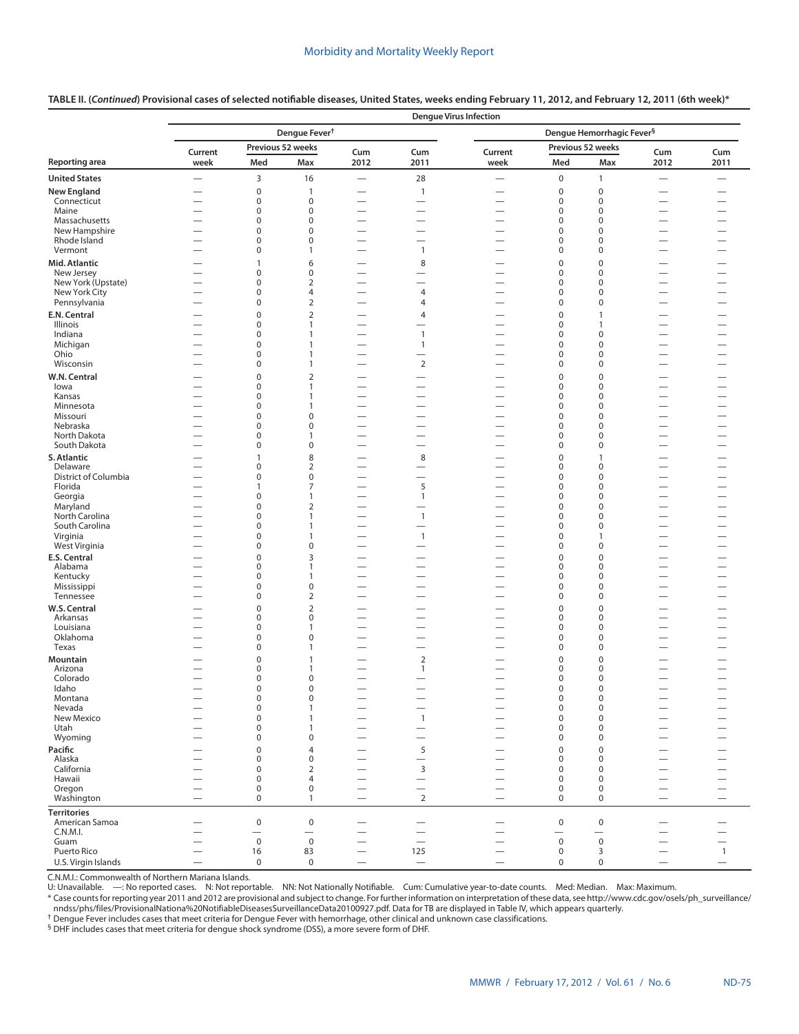**TABLE II. (*Continued*) Provisional cases of selected notifiable diseases, United States, weeks ending February 11, 2012, and February 12, 2011 (6th week)***

| Reporting area | Dengue Virus Infection | | | | | | | | | |
|---|---|---|---|---|---|---|---|---|---|---|
| | Dengue Fever† | | | | | Dengue Hemorrhagic Fever§ | | | | |
| | Current week | Previous 52 weeks Med | Previous 52 weeks Max | Cum 2012 | Cum 2011 | Current week | Previous 52 weeks Med | Previous 52 weeks Max | Cum 2012 | Cum 2011 |
| **United States** | — | 3 | 16 | — | 28 | — | 0 | 1 | — | — |
| **New England** | — | 0 | 1 | — | 1 | — | 0 | 0 | — | — |
| Connecticut | — | 0 | 0 | — | — | — | 0 | 0 | — | — |
| Maine | — | 0 | 0 | — | — | — | 0 | 0 | — | — |
| Massachusetts | — | 0 | 0 | — | — | — | 0 | 0 | — | — |
| New Hampshire | — | 0 | 0 | — | — | — | 0 | 0 | — | — |
| Rhode Island | — | 0 | 0 | — | — | — | 0 | 0 | — | — |
| Vermont | — | 0 | 1 | — | 1 | — | 0 | 0 | — | — |
| **Mid. Atlantic** | — | 1 | 6 | — | 8 | — | 0 | 0 | — | — |
| New Jersey | — | 0 | 0 | — | — | — | 0 | 0 | — | — |
| New York (Upstate) | — | 0 | 2 | — | — | — | 0 | 0 | — | — |
| New York City | — | 0 | 4 | — | 4 | — | 0 | 0 | — | — |
| Pennsylvania | — | 0 | 2 | — | 4 | — | 0 | 0 | — | — |
| **E.N. Central** | — | 0 | 2 | — | 4 | — | 0 | 1 | — | — |
| Illinois | — | 0 | 1 | — | — | — | 0 | 1 | — | — |
| Indiana | — | 0 | 1 | — | 1 | — | 0 | 0 | — | — |
| Michigan | — | 0 | 1 | — | 1 | — | 0 | 0 | — | — |
| Ohio | — | 0 | 1 | — | — | — | 0 | 0 | — | — |
| Wisconsin | — | 0 | 1 | — | 2 | — | 0 | 0 | — | — |
| **W.N. Central** | — | 0 | 2 | — | — | — | 0 | 0 | — | — |
| Iowa | — | 0 | 1 | — | — | — | 0 | 0 | — | — |
| Kansas | — | 0 | 1 | — | — | — | 0 | 0 | — | — |
| Minnesota | — | 0 | 1 | — | — | — | 0 | 0 | — | — |
| Missouri | — | 0 | 0 | — | — | — | 0 | 0 | — | — |
| Nebraska | — | 0 | 0 | — | — | — | 0 | 0 | — | — |
| North Dakota | — | 0 | 1 | — | — | — | 0 | 0 | — | — |
| South Dakota | — | 0 | 0 | — | — | — | 0 | 0 | — | — |
| **S. Atlantic** | — | 1 | 8 | — | 8 | — | 0 | 1 | — | — |
| Delaware | — | 0 | 2 | — | — | — | 0 | 0 | — | — |
| District of Columbia | — | 0 | 0 | — | — | — | 0 | 0 | — | — |
| Florida | — | 1 | 7 | — | 5 | — | 0 | 0 | — | — |
| Georgia | — | 0 | 1 | — | 1 | — | 0 | 0 | — | — |
| Maryland | — | 0 | 2 | — | — | — | 0 | 0 | — | — |
| North Carolina | — | 0 | 1 | — | 1 | — | 0 | 0 | — | — |
| South Carolina | — | 0 | 1 | — | — | — | 0 | 0 | — | — |
| Virginia | — | 0 | 1 | — | 1 | — | 0 | 1 | — | — |
| West Virginia | — | 0 | 0 | — | — | — | 0 | 0 | — | — |
| **E.S. Central** | — | 0 | 3 | — | — | — | 0 | 0 | — | — |
| Alabama | — | 0 | 1 | — | — | — | 0 | 0 | — | — |
| Kentucky | — | 0 | 1 | — | — | — | 0 | 0 | — | — |
| Mississippi | — | 0 | 0 | — | — | — | 0 | 0 | — | — |
| Tennessee | — | 0 | 2 | — | — | — | 0 | 0 | — | — |
| **W.S. Central** | — | 0 | 2 | — | — | — | 0 | 0 | — | — |
| Arkansas | — | 0 | 0 | — | — | — | 0 | 0 | — | — |
| Louisiana | — | 0 | 1 | — | — | — | 0 | 0 | — | — |
| Oklahoma | — | 0 | 0 | — | — | — | 0 | 0 | — | — |
| Texas | — | 0 | 1 | — | — | — | 0 | 0 | — | — |
| **Mountain** | — | 0 | 1 | — | 2 | — | 0 | 0 | — | — |
| Arizona | — | 0 | 1 | — | 1 | — | 0 | 0 | — | — |
| Colorado | — | 0 | 0 | — | — | — | 0 | 0 | — | — |
| Idaho | — | 0 | 0 | — | — | — | 0 | 0 | — | — |
| Montana | — | 0 | 0 | — | — | — | 0 | 0 | — | — |
| Nevada | — | 0 | 1 | — | — | — | 0 | 0 | — | — |
| New Mexico | — | 0 | 1 | — | 1 | — | 0 | 0 | — | — |
| Utah | — | 0 | 1 | — | — | — | 0 | 0 | — | — |
| Wyoming | — | 0 | 0 | — | — | — | 0 | 0 | — | — |
| **Pacific** | — | 0 | 4 | — | 5 | — | 0 | 0 | — | — |
| Alaska | — | 0 | 0 | — | — | — | 0 | 0 | — | — |
| California | — | 0 | 2 | — | 3 | — | 0 | 0 | — | — |
| Hawaii | — | 0 | 4 | — | — | — | 0 | 0 | — | — |
| Oregon | — | 0 | 0 | — | — | — | 0 | 0 | — | — |
| Washington | — | 0 | 1 | — | 2 | — | 0 | 0 | — | — |
| **Territories** | | | | | | | | | | |
| American Samoa | — | 0 | 0 | — | — | — | 0 | 0 | — | — |
| C.N.M.I. | — | — | — | — | — | — | — | — | — | — |
| Guam | — | 0 | 0 | — | — | — | 0 | 0 | — | — |
| Puerto Rico | — | 16 | 83 | — | 125 | — | 0 | 3 | — | 1 |
| U.S. Virgin Islands | — | 0 | 0 | — | — | — | 0 | 0 | — | — |

C.N.M.I.: Commonwealth of Northern Mariana Islands.
U: Unavailable. —: No reported cases. N: Not reportable. NN: Not Nationally Notifiable. Cum: Cumulative year-to-date counts. Med: Median. Max: Maximum.
* Case counts for reporting year 2011 and 2012 are provisional and subject to change. For further information on interpretation of these data, see http://www.cdc.gov/osels/ph_surveillance/nndss/phs/files/ProvisionalNationa%20NotifiableDiseasesSurveillanceData20100927.pdf. Data for TB are displayed in Table IV, which appears quarterly.
† Dengue Fever includes cases that meet criteria for Dengue Fever with hemorrhage, other clinical and unknown case classifications.
§ DHF includes cases that meet criteria for dengue shock syndrome (DSS), a more severe form of DHF.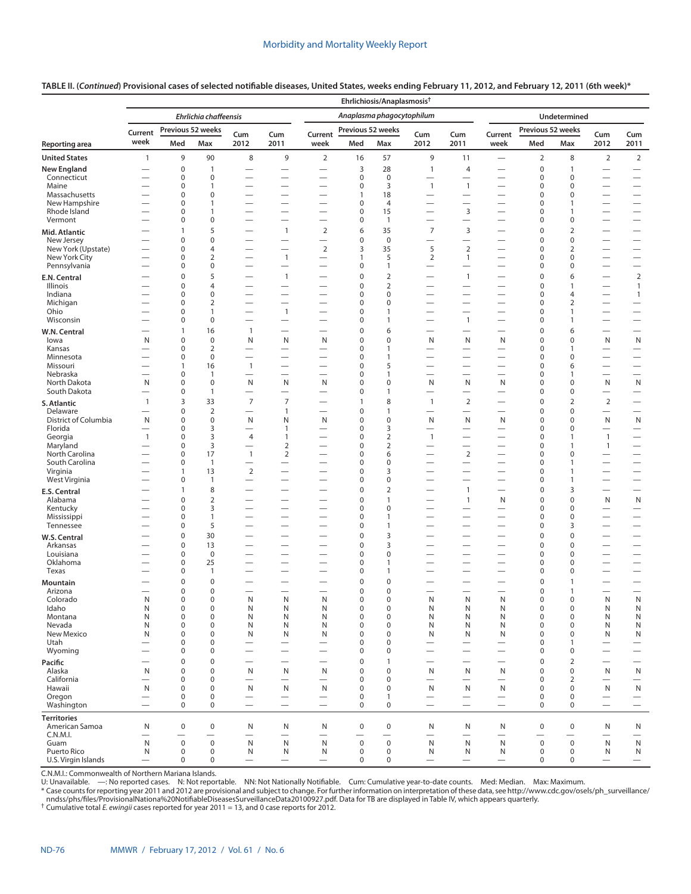**TABLE II. (*Continued*) Provisional cases of selected notifiable diseases, United States, weeks ending February 11, 2012, and February 12, 2011 (6th week)***

| | Ehrlichiosis/Anaplasmosis† | | | | | | | | | | | | | | |
|---|---|---|---|---|---|---|---|---|---|---|---|---|---|---|---|
| | *Ehrlichia chaffeensis* | | | | | *Anaplasma phagocytophilum* | | | | | Undetermined | | | | |
| | Current week | Previous 52 weeks | | Cum 2012 | Cum 2011 | Current week | Previous 52 weeks | | Cum 2012 | Cum 2011 | Current week | Previous 52 weeks | | Cum 2012 | Cum 2011 |
| Reporting area | | Med | Max | | | | Med | Max | | | | Med | Max | | |
| **United States** | 1 | 9 | 90 | 8 | 9 | 2 | 16 | 57 | 9 | 11 | — | 2 | 8 | 2 | 2 |
| **New England** | — | 0 | 1 | — | — | — | 3 | 28 | 1 | 4 | — | 0 | 1 | — | — |
| Connecticut | — | 0 | 0 | — | — | — | 0 | 0 | — | — | — | 0 | 0 | — | — |
| Maine | — | 0 | 1 | — | — | — | 0 | 3 | 1 | 1 | — | 0 | 0 | — | — |
| Massachusetts | — | 0 | 0 | — | — | — | 1 | 18 | — | — | — | 0 | 0 | — | — |
| New Hampshire | — | 0 | 1 | — | — | — | 0 | 4 | — | — | — | 0 | 1 | — | — |
| Rhode Island | — | 0 | 1 | — | — | — | 0 | 15 | — | 3 | — | 0 | 1 | — | — |
| Vermont | — | 0 | 0 | — | — | — | 0 | 1 | — | — | — | 0 | 0 | — | — |
| **Mid. Atlantic** | — | 1 | 5 | — | 1 | 2 | 6 | 35 | 7 | 3 | — | 0 | 2 | — | — |
| New Jersey | — | 0 | 0 | — | — | — | 0 | 0 | — | — | — | 0 | 0 | — | — |
| New York (Upstate) | — | 0 | 4 | — | — | 2 | 3 | 35 | 5 | 2 | — | 0 | 2 | — | — |
| New York City | — | 0 | 2 | — | 1 | — | 1 | 5 | 2 | 1 | — | 0 | 0 | — | — |
| Pennsylvania | — | 0 | 0 | — | — | — | 0 | 1 | — | — | — | 0 | 0 | — | — |
| **E.N. Central** | — | 0 | 5 | — | 1 | — | 0 | 2 | — | 1 | — | 0 | 6 | — | 2 |
| Illinois | — | 0 | 4 | — | — | — | 0 | 2 | — | — | — | 0 | 1 | — | 1 |
| Indiana | — | 0 | 0 | — | — | — | 0 | 0 | — | — | — | 0 | 4 | — | 1 |
| Michigan | — | 0 | 2 | — | — | — | 0 | 0 | — | — | — | 0 | 2 | — | — |
| Ohio | — | 0 | 1 | — | 1 | — | 0 | 1 | — | — | — | 0 | 1 | — | — |
| Wisconsin | — | 0 | 0 | — | — | — | 0 | 1 | — | 1 | — | 0 | 1 | — | — |
| **W.N. Central** | — | 1 | 16 | 1 | — | — | 0 | 6 | — | — | — | 0 | 6 | — | — |
| Iowa | N | 0 | 0 | N | N | N | 0 | 0 | N | N | N | 0 | 0 | N | N |
| Kansas | — | 0 | 2 | — | — | — | 0 | 1 | — | — | — | 0 | 1 | — | — |
| Minnesota | — | 0 | 0 | — | — | — | 0 | 1 | — | — | — | 0 | 0 | — | — |
| Missouri | — | 1 | 16 | 1 | — | — | 0 | 5 | — | — | — | 0 | 6 | — | — |
| Nebraska | — | 0 | 1 | — | — | — | 0 | 1 | — | — | — | 0 | 1 | — | — |
| North Dakota | N | 0 | 0 | N | N | N | 0 | 0 | N | N | N | 0 | 0 | N | N |
| South Dakota | — | 0 | 1 | — | — | — | 0 | 1 | — | — | — | 0 | 0 | — | — |
| **S. Atlantic** | 1 | 3 | 33 | 7 | 7 | — | 1 | 8 | 1 | 2 | — | 0 | 2 | 2 | — |
| Delaware | — | 0 | 2 | — | 1 | — | 0 | 1 | — | — | — | 0 | 0 | — | — |
| District of Columbia | N | 0 | 0 | N | N | N | 0 | 0 | N | N | N | 0 | 0 | N | N |
| Florida | — | 0 | 3 | — | 1 | — | 0 | 3 | — | — | — | 0 | 0 | — | — |
| Georgia | 1 | 0 | 3 | 4 | 1 | — | 0 | 2 | 1 | — | — | 0 | 1 | 1 | — |
| Maryland | — | 0 | 3 | — | 2 | — | 0 | 2 | — | — | — | 0 | 1 | 1 | — |
| North Carolina | — | 0 | 17 | 1 | 2 | — | 0 | 6 | — | 2 | — | 0 | 0 | — | — |
| South Carolina | — | 0 | 1 | — | — | — | 0 | 0 | — | — | — | 0 | 1 | — | — |
| Virginia | — | 1 | 13 | 2 | — | — | 0 | 3 | — | — | — | 0 | 1 | — | — |
| West Virginia | — | 0 | 1 | — | — | — | 0 | 0 | — | — | — | 0 | 1 | — | — |
| **E.S. Central** | — | 1 | 8 | — | — | — | 0 | 2 | — | 1 | — | 0 | 3 | — | — |
| Alabama | — | 0 | 2 | — | — | — | 0 | 1 | — | 1 | N | 0 | 0 | N | N |
| Kentucky | — | 0 | 3 | — | — | — | 0 | 0 | — | — | — | 0 | 0 | — | — |
| Mississippi | — | 0 | 1 | — | — | — | 0 | 1 | — | — | — | 0 | 0 | — | — |
| Tennessee | — | 0 | 5 | — | — | — | 0 | 1 | — | — | — | 0 | 3 | — | — |
| **W.S. Central** | — | 0 | 30 | — | — | — | 0 | 3 | — | — | — | 0 | 0 | — | — |
| Arkansas | — | 0 | 13 | — | — | — | 0 | 3 | — | — | — | 0 | 0 | — | — |
| Louisiana | — | 0 | 0 | — | — | — | 0 | 0 | — | — | — | 0 | 0 | — | — |
| Oklahoma | — | 0 | 25 | — | — | — | 0 | 1 | — | — | — | 0 | 0 | — | — |
| Texas | — | 0 | 1 | — | — | — | 0 | 1 | — | — | — | 0 | 0 | — | — |
| **Mountain** | — | 0 | 0 | — | — | — | 0 | 0 | — | — | — | 0 | 1 | — | — |
| Arizona | — | 0 | 0 | — | — | — | 0 | 0 | — | — | — | 0 | 1 | — | — |
| Colorado | N | 0 | 0 | N | N | N | 0 | 0 | N | N | N | 0 | 0 | N | N |
| Idaho | N | 0 | 0 | N | N | N | 0 | 0 | N | N | N | 0 | 0 | N | N |
| Montana | N | 0 | 0 | N | N | N | 0 | 0 | N | N | N | 0 | 0 | N | N |
| Nevada | N | 0 | 0 | N | N | N | 0 | 0 | N | N | N | 0 | 0 | N | N |
| New Mexico | N | 0 | 0 | N | N | N | 0 | 0 | N | N | N | 0 | 0 | N | N |
| Utah | — | 0 | 0 | — | — | — | 0 | 0 | — | — | — | 0 | 1 | — | — |
| Wyoming | — | 0 | 0 | — | — | — | 0 | 0 | — | — | — | 0 | 0 | — | — |
| **Pacific** | — | 0 | 0 | — | — | — | 0 | 1 | — | — | — | 0 | 2 | — | — |
| Alaska | N | 0 | 0 | N | N | N | 0 | 0 | N | N | N | 0 | 0 | N | N |
| California | — | 0 | 0 | — | — | — | 0 | 0 | — | — | — | 0 | 2 | — | — |
| Hawaii | N | 0 | 0 | N | N | N | 0 | 0 | N | N | N | 0 | 0 | N | N |
| Oregon | — | 0 | 0 | — | — | — | 0 | 1 | — | — | — | 0 | 0 | — | — |
| Washington | — | 0 | 0 | — | — | — | 0 | 0 | — | — | — | 0 | 0 | — | — |
| **Territories** | | | | | | | | | | | | | | | |
| American Samoa | N | 0 | 0 | N | N | N | 0 | 0 | N | N | N | 0 | 0 | N | N |
| C.N.M.I. | — | — | — | — | — | — | — | — | — | — | — | — | — | — | — |
| Guam | N | 0 | 0 | N | N | N | 0 | 0 | N | N | N | 0 | 0 | N | N |
| Puerto Rico | N | 0 | 0 | N | N | N | 0 | 0 | N | N | N | 0 | 0 | N | N |
| U.S. Virgin Islands | — | 0 | 0 | — | — | — | 0 | 0 | — | — | — | 0 | 0 | — | — |

C.N.M.I.: Commonwealth of Northern Mariana Islands.

U: Unavailable. —: No reported cases. N: Not reportable. NN: Not Nationally Notifiable. Cum: Cumulative year-to-date counts. Med: Median. Max: Maximum.

* Case counts for reporting year 2011 and 2012 are provisional and subject to change. For further information on interpretation of these data, see http://www.cdc.gov/osels/ph_surveillance/nndss/phs/files/ProvisionalNationa%20NotifiableDiseasesSurveillanceData20100927.pdf. Data for TB are displayed in Table IV, which appears quarterly.

† Cumulative total *E. ewingii* cases reported for year 2011 = 13, and 0 case reports for 2012.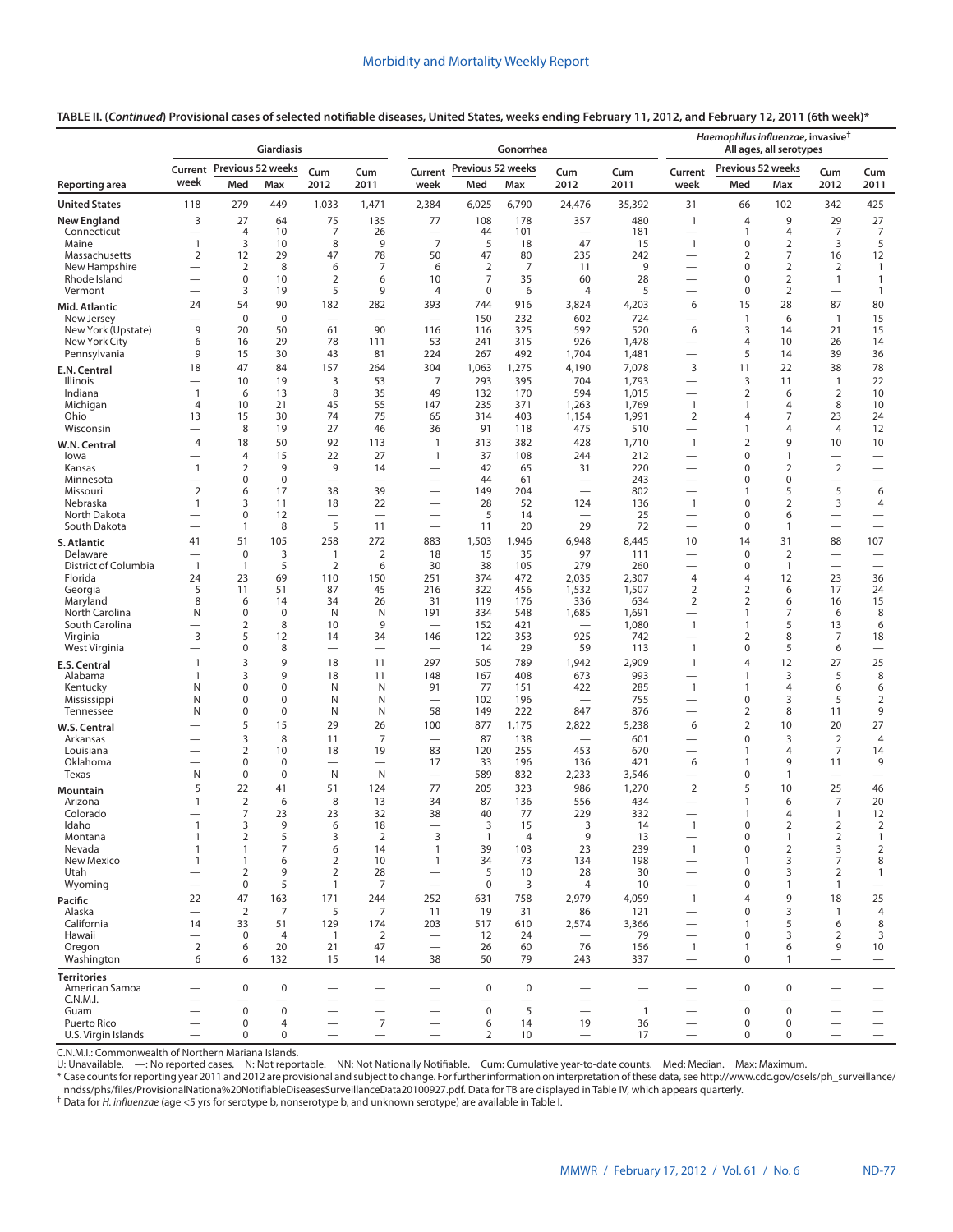**TABLE II. (*Continued*) Provisional cases of selected notifiable diseases, United States, weeks ending February 11, 2012, and February 12, 2011 (6th week)***

| Reporting area | Giardiasis | | | | | Gonorrhea | | | | | *Haemophilus influenzae*, invasive† All ages, all serotypes | | | | |
|---|---|---|---|---|---|---|---|---|---|---|---|---|---|---|---|
| | Current week | Previous 52 weeks Med | Previous 52 weeks Max | Cum 2012 | Cum 2011 | Current week | Previous 52 weeks Med | Previous 52 weeks Max | Cum 2012 | Cum 2011 | Current week | Previous 52 weeks Med | Previous 52 weeks Max | Cum 2012 | Cum 2011 |
| **United States** | 118 | 279 | 449 | 1,033 | 1,471 | 2,384 | 6,025 | 6,790 | 24,476 | 35,392 | 31 | 66 | 102 | 342 | 425 |
| **New England** | 3 | 27 | 64 | 75 | 135 | 77 | 108 | 178 | 357 | 480 | 1 | 4 | 9 | 29 | 27 |
| Connecticut | — | 4 | 10 | 7 | 26 | — | 44 | 101 | — | 181 | — | 1 | 4 | 7 | 7 |
| Maine | 1 | 3 | 10 | 8 | 9 | 7 | 5 | 18 | 47 | 15 | 1 | 0 | 2 | 3 | 5 |
| Massachusetts | 2 | 12 | 29 | 47 | 78 | 50 | 47 | 80 | 235 | 242 | — | 2 | 7 | 16 | 12 |
| New Hampshire | — | 2 | 8 | 6 | 7 | 6 | 2 | 7 | 11 | 9 | — | 0 | 2 | 2 | 1 |
| Rhode Island | — | 0 | 10 | 2 | 6 | 10 | 7 | 35 | 60 | 28 | — | 0 | 2 | 1 | 1 |
| Vermont | — | 3 | 19 | 5 | 9 | 4 | 0 | 6 | 4 | 5 | — | 0 | 2 | — | 1 |
| **Mid. Atlantic** | 24 | 54 | 90 | 182 | 282 | 393 | 744 | 916 | 3,824 | 4,203 | 6 | 15 | 28 | 87 | 80 |
| New Jersey | — | 0 | 0 | — | — | — | 150 | 232 | 602 | 724 | — | 1 | 6 | 1 | 15 |
| New York (Upstate) | 9 | 20 | 50 | 61 | 90 | 116 | 116 | 325 | 592 | 520 | 6 | 3 | 14 | 21 | 15 |
| New York City | 6 | 16 | 29 | 78 | 111 | 53 | 241 | 315 | 926 | 1,478 | — | 4 | 10 | 26 | 14 |
| Pennsylvania | 9 | 15 | 30 | 43 | 81 | 224 | 267 | 492 | 1,704 | 1,481 | — | 5 | 14 | 39 | 36 |
| **E.N. Central** | 18 | 47 | 84 | 157 | 264 | 304 | 1,063 | 1,275 | 4,190 | 7,078 | 3 | 11 | 22 | 38 | 78 |
| Illinois | — | 10 | 19 | 3 | 53 | 7 | 293 | 395 | 704 | 1,793 | — | 3 | 11 | 1 | 22 |
| Indiana | 1 | 6 | 13 | 8 | 35 | 49 | 132 | 170 | 594 | 1,015 | — | 2 | 6 | 2 | 10 |
| Michigan | 4 | 10 | 21 | 45 | 55 | 147 | 235 | 371 | 1,263 | 1,769 | 1 | 1 | 4 | 8 | 10 |
| Ohio | 13 | 15 | 30 | 74 | 75 | 65 | 314 | 403 | 1,154 | 1,991 | 2 | 4 | 7 | 23 | 24 |
| Wisconsin | — | 8 | 19 | 27 | 46 | 36 | 91 | 118 | 475 | 510 | — | 1 | 4 | 4 | 12 |
| **W.N. Central** | 4 | 18 | 50 | 92 | 113 | 1 | 313 | 382 | 428 | 1,710 | 1 | 2 | 9 | 10 | 10 |
| Iowa | — | 4 | 15 | 22 | 27 | 1 | 37 | 108 | 244 | 212 | — | 0 | 1 | — | — |
| Kansas | 1 | 2 | 9 | 9 | 14 | — | 42 | 65 | 31 | 220 | — | 0 | 2 | 2 | — |
| Minnesota | — | 0 | 0 | — | — | — | 44 | 61 | — | 243 | — | 0 | 0 | — | — |
| Missouri | 2 | 6 | 17 | 38 | 39 | — | 149 | 204 | — | 802 | — | 1 | 5 | 5 | 6 |
| Nebraska | 1 | 3 | 11 | 18 | 22 | — | 28 | 52 | 124 | 136 | 1 | 0 | 2 | 3 | 4 |
| North Dakota | — | 0 | 12 | — | — | — | 5 | 14 | — | 25 | — | 0 | 6 | — | — |
| South Dakota | — | 1 | 8 | 5 | 11 | — | 11 | 20 | 29 | 72 | — | 0 | 1 | — | — |
| **S. Atlantic** | 41 | 51 | 105 | 258 | 272 | 883 | 1,503 | 1,946 | 6,948 | 8,445 | 10 | 14 | 31 | 88 | 107 |
| Delaware | — | 0 | 3 | 1 | 2 | 18 | 15 | 35 | 97 | 111 | — | 0 | 2 | — | — |
| District of Columbia | 1 | 1 | 5 | 2 | 6 | 30 | 38 | 105 | 279 | 260 | — | 0 | 1 | — | — |
| Florida | 24 | 23 | 69 | 110 | 150 | 251 | 374 | 472 | 2,035 | 2,307 | 4 | 4 | 12 | 23 | 36 |
| Georgia | 5 | 11 | 51 | 87 | 45 | 216 | 322 | 456 | 1,532 | 1,507 | 2 | 2 | 6 | 17 | 24 |
| Maryland | 8 | 6 | 14 | 34 | 26 | 31 | 119 | 176 | 336 | 634 | 2 | 2 | 6 | 16 | 15 |
| North Carolina | N | 0 | 0 | N | N | 191 | 334 | 548 | 1,685 | 1,691 | — | 1 | 7 | 6 | 8 |
| South Carolina | — | 2 | 8 | 10 | 9 | — | 152 | 421 | — | 1,080 | 1 | 1 | 5 | 13 | 6 |
| Virginia | 3 | 5 | 12 | 14 | 34 | 146 | 122 | 353 | 925 | 742 | — | 2 | 8 | 7 | 18 |
| West Virginia | — | 0 | 8 | — | — | — | 14 | 29 | 59 | 113 | 1 | 0 | 5 | 6 | — |
| **E.S. Central** | 1 | 3 | 9 | 18 | 11 | 297 | 505 | 789 | 1,942 | 2,909 | 1 | 4 | 12 | 27 | 25 |
| Alabama | 1 | 3 | 9 | 18 | 11 | 148 | 167 | 408 | 673 | 993 | — | 1 | 3 | 5 | 8 |
| Kentucky | N | 0 | 0 | N | N | 91 | 77 | 151 | 422 | 285 | 1 | 1 | 4 | 6 | 6 |
| Mississippi | N | 0 | 0 | N | N | — | 102 | 196 | — | 755 | — | 0 | 3 | 5 | 2 |
| Tennessee | N | 0 | 0 | N | N | 58 | 149 | 222 | 847 | 876 | — | 2 | 8 | 11 | 9 |
| **W.S. Central** | — | 5 | 15 | 29 | 26 | 100 | 877 | 1,175 | 2,822 | 5,238 | 6 | 2 | 10 | 20 | 27 |
| Arkansas | — | 3 | 8 | 11 | 7 | — | 87 | 138 | — | 601 | — | 0 | 3 | 2 | 4 |
| Louisiana | — | 2 | 10 | 18 | 19 | 83 | 120 | 255 | 453 | 670 | — | 1 | 4 | 7 | 14 |
| Oklahoma | — | 0 | 0 | — | — | 17 | 33 | 196 | 136 | 421 | 6 | 1 | 9 | 11 | 9 |
| Texas | N | 0 | 0 | N | N | — | 589 | 832 | 2,233 | 3,546 | — | 0 | 1 | — | — |
| **Mountain** | 5 | 22 | 41 | 51 | 124 | 77 | 205 | 323 | 986 | 1,270 | 2 | 5 | 10 | 25 | 46 |
| Arizona | 1 | 2 | 6 | 8 | 13 | 34 | 87 | 136 | 556 | 434 | — | 1 | 6 | 7 | 20 |
| Colorado | — | 7 | 23 | 23 | 32 | 38 | 40 | 77 | 229 | 332 | — | 1 | 4 | 1 | 12 |
| Idaho | 1 | 3 | 9 | 6 | 18 | — | 3 | 15 | 3 | 14 | 1 | 0 | 2 | 2 | 2 |
| Montana | 1 | 2 | 5 | 3 | 2 | 3 | 1 | 4 | 9 | 13 | — | 0 | 1 | 2 | 1 |
| Nevada | 1 | 1 | 7 | 6 | 14 | 1 | 39 | 103 | 23 | 239 | 1 | 0 | 2 | 3 | 2 |
| New Mexico | 1 | 1 | 6 | 2 | 10 | 1 | 34 | 73 | 134 | 198 | — | 1 | 3 | 7 | 8 |
| Utah | — | 2 | 9 | 2 | 28 | — | 5 | 10 | 28 | 30 | — | 0 | 3 | 2 | 1 |
| Wyoming | — | 0 | 5 | 1 | 7 | — | 0 | 3 | 4 | 10 | — | 0 | 1 | 1 | — |
| **Pacific** | 22 | 47 | 163 | 171 | 244 | 252 | 631 | 758 | 2,979 | 4,059 | 1 | 4 | 9 | 18 | 25 |
| Alaska | — | 2 | 7 | 5 | 7 | 11 | 19 | 31 | 86 | 121 | — | 0 | 3 | 1 | 4 |
| California | 14 | 33 | 51 | 129 | 174 | 203 | 517 | 610 | 2,574 | 3,366 | — | 1 | 5 | 6 | 8 |
| Hawaii | — | 0 | 4 | 1 | 2 | — | 12 | 24 | — | 79 | — | 0 | 3 | 2 | 3 |
| Oregon | 2 | 6 | 20 | 21 | 47 | — | 26 | 60 | 76 | 156 | 1 | 1 | 6 | 9 | 10 |
| Washington | 6 | 6 | 132 | 15 | 14 | 38 | 50 | 79 | 243 | 337 | — | 0 | 1 | — | — |
| **Territories** | | | | | | | | | | | | | | | |
| American Samoa | — | 0 | 0 | — | — | — | 0 | 0 | — | — | — | 0 | 0 | — | — |
| C.N.M.I. | — | — | — | — | — | — | — | — | — | — | — | — | — | — | — |
| Guam | — | 0 | 0 | — | — | — | 0 | 5 | — | 1 | — | 0 | 0 | — | — |
| Puerto Rico | — | 0 | 4 | — | 7 | — | 6 | 14 | 19 | 36 | — | 0 | 0 | — | — |
| U.S. Virgin Islands | — | 0 | 0 | — | — | — | 2 | 10 | — | 17 | — | 0 | 0 | — | — |

C.N.M.I.: Commonwealth of Northern Mariana Islands.
U: Unavailable. —: No reported cases. N: Not reportable. NN: Not Nationally Notifiable. Cum: Cumulative year-to-date counts. Med: Median. Max: Maximum.
* Case counts for reporting year 2011 and 2012 are provisional and subject to change. For further information on interpretation of these data, see http://www.cdc.gov/osels/ph_surveillance/nndss/phs/files/ProvisionalNationa%20NotifiableDiseasesSurveillanceData20100927.pdf. Data for TB are displayed in Table IV, which appears quarterly.
† Data for *H. influenzae* (age <5 yrs for serotype b, nonserotype b, and unknown serotype) are available in Table I.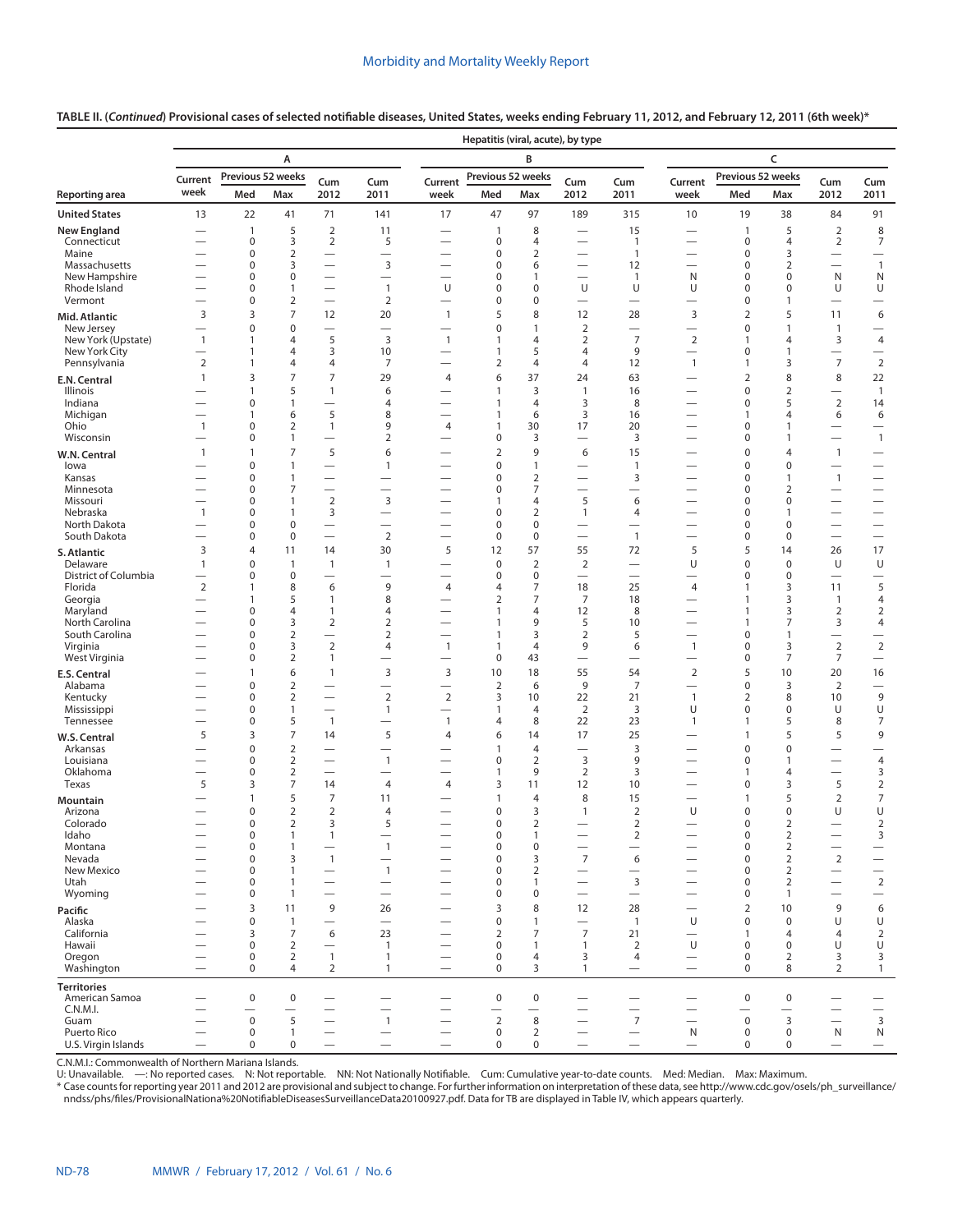**TABLE II. (*Continued*) Provisional cases of selected notifiable diseases, United States, weeks ending February 11, 2012, and February 12, 2011 (6th week)***

| | Hepatitis (viral, acute), by type | | | | | | | | | | | | | | |
|---|---|---|---|---|---|---|---|---|---|---|---|---|---|---|---|
| | A | | | | | B | | | | | C | | | | |
| Reporting area | Current week | Previous 52 weeks Med | Previous 52 weeks Max | Cum 2012 | Cum 2011 | Current week | Previous 52 weeks Med | Previous 52 weeks Max | Cum 2012 | Cum 2011 | Current week | Previous 52 weeks Med | Previous 52 weeks Max | Cum 2012 | Cum 2011 |
| **United States** | 13 | 22 | 41 | 71 | 141 | 17 | 47 | 97 | 189 | 315 | 10 | 19 | 38 | 84 | 91 |
| **New England** | — | 1 | 5 | 2 | 11 | — | 1 | 8 | — | 15 | — | 1 | 5 | 2 | 8 |
| Connecticut | — | 0 | 3 | 2 | 5 | — | 0 | 4 | — | 1 | — | 0 | 4 | 2 | 7 |
| Maine | — | 0 | 2 | — | — | — | 0 | 2 | — | 1 | — | 0 | 3 | — | — |
| Massachusetts | — | 0 | 3 | — | 3 | — | 0 | 6 | — | 12 | — | 0 | 2 | — | 1 |
| New Hampshire | — | 0 | 0 | — | — | — | 0 | 1 | — | 1 | N | 0 | 0 | N | N |
| Rhode Island | — | 0 | 1 | — | 1 | U | 0 | 0 | U | U | U | 0 | 0 | U | U |
| Vermont | — | 0 | 2 | — | 2 | — | 0 | 0 | — | — | — | 0 | 1 | — | — |
| **Mid. Atlantic** | 3 | 3 | 7 | 12 | 20 | 1 | 5 | 8 | 12 | 28 | 3 | 2 | 5 | 11 | 6 |
| New Jersey | — | 0 | 0 | — | — | — | 0 | 1 | 2 | — | — | 0 | 1 | 1 | — |
| New York (Upstate) | 1 | 1 | 4 | 5 | 3 | 1 | 1 | 4 | 2 | 7 | 2 | 1 | 4 | 3 | 4 |
| New York City | — | 1 | 4 | 3 | 10 | — | 1 | 5 | 4 | 9 | — | 0 | 1 | — | — |
| Pennsylvania | 2 | 1 | 4 | 4 | 7 | — | 2 | 4 | 4 | 12 | 1 | 1 | 3 | 7 | 2 |
| **E.N. Central** | 1 | 3 | 7 | 7 | 29 | 4 | 6 | 37 | 24 | 63 | — | 2 | 8 | 8 | 22 |
| Illinois | — | 1 | 5 | 1 | 6 | — | 1 | 3 | 1 | 16 | — | 0 | 2 | — | 1 |
| Indiana | — | 0 | 1 | — | 4 | — | 1 | 4 | 3 | 8 | — | 0 | 5 | 2 | 14 |
| Michigan | — | 1 | 6 | 5 | 8 | — | 1 | 6 | 3 | 16 | — | 1 | 4 | 6 | 6 |
| Ohio | 1 | 0 | 2 | 1 | 9 | 4 | 1 | 30 | 17 | 20 | — | 0 | 1 | — | — |
| Wisconsin | — | 0 | 1 | — | 2 | — | 0 | 3 | — | 3 | — | 0 | 1 | — | 1 |
| **W.N. Central** | 1 | 1 | 7 | 5 | 6 | — | 2 | 9 | 6 | 15 | — | 0 | 4 | 1 | — |
| Iowa | — | 0 | 1 | — | 1 | — | 0 | 1 | — | 1 | — | 0 | 0 | — | — |
| Kansas | — | 0 | 1 | — | — | — | 0 | 2 | — | 3 | — | 0 | 1 | 1 | — |
| Minnesota | — | 0 | 7 | — | — | — | 0 | 7 | — | — | — | 0 | 2 | — | — |
| Missouri | — | 0 | 1 | 2 | 3 | — | 1 | 4 | 5 | 6 | — | 0 | 0 | — | — |
| Nebraska | 1 | 0 | 1 | 3 | — | — | 0 | 2 | 1 | 4 | — | 0 | 1 | — | — |
| North Dakota | — | 0 | 0 | — | — | — | 0 | 0 | — | — | — | 0 | 0 | — | — |
| South Dakota | — | 0 | 0 | — | 2 | — | 0 | 0 | — | 1 | — | 0 | 0 | — | — |
| **S. Atlantic** | 3 | 4 | 11 | 14 | 30 | 5 | 12 | 57 | 55 | 72 | 5 | 5 | 14 | 26 | 17 |
| Delaware | 1 | 0 | 1 | 1 | 1 | — | 0 | 2 | 2 | — | U | 0 | 0 | U | U |
| District of Columbia | — | 0 | 0 | — | — | — | 0 | 0 | — | — | — | 0 | 0 | — | — |
| Florida | 2 | 1 | 8 | 6 | 9 | 4 | 4 | 7 | 18 | 25 | 4 | 1 | 3 | 11 | 5 |
| Georgia | — | 1 | 5 | 1 | 8 | — | 2 | 7 | 7 | 18 | — | 1 | 3 | 1 | 4 |
| Maryland | — | 0 | 4 | 1 | 4 | — | 1 | 4 | 12 | 8 | — | 1 | 3 | 2 | 2 |
| North Carolina | — | 0 | 3 | 2 | 2 | — | 1 | 9 | 5 | 10 | — | 1 | 7 | 3 | 4 |
| South Carolina | — | 0 | 2 | — | 2 | — | 1 | 3 | 2 | 5 | — | 0 | 1 | — | — |
| Virginia | — | 0 | 3 | 2 | 4 | 1 | 1 | 4 | 9 | 6 | 1 | 0 | 3 | 2 | 2 |
| West Virginia | — | 0 | 2 | 1 | — | — | 0 | 43 | — | — | — | 0 | 7 | 7 | — |
| **E.S. Central** | — | 1 | 6 | 1 | 3 | 3 | 10 | 18 | 55 | 54 | 2 | 5 | 10 | 20 | 16 |
| Alabama | — | 0 | 2 | — | — | — | 2 | 6 | 9 | 7 | — | 0 | 3 | 2 | — |
| Kentucky | — | 0 | 2 | — | 2 | 2 | 3 | 10 | 22 | 21 | 1 | 2 | 8 | 10 | 9 |
| Mississippi | — | 0 | 1 | — | 1 | — | 1 | 4 | 2 | 3 | U | 0 | 0 | U | U |
| Tennessee | — | 0 | 5 | 1 | — | 1 | 4 | 8 | 22 | 23 | 1 | 1 | 5 | 8 | 7 |
| **W.S. Central** | 5 | 3 | 7 | 14 | 5 | 4 | 6 | 14 | 17 | 25 | — | 1 | 5 | 5 | 9 |
| Arkansas | — | 0 | 2 | — | — | — | 1 | 4 | — | 3 | — | 0 | 0 | — | — |
| Louisiana | — | 0 | 2 | — | 1 | — | 0 | 2 | 3 | 9 | — | 0 | 1 | — | 4 |
| Oklahoma | — | 0 | 2 | — | — | — | 1 | 9 | 2 | 3 | — | 1 | 4 | — | 3 |
| Texas | 5 | 3 | 7 | 14 | 4 | 4 | 3 | 11 | 12 | 10 | — | 0 | 3 | 5 | 2 |
| **Mountain** | — | 1 | 5 | 7 | 11 | — | 1 | 4 | 8 | 15 | — | 1 | 5 | 2 | 7 |
| Arizona | — | 0 | 2 | 2 | 4 | — | 0 | 3 | 1 | 2 | U | 0 | 0 | U | U |
| Colorado | — | 0 | 2 | 3 | 5 | — | 0 | 2 | — | 2 | — | 0 | 2 | — | 2 |
| Idaho | — | 0 | 1 | 1 | — | — | 0 | 1 | — | 2 | — | 0 | 2 | — | 3 |
| Montana | — | 0 | 1 | — | 1 | — | 0 | 0 | — | — | — | 0 | 2 | — | — |
| Nevada | — | 0 | 3 | 1 | — | — | 0 | 3 | 7 | 6 | — | 0 | 2 | 2 | — |
| New Mexico | — | 0 | 1 | — | 1 | — | 0 | 2 | — | — | — | 0 | 2 | — | — |
| Utah | — | 0 | 1 | — | — | — | 0 | 1 | — | 3 | — | 0 | 2 | — | 2 |
| Wyoming | — | 0 | 1 | — | — | — | 0 | 0 | — | — | — | 0 | 1 | — | — |
| **Pacific** | — | 3 | 11 | 9 | 26 | — | 3 | 8 | 12 | 28 | — | 2 | 10 | 9 | 6 |
| Alaska | — | 0 | 1 | — | — | — | 0 | 1 | — | 1 | U | 0 | 0 | U | U |
| California | — | 3 | 7 | 6 | 23 | — | 2 | 7 | 7 | 21 | — | 1 | 4 | 4 | 2 |
| Hawaii | — | 0 | 2 | — | 1 | — | 0 | 1 | 1 | 2 | U | 0 | 0 | U | U |
| Oregon | — | 0 | 2 | 1 | 1 | — | 0 | 4 | 3 | 4 | — | 0 | 2 | 3 | 3 |
| Washington | — | 0 | 4 | 2 | 1 | — | 0 | 3 | 1 | — | — | 0 | 8 | 2 | 1 |
| **Territories** | | | | | | | | | | | | | | | |
| American Samoa | — | 0 | 0 | — | — | — | 0 | 0 | — | — | — | 0 | 0 | — | — |
| C.N.M.I. | — | — | — | — | — | — | — | — | — | — | — | — | — | — | — |
| Guam | — | 0 | 5 | — | 1 | — | 2 | 8 | — | 7 | — | 0 | 3 | — | 3 |
| Puerto Rico | — | 0 | 1 | — | — | — | 0 | 2 | — | — | N | 0 | 0 | N | N |
| U.S. Virgin Islands | — | 0 | 0 | — | — | — | 0 | 0 | — | — | — | 0 | 0 | — | — |

C.N.M.I.: Commonwealth of Northern Mariana Islands.
U: Unavailable. —: No reported cases. N: Not reportable. NN: Not Nationally Notifiable. Cum: Cumulative year-to-date counts. Med: Median. Max: Maximum.
* Case counts for reporting year 2011 and 2012 are provisional and subject to change. For further information on interpretation of these data, see http://www.cdc.gov/osels/ph_surveillance/nndss/phs/files/ProvisionalNationa%20NotifiableDiseasesSurveillanceData20100927.pdf. Data for TB are displayed in Table IV, which appears quarterly.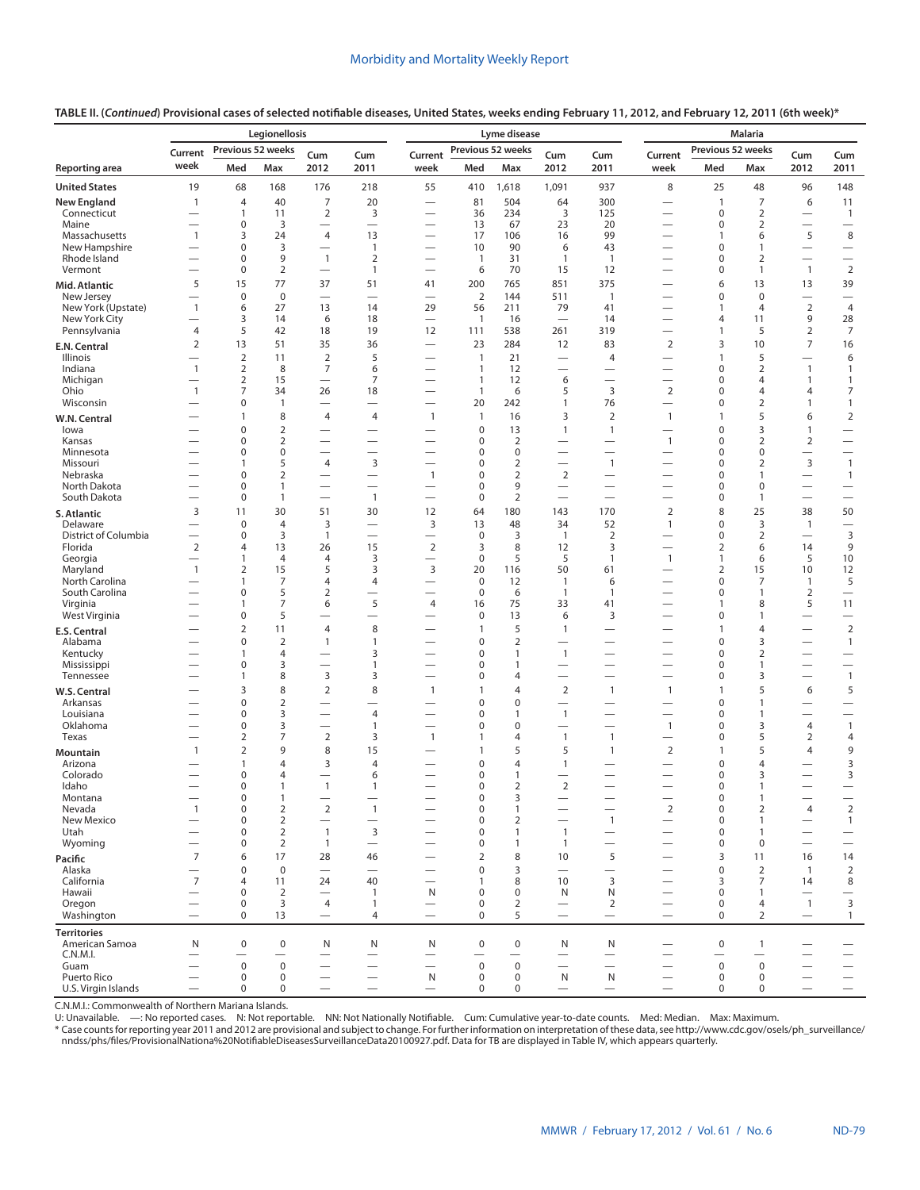**TABLE II. (*Continued*) Provisional cases of selected notifiable diseases, United States, weeks ending February 11, 2012, and February 12, 2011 (6th week)***

| Reporting area | Legionellosis | | | | | Lyme disease | | | | | Malaria | | | | |
|---|---|---|---|---|---|---|---|---|---|---|---|---|---|---|---|
| | Current week | Previous 52 weeks Med | Previous 52 weeks Max | Cum 2012 | Cum 2011 | Current week | Previous 52 weeks Med | Previous 52 weeks Max | Cum 2012 | Cum 2011 | Current week | Previous 52 weeks Med | Previous 52 weeks Max | Cum 2012 | Cum 2011 |
| **United States** | 19 | 68 | 168 | 176 | 218 | 55 | 410 | 1,618 | 1,091 | 937 | 8 | 25 | 48 | 96 | 148 |
| **New England** | 1 | 4 | 40 | 7 | 20 | — | 81 | 504 | 64 | 300 | — | 1 | 7 | 6 | 11 |
| Connecticut | — | 1 | 11 | 2 | 3 | — | 36 | 234 | 3 | 125 | — | 0 | 2 | — | 1 |
| Maine | — | 0 | 3 | — | — | — | 13 | 67 | 23 | 20 | — | 0 | 2 | — | — |
| Massachusetts | 1 | 3 | 24 | 4 | 13 | — | 17 | 106 | 16 | 99 | — | 1 | 6 | 5 | 8 |
| New Hampshire | — | 0 | 3 | — | 1 | — | 10 | 90 | 6 | 43 | — | 0 | 1 | — | — |
| Rhode Island | — | 0 | 9 | 1 | 2 | — | 1 | 31 | 1 | 1 | — | 0 | 2 | — | — |
| Vermont | — | 0 | 2 | — | 1 | — | 6 | 70 | 15 | 12 | — | 0 | 1 | 1 | 2 |
| **Mid. Atlantic** | 5 | 15 | 77 | 37 | 51 | 41 | 200 | 765 | 851 | 375 | — | 6 | 13 | 13 | 39 |
| New Jersey | — | 0 | 0 | — | — | — | 2 | 144 | 511 | 1 | — | 0 | 0 | — | — |
| New York (Upstate) | 1 | 6 | 27 | 13 | 14 | 29 | 56 | 211 | 79 | 41 | — | 1 | 4 | 2 | 4 |
| New York City | — | 3 | 14 | 6 | 18 | — | 1 | 16 | — | 14 | — | 4 | 11 | 9 | 28 |
| Pennsylvania | 4 | 5 | 42 | 18 | 19 | 12 | 111 | 538 | 261 | 319 | — | 1 | 5 | 2 | 7 |
| **E.N. Central** | 2 | 13 | 51 | 35 | 36 | — | 23 | 284 | 12 | 83 | 2 | 3 | 10 | 7 | 16 |
| Illinois | — | 2 | 11 | 2 | 5 | — | 1 | 21 | — | 4 | — | 1 | 5 | — | 6 |
| Indiana | 1 | 2 | 8 | 7 | 6 | — | 1 | 12 | — | — | — | 0 | 2 | 1 | 1 |
| Michigan | — | 2 | 15 | — | 7 | — | 1 | 12 | 6 | — | — | 0 | 4 | 1 | 1 |
| Ohio | 1 | 7 | 34 | 26 | 18 | — | 1 | 6 | 5 | 3 | 2 | 0 | 4 | 4 | 7 |
| Wisconsin | — | 0 | 1 | — | — | — | 20 | 242 | 1 | 76 | — | 0 | 2 | 1 | 1 |
| **W.N. Central** | — | 1 | 8 | 4 | 4 | 1 | 1 | 16 | 3 | 2 | 1 | 1 | 5 | 6 | 2 |
| Iowa | — | 0 | 2 | — | — | — | 0 | 13 | 1 | 1 | — | 0 | 3 | 1 | — |
| Kansas | — | 0 | 2 | — | — | — | 0 | 2 | — | — | 1 | 0 | 2 | 2 | — |
| Minnesota | — | 0 | 0 | — | — | — | 0 | 0 | — | — | — | 0 | 0 | — | — |
| Missouri | — | 1 | 5 | 4 | 3 | — | 0 | 2 | — | 1 | — | 0 | 2 | 3 | 1 |
| Nebraska | — | 0 | 2 | — | — | 1 | 0 | 2 | 2 | — | — | 0 | 1 | — | 1 |
| North Dakota | — | 0 | 1 | — | — | — | 0 | 9 | — | — | — | 0 | 0 | — | — |
| South Dakota | — | 0 | 1 | — | 1 | — | 0 | 2 | — | — | — | 0 | 1 | — | — |
| **S. Atlantic** | 3 | 11 | 30 | 51 | 30 | 12 | 64 | 180 | 143 | 170 | 2 | 8 | 25 | 38 | 50 |
| Delaware | — | 0 | 4 | 3 | — | 3 | 13 | 48 | 34 | 52 | 1 | 0 | 3 | 1 | — |
| District of Columbia | — | 0 | 3 | 1 | — | — | 0 | 3 | 1 | 2 | — | 0 | 2 | — | 3 |
| Florida | 2 | 4 | 13 | 26 | 15 | 2 | 3 | 8 | 12 | 3 | — | 2 | 6 | 14 | 9 |
| Georgia | — | 1 | 4 | 4 | 3 | — | 0 | 5 | 5 | 1 | 1 | 1 | 6 | 5 | 10 |
| Maryland | 1 | 2 | 15 | 5 | 3 | 3 | 20 | 116 | 50 | 61 | — | 2 | 15 | 10 | 12 |
| North Carolina | — | 1 | 7 | 4 | 4 | — | 0 | 12 | 1 | 6 | — | 0 | 7 | 1 | 5 |
| South Carolina | — | 0 | 5 | 2 | — | — | 0 | 6 | 1 | 1 | — | 0 | 1 | 2 | — |
| Virginia | — | 1 | 7 | 6 | 5 | 4 | 16 | 75 | 33 | 41 | — | 1 | 8 | 5 | 11 |
| West Virginia | — | 0 | 5 | — | — | — | 0 | 13 | 6 | 3 | — | 0 | 1 | — | — |
| **E.S. Central** | — | 2 | 11 | 4 | 8 | — | 1 | 5 | 1 | — | — | 1 | 4 | — | 2 |
| Alabama | — | 0 | 2 | 1 | 1 | — | 0 | 2 | — | — | — | 0 | 3 | — | 1 |
| Kentucky | — | 1 | 4 | — | 3 | — | 0 | 1 | 1 | — | — | 0 | 2 | — | — |
| Mississippi | — | 0 | 3 | — | 1 | — | 0 | 1 | — | — | — | 0 | 1 | — | — |
| Tennessee | — | 1 | 8 | 3 | 3 | — | 0 | 4 | — | — | — | 0 | 3 | — | 1 |
| **W.S. Central** | — | 3 | 8 | 2 | 8 | 1 | 1 | 4 | 2 | 1 | 1 | 1 | 5 | 6 | 5 |
| Arkansas | — | 0 | 2 | — | — | — | 0 | 0 | — | — | — | 0 | 1 | — | — |
| Louisiana | — | 0 | 3 | — | 4 | — | 0 | 1 | 1 | — | — | 0 | 1 | — | — |
| Oklahoma | — | 0 | 3 | — | 1 | — | 0 | 0 | — | — | 1 | 0 | 3 | 4 | 1 |
| Texas | — | 2 | 7 | 2 | 3 | 1 | 1 | 4 | 1 | 1 | — | 0 | 5 | 2 | 4 |
| **Mountain** | 1 | 2 | 9 | 8 | 15 | — | 1 | 5 | 5 | 1 | 2 | 1 | 5 | 4 | 9 |
| Arizona | — | 1 | 4 | 3 | 4 | — | 0 | 4 | 1 | — | — | 0 | 4 | — | 3 |
| Colorado | — | 0 | 4 | — | 6 | — | 0 | 1 | — | — | — | 0 | 3 | — | 3 |
| Idaho | — | 0 | 1 | 1 | 1 | — | 0 | 2 | 2 | — | — | 0 | 1 | — | — |
| Montana | — | 0 | 1 | — | — | — | 0 | 3 | — | — | — | 0 | 1 | — | — |
| Nevada | 1 | 0 | 2 | 2 | 1 | — | 0 | 1 | — | — | 2 | 0 | 2 | 4 | 2 |
| New Mexico | — | 0 | 2 | — | — | — | 0 | 2 | — | 1 | — | 0 | 1 | — | 1 |
| Utah | — | 0 | 2 | 1 | 3 | — | 0 | 1 | 1 | — | — | 0 | 1 | — | — |
| Wyoming | — | 0 | 2 | 1 | — | — | 0 | 1 | 1 | — | — | 0 | 0 | — | — |
| **Pacific** | 7 | 6 | 17 | 28 | 46 | — | 2 | 8 | 10 | 5 | — | 3 | 11 | 16 | 14 |
| Alaska | — | 0 | 0 | — | — | — | 0 | 3 | — | — | — | 0 | 2 | 1 | 2 |
| California | 7 | 4 | 11 | 24 | 40 | — | 1 | 8 | 10 | 3 | — | 3 | 7 | 14 | 8 |
| Hawaii | — | 0 | 2 | — | 1 | N | 0 | 0 | N | N | — | 0 | 1 | — | — |
| Oregon | — | 0 | 3 | 4 | 1 | — | 0 | 2 | — | 2 | — | 0 | 4 | 1 | 3 |
| Washington | — | 0 | 13 | — | 4 | — | 0 | 5 | — | — | — | 0 | 2 | — | 1 |
| **Territories** | | | | | | | | | | | | | | | |
| American Samoa | N | 0 | 0 | N | N | N | 0 | 0 | N | N | — | 0 | 1 | — | — |
| C.N.M.I. | — | — | — | — | — | — | — | — | — | — | — | — | — | — | — |
| Guam | — | 0 | 0 | — | — | — | 0 | 0 | — | — | — | 0 | 0 | — | — |
| Puerto Rico | — | 0 | 0 | — | — | N | 0 | 0 | N | N | — | 0 | 0 | — | — |
| U.S. Virgin Islands | — | 0 | 0 | — | — | — | 0 | 0 | — | — | — | 0 | 0 | — | — |

C.N.M.I.: Commonwealth of Northern Mariana Islands.
U: Unavailable. —: No reported cases. N: Not reportable. NN: Not Nationally Notifiable. Cum: Cumulative year-to-date counts. Med: Median. Max: Maximum.
* Case counts for reporting year 2011 and 2012 are provisional and subject to change. For further information on interpretation of these data, see http://www.cdc.gov/osels/ph_surveillance/nndss/phs/files/ProvisionalNationa%20NotifiableDiseasesSurveillanceData20100927.pdf. Data for TB are displayed in Table IV, which appears quarterly.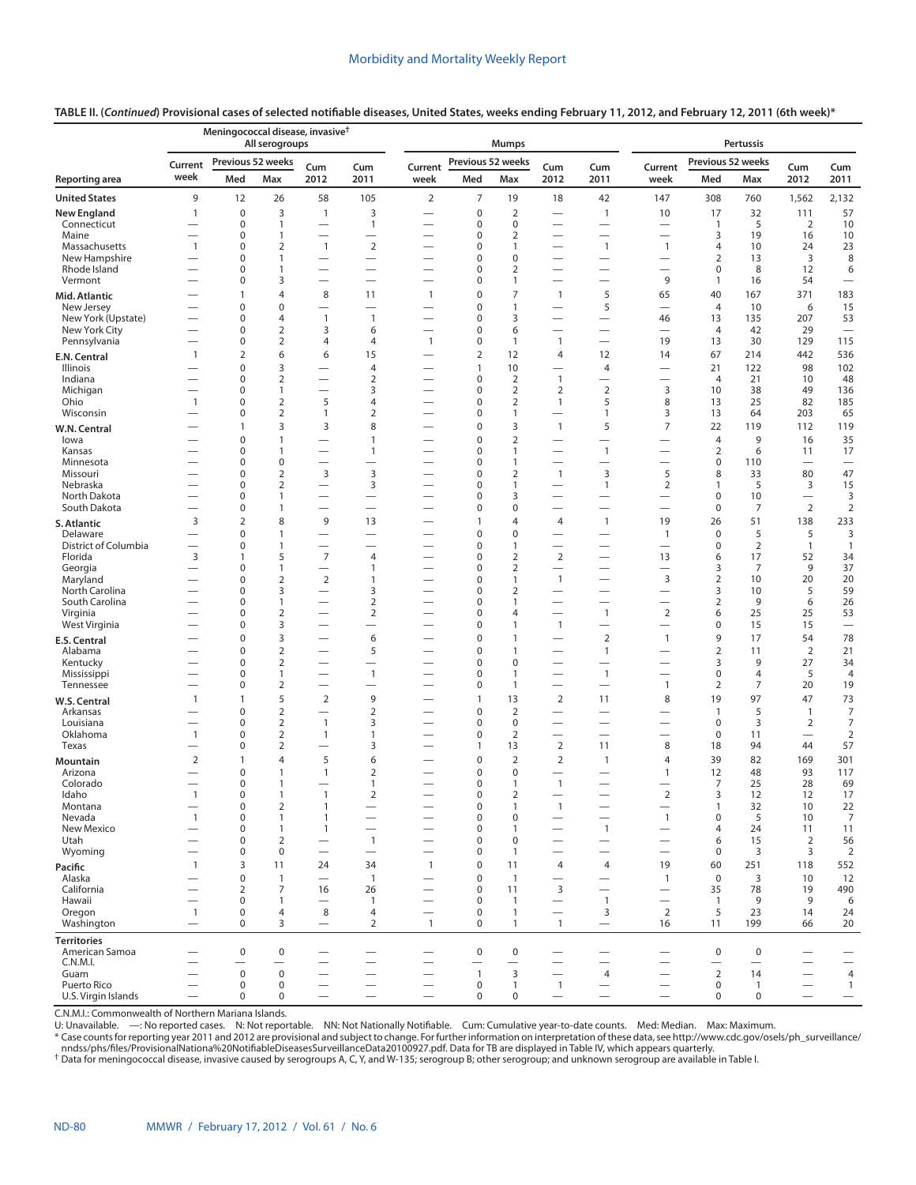**TABLE II. (*Continued*) Provisional cases of selected notifiable diseases, United States, weeks ending February 11, 2012, and February 12, 2011 (6th week)***

| Reporting area | Meningococcal disease, invasive† All serogroups | | | | | Mumps | | | | | Pertussis | | | | |
|---|---|---|---|---|---|---|---|---|---|---|---|---|---|---|---|
| | Current week | Previous 52 weeks Med | Previous 52 weeks Max | Cum 2012 | Cum 2011 | Current week | Previous 52 weeks Med | Previous 52 weeks Max | Cum 2012 | Cum 2011 | Current week | Previous 52 weeks Med | Previous 52 weeks Max | Cum 2012 | Cum 2011 |
| **United States** | 9 | 12 | 26 | 58 | 105 | 2 | 7 | 19 | 18 | 42 | 147 | 308 | 760 | 1,562 | 2,132 |
| **New England** | 1 | 0 | 3 | 1 | 3 | — | 0 | 2 | — | 1 | 10 | 17 | 32 | 111 | 57 |
| Connecticut | — | 0 | 1 | — | 1 | — | 0 | 0 | — | — | — | 1 | 5 | 2 | 10 |
| Maine | — | 0 | 1 | — | — | — | 0 | 2 | — | — | — | 3 | 19 | 16 | 10 |
| Massachusetts | 1 | 0 | 2 | 1 | 2 | — | 0 | 1 | — | 1 | 1 | 4 | 10 | 24 | 23 |
| New Hampshire | — | 0 | 1 | — | — | — | 0 | 0 | — | — | — | 2 | 13 | 3 | 8 |
| Rhode Island | — | 0 | 1 | — | — | — | 0 | 2 | — | — | — | 0 | 8 | 12 | 6 |
| Vermont | — | 0 | 3 | — | — | — | 0 | 1 | — | — | 9 | 1 | 16 | 54 | — |
| **Mid. Atlantic** | — | 1 | 4 | 8 | 11 | 1 | 0 | 7 | 1 | 5 | 65 | 40 | 167 | 371 | 183 |
| New Jersey | — | 0 | 0 | — | — | — | 0 | 1 | — | 5 | — | 4 | 10 | 6 | 15 |
| New York (Upstate) | — | 0 | 4 | 1 | 1 | — | 0 | 3 | — | — | 46 | 13 | 135 | 207 | 53 |
| New York City | — | 0 | 2 | 3 | 6 | — | 0 | 6 | — | — | — | 4 | 42 | 29 | — |
| Pennsylvania | — | 0 | 2 | 4 | 4 | 1 | 0 | 1 | 1 | — | 19 | 13 | 30 | 129 | 115 |
| **E.N. Central** | 1 | 2 | 6 | 6 | 15 | — | 2 | 12 | 4 | 12 | 14 | 67 | 214 | 442 | 536 |
| Illinois | — | 0 | 3 | — | 4 | — | 1 | 10 | — | 4 | — | 21 | 122 | 98 | 102 |
| Indiana | — | 0 | 2 | — | 2 | — | 0 | 2 | 1 | — | — | 4 | 21 | 10 | 48 |
| Michigan | — | 0 | 1 | — | 3 | — | 0 | 2 | 2 | 2 | 3 | 10 | 38 | 49 | 136 |
| Ohio | 1 | 0 | 2 | 5 | 4 | — | 0 | 2 | 1 | 5 | 8 | 13 | 25 | 82 | 185 |
| Wisconsin | — | 0 | 2 | 1 | 2 | — | 0 | 1 | — | 1 | 3 | 13 | 64 | 203 | 65 |
| **W.N. Central** | — | 1 | 3 | 3 | 8 | — | 0 | 3 | 1 | 5 | 7 | 22 | 119 | 112 | 119 |
| Iowa | — | 0 | 1 | — | 1 | — | 0 | 2 | — | — | — | 4 | 9 | 16 | 35 |
| Kansas | — | 0 | 1 | — | 1 | — | 0 | 1 | — | 1 | — | 2 | 6 | 11 | 17 |
| Minnesota | — | 0 | 0 | — | — | — | 0 | 1 | — | — | — | 0 | 110 | — | — |
| Missouri | — | 0 | 2 | 3 | 3 | — | 0 | 2 | 1 | 3 | 5 | 8 | 33 | 80 | 47 |
| Nebraska | — | 0 | 2 | — | 3 | — | 0 | 1 | — | 1 | 2 | 1 | 5 | 3 | 15 |
| North Dakota | — | 0 | 1 | — | — | — | 0 | 3 | — | — | — | 0 | 10 | — | 3 |
| South Dakota | — | 0 | 1 | — | — | — | 0 | 0 | — | — | — | 0 | 7 | 2 | 2 |
| **S. Atlantic** | 3 | 2 | 8 | 9 | 13 | — | 1 | 4 | 4 | 1 | 19 | 26 | 51 | 138 | 233 |
| Delaware | — | 0 | 1 | — | — | — | 0 | 0 | — | — | 1 | 0 | 5 | 5 | 3 |
| District of Columbia | — | 0 | 1 | — | — | — | 0 | 1 | — | — | — | 0 | 2 | 1 | 1 |
| Florida | 3 | 1 | 5 | 7 | 4 | — | 0 | 2 | 2 | — | 13 | 6 | 17 | 52 | 34 |
| Georgia | — | 0 | 1 | — | 1 | — | 0 | 2 | — | — | — | 3 | 7 | 9 | 37 |
| Maryland | — | 0 | 2 | 2 | 1 | — | 0 | 1 | 1 | — | 3 | 2 | 10 | 20 | 20 |
| North Carolina | — | 0 | 3 | — | 3 | — | 0 | 2 | — | — | — | 3 | 10 | 5 | 59 |
| South Carolina | — | 0 | 1 | — | 2 | — | 0 | 1 | — | — | — | 2 | 9 | 6 | 26 |
| Virginia | — | 0 | 2 | — | 2 | — | 0 | 4 | — | 1 | 2 | 6 | 25 | 25 | 53 |
| West Virginia | — | 0 | 3 | — | — | — | 0 | 1 | 1 | — | — | 0 | 15 | 15 | — |
| **E.S. Central** | — | 0 | 3 | — | 6 | — | 0 | 1 | — | 2 | 1 | 9 | 17 | 54 | 78 |
| Alabama | — | 0 | 2 | — | 5 | — | 0 | 1 | — | 1 | — | 2 | 11 | 2 | 21 |
| Kentucky | — | 0 | 2 | — | — | — | 0 | 0 | — | — | — | 3 | 9 | 27 | 34 |
| Mississippi | — | 0 | 1 | — | 1 | — | 0 | 1 | — | 1 | — | 0 | 4 | 5 | 4 |
| Tennessee | — | 0 | 2 | — | — | — | 0 | 1 | — | — | 1 | 2 | 7 | 20 | 19 |
| **W.S. Central** | 1 | 1 | 5 | 2 | 9 | — | 1 | 13 | 2 | 11 | 8 | 19 | 97 | 47 | 73 |
| Arkansas | — | 0 | 2 | — | 2 | — | 0 | 2 | — | — | — | 1 | 5 | 1 | 7 |
| Louisiana | — | 0 | 2 | 1 | 3 | — | 0 | 0 | — | — | — | 0 | 3 | 2 | 7 |
| Oklahoma | 1 | 0 | 2 | 1 | 1 | — | 0 | 2 | — | — | — | 0 | 11 | — | 2 |
| Texas | — | 0 | 2 | — | 3 | — | 1 | 13 | 2 | 11 | 8 | 18 | 94 | 44 | 57 |
| **Mountain** | 2 | 1 | 4 | 5 | 6 | — | 0 | 2 | 2 | 1 | 4 | 39 | 82 | 169 | 301 |
| Arizona | — | 0 | 1 | 1 | 2 | — | 0 | 0 | — | — | 1 | 12 | 48 | 93 | 117 |
| Colorado | — | 0 | 1 | — | 1 | — | 0 | 1 | 1 | — | — | 7 | 25 | 28 | 69 |
| Idaho | 1 | 0 | 1 | 1 | 2 | — | 0 | 2 | — | — | 2 | 3 | 12 | 12 | 17 |
| Montana | — | 0 | 2 | 1 | — | — | 0 | 1 | 1 | — | — | 1 | 32 | 10 | 22 |
| Nevada | 1 | 0 | 1 | 1 | — | — | 0 | 0 | — | — | 1 | 0 | 5 | 10 | 7 |
| New Mexico | — | 0 | 1 | 1 | — | — | 0 | 1 | — | 1 | — | 4 | 24 | 11 | 11 |
| Utah | — | 0 | 2 | — | 1 | — | 0 | 0 | — | — | — | 6 | 15 | 2 | 56 |
| Wyoming | — | 0 | 0 | — | — | — | 0 | 1 | — | — | — | 0 | 3 | 3 | 2 |
| **Pacific** | 1 | 3 | 11 | 24 | 34 | 1 | 0 | 11 | 4 | 4 | 19 | 60 | 251 | 118 | 552 |
| Alaska | — | 0 | 1 | — | 1 | — | 0 | 1 | — | — | 1 | 0 | 3 | 10 | 12 |
| California | — | 2 | 7 | 16 | 26 | — | 0 | 11 | 3 | — | — | 35 | 78 | 19 | 490 |
| Hawaii | — | 0 | 1 | — | 1 | — | 0 | 1 | — | 1 | — | 1 | 9 | 9 | 6 |
| Oregon | 1 | 0 | 4 | 8 | 4 | — | 0 | 1 | — | 3 | 2 | 5 | 23 | 14 | 24 |
| Washington | — | 0 | 3 | — | 2 | 1 | 0 | 1 | 1 | — | 16 | 11 | 199 | 66 | 20 |
| **Territories** | | | | | | | | | | | | | | | |
| American Samoa | — | 0 | 0 | — | — | — | 0 | 0 | — | — | — | 0 | 0 | — | — |
| C.N.M.I. | — | — | — | — | — | — | — | — | — | — | — | — | — | — | — |
| Guam | — | 0 | 0 | — | — | — | 1 | 3 | — | 4 | — | 2 | 14 | — | 4 |
| Puerto Rico | — | 0 | 0 | — | — | — | 0 | 1 | 1 | — | — | 0 | 1 | — | 1 |
| U.S. Virgin Islands | — | 0 | 0 | — | — | — | 0 | 0 | — | — | — | 0 | 0 | — | — |

C.N.M.I.: Commonwealth of Northern Mariana Islands.

U: Unavailable. —: No reported cases. N: Not reportable. NN: Not Nationally Notifiable. Cum: Cumulative year-to-date counts. Med: Median. Max: Maximum.

* Case counts for reporting year 2011 and 2012 are provisional and subject to change. For further information on interpretation of these data, see http://www.cdc.gov/osels/ph_surveillance/nndss/phs/files/ProvisionalNationa%20NotifiableDiseasesSurveillanceData20100927.pdf. Data for TB are displayed in Table IV, which appears quarterly.

† Data for meningococcal disease, invasive caused by serogroups A, C, Y, and W-135; serogroup B; other serogroup; and unknown serogroup are available in Table I.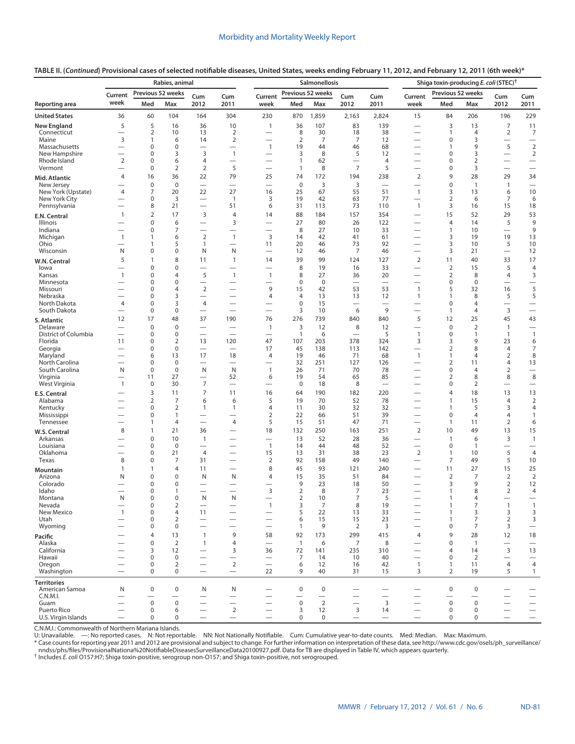**TABLE II. (*Continued*) Provisional cases of selected notifiable diseases, United States, weeks ending February 11, 2012, and February 12, 2011 (6th week)***

| Reporting area | Rabies, animal | | | | | Salmonellosis | | | | | Shiga toxin-producing *E. coli* (STEC)† | | | | |
|---|---|---|---|---|---|---|---|---|---|---|---|---|---|---|---|
| | Current week | Previous 52 weeks Med | Previous 52 weeks Max | Cum 2012 | Cum 2011 | Current week | Previous 52 weeks Med | Previous 52 weeks Max | Cum 2012 | Cum 2011 | Current week | Previous 52 weeks Med | Previous 52 weeks Max | Cum 2012 | Cum 2011 |
| **United States** | 36 | 60 | 104 | 164 | 304 | 230 | 870 | 1,859 | 2,163 | 2,824 | 15 | 84 | 206 | 196 | 229 |
| **New England** | 5 | 5 | 16 | 36 | 10 | 1 | 36 | 107 | 83 | 139 | — | 3 | 13 | 7 | 11 |
| Connecticut | — | 2 | 10 | 13 | 2 | — | 8 | 30 | 18 | 38 | — | 1 | 4 | 2 | 7 |
| Maine | 3 | 1 | 6 | 14 | 2 | — | 2 | 7 | 7 | 12 | — | 0 | 3 | — | — |
| Massachusetts | — | 0 | 0 | — | — | 1 | 19 | 44 | 46 | 68 | — | 1 | 9 | 5 | 2 |
| New Hampshire | — | 0 | 3 | 3 | 1 | — | 3 | 8 | 5 | 12 | — | 0 | 3 | — | 2 |
| Rhode Island | 2 | 0 | 6 | 4 | — | — | 1 | 62 | — | 4 | — | 0 | 2 | — | — |
| Vermont | — | 0 | 2 | 2 | 5 | — | 1 | 8 | 7 | 5 | — | 0 | 3 | — | — |
| **Mid. Atlantic** | 4 | 16 | 36 | 22 | 79 | 25 | 74 | 172 | 194 | 238 | 2 | 9 | 28 | 29 | 34 |
| New Jersey | — | 0 | 0 | — | — | — | 0 | 3 | 3 | — | — | 0 | 1 | 1 | — |
| New York (Upstate) | 4 | 7 | 20 | 22 | 27 | 16 | 25 | 67 | 55 | 51 | 1 | 3 | 13 | 6 | 10 |
| New York City | — | 0 | 3 | — | 1 | 3 | 19 | 42 | 63 | 77 | — | 2 | 6 | 7 | 6 |
| Pennsylvania | — | 8 | 21 | — | 51 | 6 | 31 | 113 | 73 | 110 | 1 | 3 | 16 | 15 | 18 |
| **E.N. Central** | 1 | 2 | 17 | 3 | 4 | 14 | 88 | 184 | 157 | 354 | — | 15 | 52 | 29 | 53 |
| Illinois | — | 0 | 6 | — | 3 | — | 27 | 80 | 26 | 122 | — | 4 | 14 | 5 | 9 |
| Indiana | — | 0 | 7 | — | — | — | 8 | 27 | 10 | 33 | — | 1 | 10 | — | 9 |
| Michigan | 1 | 1 | 6 | 2 | 1 | 3 | 14 | 42 | 41 | 61 | — | 3 | 19 | 19 | 13 |
| Ohio | — | 1 | 5 | 1 | — | 11 | 20 | 46 | 73 | 92 | — | 3 | 10 | 5 | 10 |
| Wisconsin | N | 0 | 0 | N | N | — | 12 | 46 | 7 | 46 | — | 3 | 21 | — | 12 |
| **W.N. Central** | 5 | 1 | 8 | 11 | 1 | 14 | 39 | 99 | 124 | 127 | 2 | 11 | 40 | 33 | 17 |
| Iowa | — | 0 | 0 | — | — | — | 8 | 19 | 16 | 33 | — | 2 | 15 | 5 | 4 |
| Kansas | 1 | 0 | 4 | 5 | 1 | 1 | 8 | 27 | 36 | 20 | — | 2 | 8 | 4 | 3 |
| Minnesota | — | 0 | 0 | — | — | — | 0 | 0 | — | — | — | 0 | 0 | — | — |
| Missouri | — | 0 | 4 | 2 | — | 9 | 15 | 42 | 53 | 53 | 1 | 5 | 32 | 16 | 5 |
| Nebraska | — | 0 | 3 | — | — | 4 | 4 | 13 | 13 | 12 | 1 | 1 | 8 | 5 | 5 |
| North Dakota | 4 | 0 | 3 | 4 | — | — | 0 | 15 | — | — | — | 0 | 4 | — | — |
| South Dakota | — | 0 | 0 | — | — | — | 3 | 10 | 6 | 9 | — | 1 | 4 | 3 | — |
| **S. Atlantic** | 12 | 17 | 48 | 37 | 190 | 76 | 276 | 739 | 840 | 840 | 5 | 12 | 25 | 45 | 43 |
| Delaware | — | 0 | 0 | — | — | 1 | 3 | 12 | 8 | 12 | — | 0 | 2 | 1 | — |
| District of Columbia | — | 0 | 0 | — | — | — | 1 | 6 | — | 5 | 1 | 0 | 1 | 1 | 1 |
| Florida | 11 | 0 | 2 | 13 | 120 | 47 | 107 | 203 | 378 | 324 | 3 | 3 | 9 | 23 | 6 |
| Georgia | — | 0 | 0 | — | — | 17 | 45 | 138 | 113 | 142 | — | 2 | 8 | 4 | 7 |
| Maryland | — | 6 | 13 | 17 | 18 | 4 | 19 | 46 | 71 | 68 | 1 | 1 | 4 | 2 | 8 |
| North Carolina | — | 0 | 0 | — | — | — | 32 | 251 | 127 | 126 | — | 2 | 11 | 4 | 13 |
| South Carolina | N | 0 | 0 | N | N | 1 | 26 | 71 | 70 | 78 | — | 0 | 4 | 2 | — |
| Virginia | — | 11 | 27 | — | 52 | 6 | 19 | 54 | 65 | 85 | — | 2 | 8 | 8 | 8 |
| West Virginia | 1 | 0 | 30 | 7 | — | — | 0 | 18 | 8 | — | — | 0 | 2 | — | — |
| **E.S. Central** | — | 3 | 11 | 7 | 11 | 16 | 64 | 190 | 182 | 220 | — | 4 | 18 | 13 | 13 |
| Alabama | — | 2 | 7 | 6 | 6 | 5 | 19 | 70 | 52 | 78 | — | 1 | 15 | 4 | 2 |
| Kentucky | — | 0 | 2 | 1 | 1 | 4 | 11 | 30 | 32 | 32 | — | 1 | 5 | 3 | 4 |
| Mississippi | — | 0 | 1 | — | — | 2 | 22 | 66 | 51 | 39 | — | 0 | 4 | 4 | 1 |
| Tennessee | — | 1 | 4 | — | 4 | 5 | 15 | 51 | 47 | 71 | — | 1 | 11 | 2 | 6 |
| **W.S. Central** | 8 | 1 | 21 | 36 | — | 18 | 132 | 250 | 163 | 251 | 2 | 10 | 49 | 13 | 15 |
| Arkansas | — | 0 | 10 | 1 | — | — | 13 | 52 | 28 | 36 | — | 1 | 6 | 3 | 1 |
| Louisiana | — | 0 | 0 | — | — | 1 | 14 | 44 | 48 | 52 | — | 0 | 1 | — | — |
| Oklahoma | — | 0 | 21 | 4 | — | 15 | 13 | 31 | 38 | 23 | 2 | 1 | 10 | 5 | 4 |
| Texas | 8 | 0 | 7 | 31 | — | 2 | 92 | 158 | 49 | 140 | — | 7 | 49 | 5 | 10 |
| **Mountain** | 1 | 1 | 4 | 11 | — | 8 | 45 | 93 | 121 | 240 | — | 11 | 27 | 15 | 25 |
| Arizona | N | 0 | 0 | N | N | 4 | 15 | 35 | 51 | 84 | — | 2 | 7 | 2 | 2 |
| Colorado | — | 0 | 0 | — | — | — | 9 | 23 | 18 | 50 | — | 3 | 9 | 2 | 12 |
| Idaho | — | 0 | 1 | — | — | 3 | 2 | 8 | 7 | 23 | — | 1 | 8 | 2 | 4 |
| Montana | N | 0 | 0 | N | N | — | 2 | 10 | 7 | 5 | — | 1 | 4 | — | — |
| Nevada | — | 0 | 2 | — | — | 1 | 3 | 7 | 8 | 19 | — | 1 | 7 | 1 | 1 |
| New Mexico | 1 | 0 | 4 | 11 | — | — | 5 | 22 | 13 | 33 | — | 1 | 3 | 3 | 3 |
| Utah | — | 0 | 2 | — | — | — | 6 | 15 | 15 | 23 | — | 1 | 7 | 2 | 3 |
| Wyoming | — | 0 | 0 | — | — | — | 1 | 9 | 2 | 3 | — | 0 | 7 | 3 | — |
| **Pacific** | — | 4 | 13 | 1 | 9 | 58 | 92 | 173 | 299 | 415 | 4 | 9 | 28 | 12 | 18 |
| Alaska | — | 0 | 2 | 1 | 4 | — | 1 | 6 | 7 | 8 | — | 0 | 1 | — | — |
| California | — | 3 | 12 | — | 3 | 36 | 72 | 141 | 235 | 310 | — | 4 | 14 | 3 | 13 |
| Hawaii | — | 0 | 0 | — | — | — | 7 | 14 | 10 | 40 | — | 0 | 2 | — | — |
| Oregon | — | 0 | 2 | — | 2 | — | 6 | 12 | 16 | 42 | 1 | 1 | 11 | 4 | 4 |
| Washington | — | 0 | 0 | — | — | 22 | 9 | 40 | 31 | 15 | 3 | 2 | 19 | 5 | 1 |
| **Territories** | | | | | | | | | | | | | | | |
| American Samoa | N | 0 | 0 | N | N | — | 0 | 0 | — | — | — | 0 | 0 | — | — |
| C.N.M.I. | — | — | — | — | — | — | — | — | — | — | — | — | — | — | — |
| Guam | — | 0 | 0 | — | — | — | 0 | 2 | — | 3 | — | 0 | 0 | — | — |
| Puerto Rico | — | 0 | 6 | — | 2 | — | 3 | 12 | 3 | 14 | — | 0 | 0 | — | — |
| U.S. Virgin Islands | — | 0 | 0 | — | — | — | 0 | 0 | — | — | — | 0 | 0 | — | — |

C.N.M.I.: Commonwealth of Northern Mariana Islands.
U: Unavailable. —: No reported cases. N: Not reportable. NN: Not Nationally Notifiable. Cum: Cumulative year-to-date counts. Med: Median. Max: Maximum.
* Case counts for reporting year 2011 and 2012 are provisional and subject to change. For further information on interpretation of these data, see http://www.cdc.gov/osels/ph_surveillance/nndss/phs/files/ProvisionalNationa%20NotifiableDiseasesSurveillanceData20100927.pdf. Data for TB are displayed in Table IV, which appears quarterly.
† Includes *E. coli* O157:H7; Shiga toxin-positive, serogroup non-O157; and Shiga toxin-positive, not serogrouped.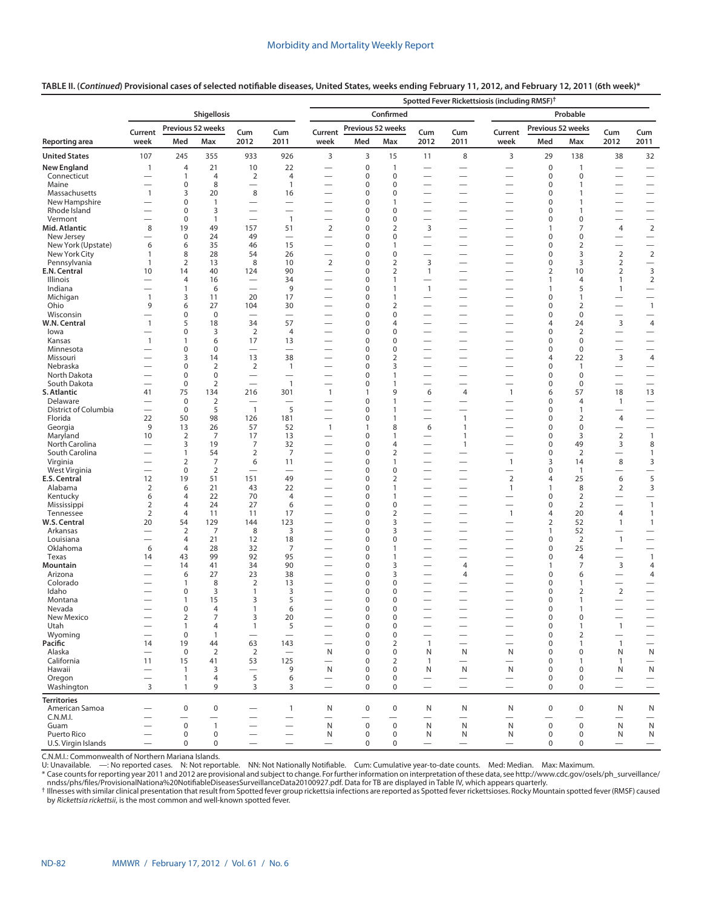**TABLE II. (*Continued*) Provisional cases of selected notifiable diseases, United States, weeks ending February 11, 2012, and February 12, 2011 (6th week)***

| | Shigellosis | | | | | Spotted Fever Rickettsiosis (including RMSF)† | | | | | | | | | |
|---|---|---|---|---|---|---|---|---|---|---|---|---|---|---|---|
| | | | | | | Confirmed | | | | | Probable | | | | |
| | Current | Previous 52 weeks | | Cum | Cum | Current | Previous 52 weeks | | Cum | Cum | Current | Previous 52 weeks | | Cum | Cum |
| Reporting area | week | Med | Max | 2012 | 2011 | week | Med | Max | 2012 | 2011 | week | Med | Max | 2012 | 2011 |
| **United States** | 107 | 245 | 355 | 933 | 926 | 3 | 3 | 15 | 11 | 8 | 3 | 29 | 138 | 38 | 32 |
| **New England** | 1 | 4 | 21 | 10 | 22 | — | 0 | 1 | — | — | — | 0 | 1 | — | — |
| Connecticut | — | 1 | 4 | 2 | 4 | — | 0 | 0 | — | — | — | 0 | 0 | — | — |
| Maine | — | 0 | 8 | — | 1 | — | 0 | 0 | — | — | — | 0 | 1 | — | — |
| Massachusetts | 1 | 3 | 20 | 8 | 16 | — | 0 | 0 | — | — | — | 0 | 1 | — | — |
| New Hampshire | — | 0 | 1 | — | — | — | 0 | 1 | — | — | — | 0 | 1 | — | — |
| Rhode Island | — | 0 | 3 | — | — | — | 0 | 0 | — | — | — | 0 | 1 | — | — |
| Vermont | — | 0 | 1 | — | 1 | — | 0 | 0 | — | — | — | 0 | 0 | — | — |
| **Mid. Atlantic** | 8 | 19 | 49 | 157 | 51 | 2 | 0 | 2 | 3 | — | — | 1 | 7 | 4 | 2 |
| New Jersey | — | 0 | 24 | 49 | — | — | 0 | 0 | — | — | — | 0 | 0 | — | — |
| New York (Upstate) | 6 | 6 | 35 | 46 | 15 | — | 0 | 1 | — | — | — | 0 | 2 | — | — |
| New York City | 1 | 8 | 28 | 54 | 26 | — | 0 | 0 | — | — | — | 0 | 3 | 2 | 2 |
| Pennsylvania | 1 | 2 | 13 | 8 | 10 | 2 | 0 | 2 | 3 | — | — | 0 | 3 | 2 | — |
| **E.N. Central** | 10 | 14 | 40 | 124 | 90 | — | 0 | 2 | 1 | — | — | 2 | 10 | 2 | 3 |
| Illinois | — | 4 | 16 | — | 34 | — | 0 | 1 | — | — | — | 1 | 4 | 1 | 2 |
| Indiana | — | 1 | 6 | — | 9 | — | 0 | 1 | 1 | — | — | 1 | 5 | 1 | — |
| Michigan | 1 | 3 | 11 | 20 | 17 | — | 0 | 1 | — | — | — | 0 | 1 | — | — |
| Ohio | 9 | 6 | 27 | 104 | 30 | — | 0 | 2 | — | — | — | 0 | 2 | — | 1 |
| Wisconsin | — | 0 | 0 | — | — | — | 0 | 0 | — | — | — | 0 | 0 | — | — |
| **W.N. Central** | 1 | 5 | 18 | 34 | 57 | — | 0 | 4 | — | — | — | 4 | 24 | 3 | 4 |
| Iowa | — | 0 | 3 | 2 | 4 | — | 0 | 0 | — | — | — | 0 | 2 | — | — |
| Kansas | 1 | 1 | 6 | 17 | 13 | — | 0 | 0 | — | — | — | 0 | 0 | — | — |
| Minnesota | — | 0 | 0 | — | — | — | 0 | 0 | — | — | — | 0 | 0 | — | — |
| Missouri | — | 3 | 14 | 13 | 38 | — | 0 | 2 | — | — | — | 4 | 22 | 3 | 4 |
| Nebraska | — | 0 | 2 | 2 | 1 | — | 0 | 3 | — | — | — | 0 | 1 | — | — |
| North Dakota | — | 0 | 0 | — | — | — | 0 | 1 | — | — | — | 0 | 0 | — | — |
| South Dakota | — | 0 | 2 | — | 1 | — | 0 | 1 | — | — | — | 0 | 0 | — | — |
| **S. Atlantic** | 41 | 75 | 134 | 216 | 301 | 1 | 1 | 9 | 6 | 4 | 1 | 6 | 57 | 18 | 13 |
| Delaware | — | 0 | 2 | — | — | — | 0 | 1 | — | — | — | 0 | 4 | 1 | — |
| District of Columbia | — | 0 | 5 | 1 | 5 | — | 0 | 1 | — | — | — | 0 | 1 | — | — |
| Florida | 22 | 50 | 98 | 126 | 181 | — | 0 | 1 | — | 1 | — | 0 | 2 | 4 | — |
| Georgia | 9 | 13 | 26 | 57 | 52 | 1 | 1 | 8 | 6 | 1 | — | 0 | 0 | — | — |
| Maryland | 10 | 2 | 7 | 17 | 13 | — | 0 | 1 | — | 1 | — | 0 | 3 | 2 | 1 |
| North Carolina | — | 3 | 19 | 7 | 32 | — | 0 | 4 | — | 1 | — | 0 | 49 | 3 | 8 |
| South Carolina | — | 1 | 54 | 2 | 7 | — | 0 | 2 | — | — | — | 0 | 2 | — | 1 |
| Virginia | — | 2 | 7 | 6 | 11 | — | 0 | 1 | — | — | 1 | 3 | 14 | 8 | 3 |
| West Virginia | — | 0 | 2 | — | — | — | 0 | 0 | — | — | — | 0 | 1 | — | — |
| **E.S. Central** | 12 | 19 | 51 | 151 | 49 | — | 0 | 2 | — | — | 2 | 4 | 25 | 6 | 5 |
| Alabama | 2 | 6 | 21 | 43 | 22 | — | 0 | 1 | — | — | 1 | 1 | 8 | 2 | 3 |
| Kentucky | 6 | 4 | 22 | 70 | 4 | — | 0 | 1 | — | — | — | 0 | 2 | — | — |
| Mississippi | 2 | 4 | 24 | 27 | 6 | — | 0 | 0 | — | — | — | 0 | 2 | — | 1 |
| Tennessee | 2 | 4 | 11 | 11 | 17 | — | 0 | 2 | — | — | 1 | 4 | 20 | 4 | 1 |
| **W.S. Central** | 20 | 54 | 129 | 144 | 123 | — | 0 | 3 | — | — | — | 2 | 52 | 1 | 1 |
| Arkansas | — | 2 | 7 | 8 | 3 | — | 0 | 3 | — | — | — | 1 | 52 | — | — |
| Louisiana | — | 4 | 21 | 12 | 18 | — | 0 | 0 | — | — | — | 0 | 2 | 1 | — |
| Oklahoma | 6 | 4 | 28 | 32 | 7 | — | 0 | 1 | — | — | — | 0 | 25 | — | — |
| Texas | 14 | 43 | 99 | 92 | 95 | — | 0 | 1 | — | — | — | 0 | 4 | — | 1 |
| **Mountain** | — | 14 | 41 | 34 | 90 | — | 0 | 3 | — | 4 | — | 1 | 7 | 3 | 4 |
| Arizona | — | 6 | 27 | 23 | 38 | — | 0 | 3 | — | 4 | — | 0 | 6 | — | 4 |
| Colorado | — | 1 | 8 | 2 | 13 | — | 0 | 0 | — | — | — | 0 | 1 | — | — |
| Idaho | — | 0 | 3 | 1 | 3 | — | 0 | 0 | — | — | — | 0 | 2 | 2 | — |
| Montana | — | 1 | 15 | 3 | 5 | — | 0 | 0 | — | — | — | 0 | 1 | — | — |
| Nevada | — | 0 | 4 | 1 | 6 | — | 0 | 0 | — | — | — | 0 | 1 | — | — |
| New Mexico | — | 2 | 7 | 3 | 20 | — | 0 | 0 | — | — | — | 0 | 0 | — | — |
| Utah | — | 1 | 4 | 1 | 5 | — | 0 | 0 | — | — | — | 0 | 1 | 1 | — |
| Wyoming | — | 0 | 1 | — | — | — | 0 | 0 | — | — | — | 0 | 2 | — | — |
| **Pacific** | 14 | 19 | 44 | 63 | 143 | — | 0 | 2 | 1 | — | — | 0 | 1 | 1 | — |
| Alaska | — | 0 | 2 | 2 | — | N | 0 | 0 | N | N | N | 0 | 0 | N | N |
| California | 11 | 15 | 41 | 53 | 125 | — | 0 | 2 | 1 | — | — | 0 | 1 | 1 | — |
| Hawaii | — | 1 | 3 | — | 9 | N | 0 | 0 | N | N | N | 0 | 0 | N | N |
| Oregon | — | 1 | 4 | 5 | 6 | — | 0 | 0 | — | — | — | 0 | 0 | — | — |
| Washington | 3 | 1 | 9 | 3 | 3 | — | 0 | 0 | — | — | — | 0 | 0 | — | — |
| **Territories** | | | | | | | | | | | | | | | |
| American Samoa | — | 0 | 0 | — | 1 | N | 0 | 0 | N | N | N | 0 | 0 | N | N |
| C.N.M.I. | — | — | — | — | — | — | — | — | — | — | — | — | — | — | — |
| Guam | — | 0 | 1 | — | — | N | 0 | 0 | N | N | N | 0 | 0 | N | N |
| Puerto Rico | — | 0 | 0 | — | — | N | 0 | 0 | N | N | N | 0 | 0 | N | N |
| U.S. Virgin Islands | — | 0 | 0 | — | — | — | 0 | 0 | — | — | — | 0 | 0 | — | — |

C.N.M.I.: Commonwealth of Northern Mariana Islands.

U: Unavailable. —: No reported cases. N: Not reportable. NN: Not Nationally Notifiable. Cum: Cumulative year-to-date counts. Med: Median. Max: Maximum.

\* Case counts for reporting year 2011 and 2012 are provisional and subject to change. For further information on interpretation of these data, see http://www.cdc.gov/osels/ph_surveillance/nndss/phs/files/ProvisionalNationa%20NotifiableDiseasesSurveillanceData20100927.pdf. Data for TB are displayed in Table IV, which appears quarterly.

† Illnesses with similar clinical presentation that result from Spotted fever group rickettsia infections are reported as Spotted fever rickettsioses. Rocky Mountain spotted fever (RMSF) caused by *Rickettsia rickettsii*, is the most common and well-known spotted fever.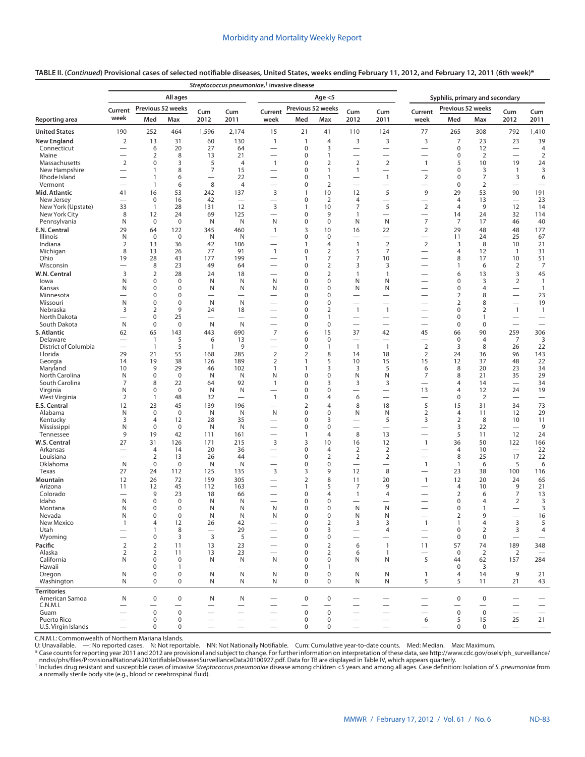**TABLE II. (*Continued*) Provisional cases of selected notifiable diseases, United States, weeks ending February 11, 2012, and February 12, 2011 (6th week)***

| | *Streptococcus pneumoniae*,[†] invasive disease | | | | | | | | | | Syphilis, primary and secondary | | | | |
|---|---|---|---|---|---|---|---|---|---|---|---|---|---|---|---|
| | All ages | | | | | Age <5 | | | | | | | | | |
| | Current week | Previous 52 weeks | | Cum 2012 | Cum 2011 | Current week | Previous 52 weeks | | Cum 2012 | Cum 2011 | Current week | Previous 52 weeks | | Cum 2012 | Cum 2011 |
| Reporting area | | Med | Max | | | | Med | Max | | | | Med | Max | | |
| **United States** | 190 | 252 | 464 | 1,596 | 2,174 | 15 | 21 | 41 | 110 | 124 | 77 | 265 | 308 | 792 | 1,410 |
| **New England** | 2 | 13 | 31 | 60 | 130 | 1 | 1 | 4 | 3 | 3 | 3 | 7 | 23 | 23 | 39 |
| Connecticut | — | 6 | 20 | 27 | 64 | — | 0 | 3 | — | — | — | 0 | 12 | — | 4 |
| Maine | — | 2 | 8 | 13 | 21 | — | 0 | 1 | — | — | — | 0 | 2 | — | 2 |
| Massachusetts | 2 | 0 | 3 | 5 | 4 | 1 | 0 | 2 | 2 | 2 | 1 | 5 | 10 | 19 | 24 |
| New Hampshire | — | 1 | 8 | 7 | 15 | — | 0 | 1 | 1 | — | — | 0 | 3 | 1 | 3 |
| Rhode Island | — | 1 | 6 | — | 22 | — | 0 | 1 | — | 1 | 2 | 0 | 7 | 3 | 6 |
| Vermont | — | 1 | 6 | 8 | 4 | — | 0 | 2 | — | — | — | 0 | 2 | — | — |
| **Mid. Atlantic** | 41 | 16 | 53 | 242 | 137 | 3 | 1 | 10 | 12 | 5 | 9 | 29 | 53 | 90 | 191 |
| New Jersey | — | 0 | 16 | 42 | — | — | 0 | 2 | 4 | — | — | 4 | 13 | — | 23 |
| New York (Upstate) | 33 | 1 | 28 | 131 | 12 | 3 | 1 | 10 | 7 | 5 | 2 | 4 | 9 | 12 | 14 |
| New York City | 8 | 12 | 24 | 69 | 125 | — | 0 | 9 | 1 | — | — | 14 | 24 | 32 | 114 |
| Pennsylvania | N | 0 | 0 | N | N | N | 0 | 0 | N | N | 7 | 7 | 17 | 46 | 40 |
| **E.N. Central** | 29 | 64 | 122 | 345 | 460 | 1 | 3 | 10 | 16 | 22 | 2 | 29 | 48 | 48 | 177 |
| Illinois | N | 0 | 0 | N | N | — | 0 | 0 | — | — | — | 11 | 24 | 25 | 67 |
| Indiana | 2 | 13 | 36 | 42 | 106 | — | 1 | 4 | 1 | 2 | 2 | 3 | 8 | 10 | 21 |
| Michigan | 8 | 13 | 26 | 77 | 91 | 1 | 0 | 2 | 5 | 7 | — | 4 | 12 | 1 | 31 |
| Ohio | 19 | 28 | 43 | 177 | 199 | — | 1 | 7 | 7 | 10 | — | 8 | 17 | 10 | 51 |
| Wisconsin | — | 8 | 23 | 49 | 64 | — | 0 | 2 | 3 | 3 | — | 1 | 6 | 2 | 7 |
| **W.N. Central** | 3 | 2 | 28 | 24 | 18 | — | 0 | 2 | 1 | 1 | — | 6 | 13 | 3 | 45 |
| Iowa | N | 0 | 0 | N | N | N | 0 | 0 | N | N | — | 0 | 3 | 2 | 1 |
| Kansas | N | 0 | 0 | N | N | N | 0 | 0 | N | N | — | 0 | 4 | — | 1 |
| Minnesota | — | 0 | 0 | — | — | — | 0 | 0 | — | — | — | 2 | 8 | — | 23 |
| Missouri | N | 0 | 0 | N | N | — | 0 | 0 | — | — | — | 2 | 8 | — | 19 |
| Nebraska | 3 | 2 | 9 | 24 | 18 | — | 0 | 2 | 1 | 1 | — | 0 | 2 | 1 | 1 |
| North Dakota | — | 0 | 25 | — | — | — | 0 | 1 | — | — | — | 0 | 1 | — | — |
| South Dakota | N | 0 | 0 | N | N | — | 0 | 0 | — | — | — | 0 | 0 | — | — |
| **S. Atlantic** | 62 | 65 | 143 | 443 | 690 | 7 | 6 | 15 | 37 | 42 | 45 | 66 | 90 | 259 | 306 |
| Delaware | — | 1 | 5 | 6 | 13 | — | 0 | 0 | — | — | — | 0 | 4 | 7 | 3 |
| District of Columbia | — | 1 | 5 | 1 | 9 | — | 0 | 1 | 1 | 1 | 2 | 3 | 8 | 26 | 22 |
| Florida | 29 | 21 | 55 | 168 | 285 | 2 | 2 | 8 | 14 | 18 | 2 | 24 | 36 | 96 | 143 |
| Georgia | 14 | 19 | 38 | 126 | 189 | 2 | 1 | 5 | 10 | 15 | 15 | 12 | 37 | 48 | 22 |
| Maryland | 10 | 9 | 29 | 46 | 102 | 1 | 1 | 3 | 3 | 5 | 6 | 8 | 20 | 23 | 34 |
| North Carolina | N | 0 | 0 | N | N | N | 0 | 0 | N | N | 7 | 8 | 21 | 35 | 29 |
| South Carolina | 7 | 8 | 22 | 64 | 92 | 1 | 0 | 3 | 3 | 3 | — | 4 | 14 | — | 34 |
| Virginia | N | 0 | 0 | N | N | — | 0 | 0 | — | — | 13 | 4 | 12 | 24 | 19 |
| West Virginia | 2 | 1 | 48 | 32 | — | 1 | 0 | 4 | 6 | — | — | 0 | 2 | — | — |
| **E.S. Central** | 12 | 23 | 45 | 139 | 196 | — | 2 | 4 | 8 | 18 | 5 | 15 | 31 | 34 | 73 |
| Alabama | N | 0 | 0 | N | N | N | 0 | 0 | N | N | 2 | 4 | 11 | 12 | 29 |
| Kentucky | 3 | 4 | 12 | 28 | 35 | — | 0 | 3 | — | 5 | 3 | 2 | 8 | 10 | 11 |
| Mississippi | N | 0 | 0 | N | N | — | 0 | 0 | — | — | — | 3 | 22 | — | 9 |
| Tennessee | 9 | 19 | 42 | 111 | 161 | — | 1 | 4 | 8 | 13 | — | 5 | 11 | 12 | 24 |
| **W.S. Central** | 27 | 31 | 126 | 171 | 215 | 3 | 3 | 10 | 16 | 12 | 1 | 36 | 50 | 122 | 166 |
| Arkansas | — | 4 | 14 | 20 | 36 | — | 0 | 4 | 2 | 2 | — | 4 | 10 | — | 22 |
| Louisiana | — | 2 | 13 | 26 | 44 | — | 0 | 2 | 2 | 2 | — | 8 | 25 | 17 | 22 |
| Oklahoma | N | 0 | 0 | N | N | — | 0 | 0 | — | — | 1 | 1 | 6 | 5 | 6 |
| Texas | 27 | 24 | 112 | 125 | 135 | 3 | 3 | 9 | 12 | 8 | — | 23 | 38 | 100 | 116 |
| **Mountain** | 12 | 26 | 72 | 159 | 305 | — | 2 | 8 | 11 | 20 | 1 | 12 | 20 | 24 | 65 |
| Arizona | 11 | 12 | 45 | 112 | 163 | — | 1 | 5 | 7 | 9 | — | 4 | 10 | 9 | 21 |
| Colorado | — | 9 | 23 | 18 | 66 | — | 0 | 4 | 1 | 4 | — | 2 | 6 | 7 | 13 |
| Idaho | N | 0 | 0 | N | N | — | 0 | 0 | — | — | — | 0 | 4 | 2 | 3 |
| Montana | N | 0 | 0 | N | N | N | 0 | 0 | N | N | — | 0 | 1 | — | 3 |
| Nevada | N | 0 | 0 | N | N | N | 0 | 0 | N | N | — | 2 | 9 | — | 16 |
| New Mexico | 1 | 4 | 12 | 26 | 42 | — | 0 | 2 | 3 | 3 | 1 | 1 | 4 | 3 | 5 |
| Utah | — | 1 | 8 | — | 29 | — | 0 | 3 | — | 4 | — | 0 | 2 | 3 | 4 |
| Wyoming | — | 0 | 3 | 3 | 5 | — | 0 | 0 | — | — | — | 0 | 0 | — | — |
| **Pacific** | 2 | 2 | 11 | 13 | 23 | — | 0 | 2 | 6 | 1 | 11 | 57 | 74 | 189 | 348 |
| Alaska | 2 | 2 | 11 | 13 | 23 | — | 0 | 2 | 6 | 1 | — | 0 | 2 | 2 | — |
| California | N | 0 | 0 | N | N | N | 0 | 0 | N | N | 5 | 44 | 62 | 157 | 284 |
| Hawaii | — | 0 | 1 | — | — | — | 0 | 1 | — | — | — | 0 | 3 | — | — |
| Oregon | N | 0 | 0 | N | N | N | 0 | 0 | N | N | 1 | 4 | 14 | 9 | 21 |
| Washington | N | 0 | 0 | N | N | N | 0 | 0 | N | N | 5 | 5 | 11 | 21 | 43 |
| **Territories** | | | | | | | | | | | | | | | |
| American Samoa | N | 0 | 0 | N | N | — | 0 | 0 | — | — | — | 0 | 0 | — | — |
| C.N.M.I. | — | — | — | — | — | — | — | — | — | — | — | — | — | — | — |
| Guam | — | 0 | 0 | — | — | — | 0 | 0 | — | — | — | 0 | 0 | — | — |
| Puerto Rico | — | 0 | 0 | — | — | — | 0 | 0 | — | — | 6 | 5 | 15 | 25 | 21 |
| U.S. Virgin Islands | — | 0 | 0 | — | — | — | 0 | 0 | — | — | — | 0 | 0 | — | — |

C.N.M.I.: Commonwealth of Northern Mariana Islands.
U: Unavailable. —: No reported cases. N: Not reportable. NN: Not Nationally Notifiable. Cum: Cumulative year-to-date counts. Med: Median. Max: Maximum.
\* Case counts for reporting year 2011 and 2012 are provisional and subject to change. For further information on interpretation of these data, see http://www.cdc.gov/osels/ph_surveillance/nndss/phs/files/ProvisionalNationa%20NotifiableDiseasesSurveillanceData20100927.pdf. Data for TB are displayed in Table IV, which appears quarterly.
† Includes drug resistant and susceptible cases of invasive *Streptococcus pneumoniae* disease among children <5 years and among all ages. Case definition: Isolation of *S. pneumoniae* from a normally sterile body site (e.g., blood or cerebrospinal fluid).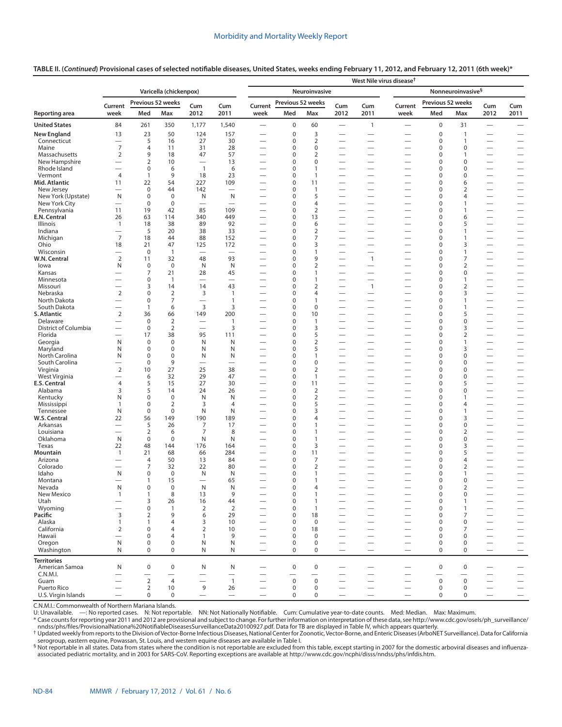**TABLE II. (*Continued*) Provisional cases of selected notifiable diseases, United States, weeks ending February 11, 2012, and February 12, 2011 (6th week)***

| Reporting area | Varicella (chickenpox) | | | | | West Nile virus disease† Neuroinvasive | | | | | West Nile virus disease† Nonneuroinvasive§ | | | | |
|---|---|---|---|---|---|---|---|---|---|---|---|---|---|---|---|
| | Current week | Previous 52 weeks Med | Previous 52 weeks Max | Cum 2012 | Cum 2011 | Current week | Previous 52 weeks Med | Previous 52 weeks Max | Cum 2012 | Cum 2011 | Current week | Previous 52 weeks Med | Previous 52 weeks Max | Cum 2012 | Cum 2011 |
| **United States** | 84 | 261 | 350 | 1,177 | 1,540 | — | 0 | 60 | — | 1 | — | 0 | 31 | — | — |
| **New England** | 13 | 23 | 50 | 124 | 157 | — | 0 | 3 | — | — | — | 0 | 1 | — | — |
| Connecticut | — | 5 | 16 | 27 | 30 | — | 0 | 2 | — | — | — | 0 | 1 | — | — |
| Maine | 7 | 4 | 11 | 31 | 28 | — | 0 | 0 | — | — | — | 0 | 0 | — | — |
| Massachusetts | 2 | 9 | 18 | 47 | 57 | — | 0 | 2 | — | — | — | 0 | 1 | — | — |
| New Hampshire | — | 2 | 10 | — | 13 | — | 0 | 0 | — | — | — | 0 | 0 | — | — |
| Rhode Island | — | 0 | 6 | 1 | 6 | — | 0 | 1 | — | — | — | 0 | 0 | — | — |
| Vermont | 4 | 1 | 9 | 18 | 23 | — | 0 | 1 | — | — | — | 0 | 0 | — | — |
| **Mid. Atlantic** | 11 | 22 | 54 | 227 | 109 | — | 0 | 11 | — | — | — | 0 | 6 | — | — |
| New Jersey | — | 0 | 44 | 142 | — | — | 0 | 1 | — | — | — | 0 | 2 | — | — |
| New York (Upstate) | N | 0 | 0 | N | N | — | 0 | 5 | — | — | — | 0 | 4 | — | — |
| New York City | — | 0 | 0 | — | — | — | 0 | 4 | — | — | — | 0 | 1 | — | — |
| Pennsylvania | 11 | 19 | 42 | 85 | 109 | — | 0 | 2 | — | — | — | 0 | 1 | — | — |
| **E.N. Central** | 26 | 63 | 114 | 340 | 449 | — | 0 | 13 | — | — | — | 0 | 6 | — | — |
| Illinois | 1 | 18 | 38 | 89 | 92 | — | 0 | 6 | — | — | — | 0 | 5 | — | — |
| Indiana | — | 5 | 20 | 38 | 33 | — | 0 | 2 | — | — | — | 0 | 1 | — | — |
| Michigan | 7 | 18 | 44 | 88 | 152 | — | 0 | 7 | — | — | — | 0 | 1 | — | — |
| Ohio | 18 | 21 | 47 | 125 | 172 | — | 0 | 3 | — | — | — | 0 | 3 | — | — |
| Wisconsin | — | 0 | 1 | — | — | — | 0 | 1 | — | — | — | 0 | 1 | — | — |
| **W.N. Central** | 2 | 11 | 32 | 48 | 93 | — | 0 | 9 | — | 1 | — | 0 | 7 | — | — |
| Iowa | N | 0 | 0 | N | N | — | 0 | 2 | — | — | — | 0 | 2 | — | — |
| Kansas | — | 7 | 21 | 28 | 45 | — | 0 | 1 | — | — | — | 0 | 0 | — | — |
| Minnesota | — | 0 | 1 | — | — | — | 0 | 1 | — | — | — | 0 | 1 | — | — |
| Missouri | — | 3 | 14 | 14 | 43 | — | 0 | 2 | — | 1 | — | 0 | 2 | — | — |
| Nebraska | 2 | 0 | 2 | 3 | 1 | — | 0 | 4 | — | — | — | 0 | 3 | — | — |
| North Dakota | — | 0 | 7 | — | 1 | — | 0 | 1 | — | — | — | 0 | 1 | — | — |
| South Dakota | — | 1 | 6 | 3 | 3 | — | 0 | 0 | — | — | — | 0 | 1 | — | — |
| **S. Atlantic** | 2 | 36 | 66 | 149 | 200 | — | 0 | 10 | — | — | — | 0 | 5 | — | — |
| Delaware | — | 0 | 2 | — | 1 | — | 0 | 1 | — | — | — | 0 | 0 | — | — |
| District of Columbia | — | 0 | 2 | — | 3 | — | 0 | 3 | — | — | — | 0 | 3 | — | — |
| Florida | — | 17 | 38 | 95 | 111 | — | 0 | 5 | — | — | — | 0 | 2 | — | — |
| Georgia | N | 0 | 0 | N | N | — | 0 | 2 | — | — | — | 0 | 1 | — | — |
| Maryland | N | 0 | 0 | N | N | — | 0 | 5 | — | — | — | 0 | 3 | — | — |
| North Carolina | N | 0 | 0 | N | N | — | 0 | 1 | — | — | — | 0 | 0 | — | — |
| South Carolina | — | 0 | 9 | — | — | — | 0 | 0 | — | — | — | 0 | 0 | — | — |
| Virginia | 2 | 10 | 27 | 25 | 38 | — | 0 | 2 | — | — | — | 0 | 0 | — | — |
| West Virginia | — | 6 | 32 | 29 | 47 | — | 0 | 1 | — | — | — | 0 | 0 | — | — |
| **E.S. Central** | 4 | 5 | 15 | 27 | 30 | — | 0 | 11 | — | — | — | 0 | 5 | — | — |
| Alabama | 3 | 5 | 14 | 24 | 26 | — | 0 | 2 | — | — | — | 0 | 0 | — | — |
| Kentucky | N | 0 | 0 | N | N | — | 0 | 2 | — | — | — | 0 | 1 | — | — |
| Mississippi | 1 | 0 | 2 | 3 | 4 | — | 0 | 5 | — | — | — | 0 | 4 | — | — |
| Tennessee | N | 0 | 0 | N | N | — | 0 | 3 | — | — | — | 0 | 1 | — | — |
| **W.S. Central** | 22 | 56 | 149 | 190 | 189 | — | 0 | 4 | — | — | — | 0 | 3 | — | — |
| Arkansas | — | 5 | 26 | 7 | 17 | — | 0 | 1 | — | — | — | 0 | 0 | — | — |
| Louisiana | — | 2 | 6 | 7 | 8 | — | 0 | 1 | — | — | — | 0 | 2 | — | — |
| Oklahoma | N | 0 | 0 | N | N | — | 0 | 1 | — | — | — | 0 | 0 | — | — |
| Texas | 22 | 48 | 144 | 176 | 164 | — | 0 | 3 | — | — | — | 0 | 3 | — | — |
| **Mountain** | 1 | 21 | 68 | 66 | 284 | — | 0 | 11 | — | — | — | 0 | 5 | — | — |
| Arizona | — | 4 | 50 | 13 | 84 | — | 0 | 7 | — | — | — | 0 | 4 | — | — |
| Colorado | — | 7 | 32 | 22 | 80 | — | 0 | 2 | — | — | — | 0 | 2 | — | — |
| Idaho | N | 0 | 0 | N | N | — | 0 | 1 | — | — | — | 0 | 1 | — | — |
| Montana | — | 1 | 15 | — | 65 | — | 0 | 1 | — | — | — | 0 | 0 | — | — |
| Nevada | N | 0 | 0 | N | N | — | 0 | 4 | — | — | — | 0 | 2 | — | — |
| New Mexico | 1 | 1 | 8 | 13 | 9 | — | 0 | 1 | — | — | — | 0 | 0 | — | — |
| Utah | — | 3 | 26 | 16 | 44 | — | 0 | 1 | — | — | — | 0 | 1 | — | — |
| Wyoming | — | 0 | 1 | 2 | 2 | — | 0 | 1 | — | — | — | 0 | 1 | — | — |
| **Pacific** | 3 | 2 | 9 | 6 | 29 | — | 0 | 18 | — | — | — | 0 | 7 | — | — |
| Alaska | 1 | 1 | 4 | 3 | 10 | — | 0 | 0 | — | — | — | 0 | 0 | — | — |
| California | 2 | 0 | 4 | 2 | 10 | — | 0 | 18 | — | — | — | 0 | 7 | — | — |
| Hawaii | — | 0 | 4 | 1 | 9 | — | 0 | 0 | — | — | — | 0 | 0 | — | — |
| Oregon | N | 0 | 0 | N | N | — | 0 | 0 | — | — | — | 0 | 0 | — | — |
| Washington | N | 0 | 0 | N | N | — | 0 | 0 | — | — | — | 0 | 0 | — | — |
| **Territories** | | | | | | | | | | | | | | | |
| American Samoa | N | 0 | 0 | N | N | — | 0 | 0 | — | — | — | 0 | 0 | — | — |
| C.N.M.I. | — | — | — | — | — | — | — | — | — | — | — | — | — | — | — |
| Guam | — | 2 | 4 | — | 1 | — | 0 | 0 | — | — | — | 0 | 0 | — | — |
| Puerto Rico | — | 2 | 10 | 9 | 26 | — | 0 | 0 | — | — | — | 0 | 0 | — | — |
| U.S. Virgin Islands | — | 0 | 0 | — | — | — | 0 | 0 | — | — | — | 0 | 0 | — | — |

C.N.M.I.: Commonwealth of Northern Mariana Islands.
U: Unavailable. —: No reported cases. N: Not reportable. NN: Not Nationally Notifiable. Cum: Cumulative year-to-date counts. Med: Median. Max: Maximum.
\* Case counts for reporting year 2011 and 2012 are provisional and subject to change. For further information on interpretation of these data, see http://www.cdc.gov/osels/ph_surveillance/nndss/phs/files/ProvisionalNationa%20NotifiableDiseasesSurveillanceData20100927.pdf. Data for TB are displayed in Table IV, which appears quarterly.
† Updated weekly from reports to the Division of Vector-Borne Infectious Diseases, National Center for Zoonotic, Vector-Borne, and Enteric Diseases (ArboNET Surveillance). Data for California serogroup, eastern equine, Powassan, St. Louis, and western equine diseases are available in Table I.
§ Not reportable in all states. Data from states where the condition is not reportable are excluded from this table, except starting in 2007 for the domestic arboviral diseases and influenza-associated pediatric mortality, and in 2003 for SARS-CoV. Reporting exceptions are available at http://www.cdc.gov/ncphi/disss/nndss/phs/infdis.htm.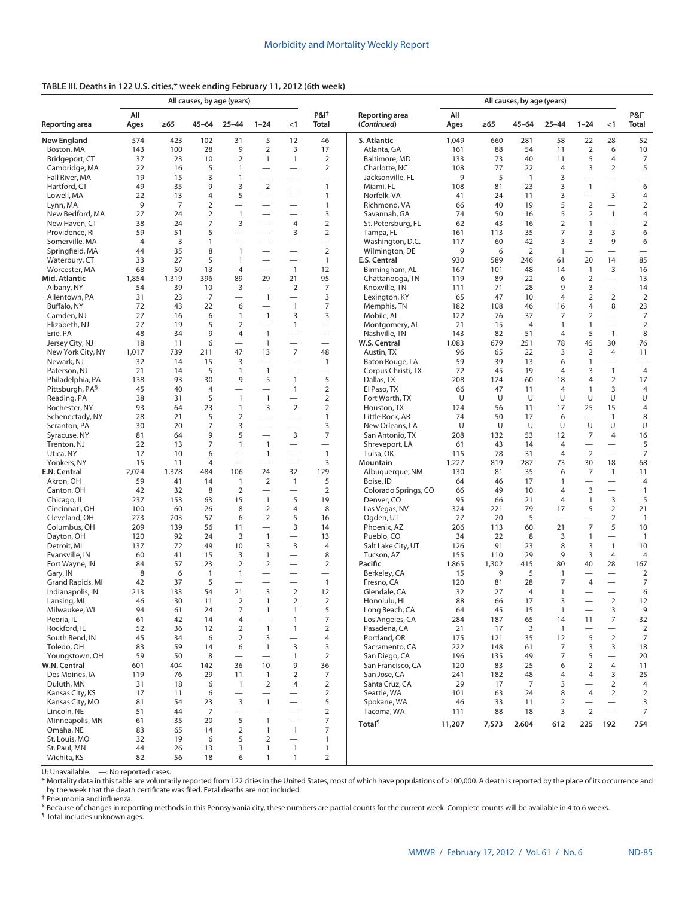**TABLE III. Deaths in 122 U.S. cities,* week ending February 11, 2012 (6th week)**

| Reporting area | All causes, by age (years) | | | | | | P&I[†] |
|---|---|---|---|---|---|---|---|
| | All Ages | ≥65 | 45–64 | 25–44 | 1–24 | <1 | Total |
| **New England** | 574 | 423 | 102 | 31 | 5 | 12 | 46 |
| Boston, MA | 143 | 100 | 28 | 9 | 2 | 3 | 17 |
| Bridgeport, CT | 37 | 23 | 10 | 2 | 1 | 1 | 2 |
| Cambridge, MA | 22 | 16 | 5 | 1 | — | — | 2 |
| Fall River, MA | 19 | 15 | 3 | 1 | — | — | — |
| Hartford, CT | 49 | 35 | 9 | 3 | 2 | — | 1 |
| Lowell, MA | 22 | 13 | 4 | 5 | — | — | 1 |
| Lynn, MA | 9 | 7 | 2 | — | — | — | 1 |
| New Bedford, MA | 27 | 24 | 2 | 1 | — | — | 3 |
| New Haven, CT | 38 | 24 | 7 | 3 | — | 4 | 2 |
| Providence, RI | 59 | 51 | 5 | — | — | 3 | 2 |
| Somerville, MA | 4 | 3 | 1 | — | — | — | — |
| Springfield, MA | 44 | 35 | 8 | 1 | — | — | 2 |
| Waterbury, CT | 33 | 27 | 5 | 1 | — | — | 1 |
| Worcester, MA | 68 | 50 | 13 | 4 | — | 1 | 12 |
| **Mid. Atlantic** | 1,854 | 1,319 | 396 | 89 | 29 | 21 | 95 |
| Albany, NY | 54 | 39 | 10 | 3 | — | 2 | 7 |
| Allentown, PA | 31 | 23 | 7 | — | 1 | — | 3 |
| Buffalo, NY | 72 | 43 | 22 | 6 | — | 1 | 7 |
| Camden, NJ | 27 | 16 | 6 | 1 | 1 | 3 | 3 |
| Elizabeth, NJ | 27 | 19 | 5 | 2 | — | 1 | — |
| Erie, PA | 48 | 34 | 9 | 4 | 1 | — | — |
| Jersey City, NJ | 18 | 11 | 6 | — | 1 | — | — |
| New York City, NY | 1,017 | 739 | 211 | 47 | 13 | 7 | 48 |
| Newark, NJ | 32 | 14 | 15 | 3 | — | — | 1 |
| Paterson, NJ | 21 | 14 | 5 | 1 | 1 | — | — |
| Philadelphia, PA | 138 | 93 | 30 | 9 | 5 | 1 | 5 |
| Pittsburgh, PA[§] | 45 | 40 | 4 | — | — | 1 | 2 |
| Reading, PA | 38 | 31 | 5 | 1 | 1 | — | 2 |
| Rochester, NY | 93 | 64 | 23 | 1 | 3 | 2 | 2 |
| Schenectady, NY | 28 | 21 | 5 | 2 | — | — | 1 |
| Scranton, PA | 30 | 20 | 7 | 3 | — | — | 3 |
| Syracuse, NY | 81 | 64 | 9 | 5 | — | 3 | 7 |
| Trenton, NJ | 22 | 13 | 7 | 1 | 1 | — | — |
| Utica, NY | 17 | 10 | 6 | — | 1 | — | 1 |
| Yonkers, NY | 15 | 11 | 4 | — | — | — | 3 |
| **E.N. Central** | 2,024 | 1,378 | 484 | 106 | 24 | 32 | 129 |
| Akron, OH | 59 | 41 | 14 | 1 | 2 | 1 | 5 |
| Canton, OH | 42 | 32 | 8 | 2 | — | — | 2 |
| Chicago, IL | 237 | 153 | 63 | 15 | 1 | 5 | 19 |
| Cincinnati, OH | 100 | 60 | 26 | 8 | 2 | 4 | 8 |
| Cleveland, OH | 273 | 203 | 57 | 6 | 2 | 5 | 16 |
| Columbus, OH | 209 | 139 | 56 | 11 | — | 3 | 14 |
| Dayton, OH | 120 | 92 | 24 | 3 | 1 | — | 13 |
| Detroit, MI | 137 | 72 | 49 | 10 | 3 | 3 | 4 |
| Evansville, IN | 60 | 41 | 15 | 3 | 1 | — | 8 |
| Fort Wayne, IN | 84 | 57 | 23 | 2 | 2 | — | 2 |
| Gary, IN | 8 | 6 | 1 | 1 | — | — | — |
| Grand Rapids, MI | 42 | 37 | 5 | — | — | — | 1 |
| Indianapolis, IN | 213 | 133 | 54 | 21 | 3 | 2 | 12 |
| Lansing, MI | 46 | 30 | 11 | 2 | 1 | 2 | 2 |
| Milwaukee, WI | 94 | 61 | 24 | 7 | 1 | 1 | 5 |
| Peoria, IL | 61 | 42 | 14 | 4 | — | 1 | 7 |
| Rockford, IL | 52 | 36 | 12 | 2 | 1 | 1 | 2 |
| South Bend, IN | 45 | 34 | 6 | 2 | 3 | — | 4 |
| Toledo, OH | 83 | 59 | 14 | 6 | 1 | 3 | 3 |
| Youngstown, OH | 59 | 50 | 8 | — | — | 1 | 2 |
| **W.N. Central** | 601 | 404 | 142 | 36 | 10 | 9 | 36 |
| Des Moines, IA | 119 | 76 | 29 | 11 | 1 | 2 | 7 |
| Duluth, MN | 31 | 18 | 6 | 1 | 2 | 4 | 2 |
| Kansas City, KS | 17 | 11 | 6 | — | — | — | 2 |
| Kansas City, MO | 81 | 54 | 23 | 3 | 1 | — | 5 |
| Lincoln, NE | 51 | 44 | 7 | — | — | — | 2 |
| Minneapolis, MN | 61 | 35 | 20 | 5 | 1 | — | 7 |
| Omaha, NE | 83 | 65 | 14 | 2 | 1 | 1 | 7 |
| St. Louis, MO | 32 | 19 | 6 | 5 | 2 | — | 1 |
| St. Paul, MN | 44 | 26 | 13 | 3 | 1 | 1 | 1 |
| Wichita, KS | 82 | 56 | 18 | 6 | 1 | 1 | 2 |
| **S. Atlantic** | 1,049 | 660 | 281 | 58 | 22 | 28 | 52 |
| Atlanta, GA | 161 | 88 | 54 | 11 | 2 | 6 | 10 |
| Baltimore, MD | 133 | 73 | 40 | 11 | 5 | 4 | 7 |
| Charlotte, NC | 108 | 77 | 22 | 4 | 3 | 2 | 5 |
| Jacksonville, FL | 9 | 5 | 1 | 3 | — | — | — |
| Miami, FL | 108 | 81 | 23 | 3 | 1 | — | 6 |
| Norfolk, VA | 41 | 24 | 11 | 3 | — | 3 | 4 |
| Richmond, VA | 66 | 40 | 19 | 5 | 2 | — | 2 |
| Savannah, GA | 74 | 50 | 16 | 5 | 2 | 1 | 4 |
| St. Petersburg, FL | 62 | 43 | 16 | 2 | 1 | — | 2 |
| Tampa, FL | 161 | 113 | 35 | 7 | 3 | 3 | 6 |
| Washington, D.C. | 117 | 60 | 42 | 3 | 3 | 9 | 6 |
| Wilmington, DE | 9 | 6 | 2 | 1 | — | — | — |
| **E.S. Central** | 930 | 589 | 246 | 61 | 20 | 14 | 85 |
| Birmingham, AL | 167 | 101 | 48 | 14 | 1 | 3 | 16 |
| Chattanooga, TN | 119 | 89 | 22 | 6 | 2 | — | 13 |
| Knoxville, TN | 111 | 71 | 28 | 9 | 3 | — | 14 |
| Lexington, KY | 65 | 47 | 10 | 4 | 2 | 2 | 2 |
| Memphis, TN | 182 | 108 | 46 | 16 | 4 | 8 | 23 |
| Mobile, AL | 122 | 76 | 37 | 7 | 2 | — | 7 |
| Montgomery, AL | 21 | 15 | 4 | 1 | 1 | — | 2 |
| Nashville, TN | 143 | 82 | 51 | 4 | 5 | 1 | 8 |
| **W.S. Central** | 1,083 | 679 | 251 | 78 | 45 | 30 | 76 |
| Austin, TX | 96 | 65 | 22 | 3 | 2 | 4 | 11 |
| Baton Rouge, LA | 59 | 39 | 13 | 6 | 1 | — | — |
| Corpus Christi, TX | 72 | 45 | 19 | 4 | 3 | 1 | 4 |
| Dallas, TX | 208 | 124 | 60 | 18 | 4 | 2 | 17 |
| El Paso, TX | 66 | 47 | 11 | 4 | 1 | 3 | 4 |
| Fort Worth, TX | U | U | U | U | U | U | U |
| Houston, TX | 124 | 56 | 11 | 17 | 25 | 15 | 4 |
| Little Rock, AR | 74 | 50 | 17 | 6 | — | 1 | 8 |
| New Orleans, LA | U | U | U | U | U | U | U |
| San Antonio, TX | 208 | 132 | 53 | 12 | 7 | 4 | 16 |
| Shreveport, LA | 61 | 43 | 14 | 4 | — | — | 5 |
| Tulsa, OK | 115 | 78 | 31 | 4 | 2 | — | 7 |
| **Mountain** | 1,227 | 819 | 287 | 73 | 30 | 18 | 68 |
| Albuquerque, NM | 130 | 81 | 35 | 6 | 7 | 1 | 11 |
| Boise, ID | 64 | 46 | 17 | 1 | — | — | 4 |
| Colorado Springs, CO | 66 | 49 | 10 | 4 | 3 | — | 1 |
| Denver, CO | 95 | 66 | 21 | 4 | 1 | 3 | 5 |
| Las Vegas, NV | 324 | 221 | 79 | 17 | 5 | 2 | 21 |
| Ogden, UT | 27 | 20 | 5 | — | — | 2 | 1 |
| Phoenix, AZ | 206 | 113 | 60 | 21 | 7 | 5 | 10 |
| Pueblo, CO | 34 | 22 | 8 | 3 | 1 | — | 1 |
| Salt Lake City, UT | 126 | 91 | 23 | 8 | 3 | 1 | 10 |
| Tucson, AZ | 155 | 110 | 29 | 9 | 3 | 4 | 4 |
| **Pacific** | 1,865 | 1,302 | 415 | 80 | 40 | 28 | 167 |
| Berkeley, CA | 15 | 9 | 5 | 1 | — | — | 2 |
| Fresno, CA | 120 | 81 | 28 | 7 | 4 | — | 7 |
| Glendale, CA | 32 | 27 | 4 | 1 | — | — | 6 |
| Honolulu, HI | 88 | 66 | 17 | 3 | — | 2 | 12 |
| Long Beach, CA | 64 | 45 | 15 | 1 | — | 3 | 9 |
| Los Angeles, CA | 284 | 187 | 65 | 14 | 11 | 7 | 32 |
| Pasadena, CA | 21 | 17 | 3 | 1 | — | — | 2 |
| Portland, OR | 175 | 121 | 35 | 12 | 5 | 2 | 7 |
| Sacramento, CA | 222 | 148 | 61 | 7 | 3 | 3 | 18 |
| San Diego, CA | 196 | 135 | 49 | 7 | 5 | — | 20 |
| San Francisco, CA | 120 | 83 | 25 | 6 | 2 | 4 | 11 |
| San Jose, CA | 241 | 182 | 48 | 4 | 4 | 3 | 25 |
| Santa Cruz, CA | 29 | 17 | 7 | 3 | — | 2 | 4 |
| Seattle, WA | 101 | 63 | 24 | 8 | 4 | 2 | 2 |
| Spokane, WA | 46 | 33 | 11 | 2 | — | — | 3 |
| Tacoma, WA | 111 | 88 | 18 | 3 | 2 | — | 7 |
| **Total[¶]** | **11,207** | **7,573** | **2,604** | **612** | **225** | **192** | **754** |

U: Unavailable. —: No reported cases.

\* Mortality data in this table are voluntarily reported from 122 cities in the United States, most of which have populations of >100,000. A death is reported by the place of its occurrence and by the week that the death certificate was filed. Fetal deaths are not included.

† Pneumonia and influenza.

§ Because of changes in reporting methods in this Pennsylvania city, these numbers are partial counts for the current week. Complete counts will be available in 4 to 6 weeks.

¶ Total includes unknown ages.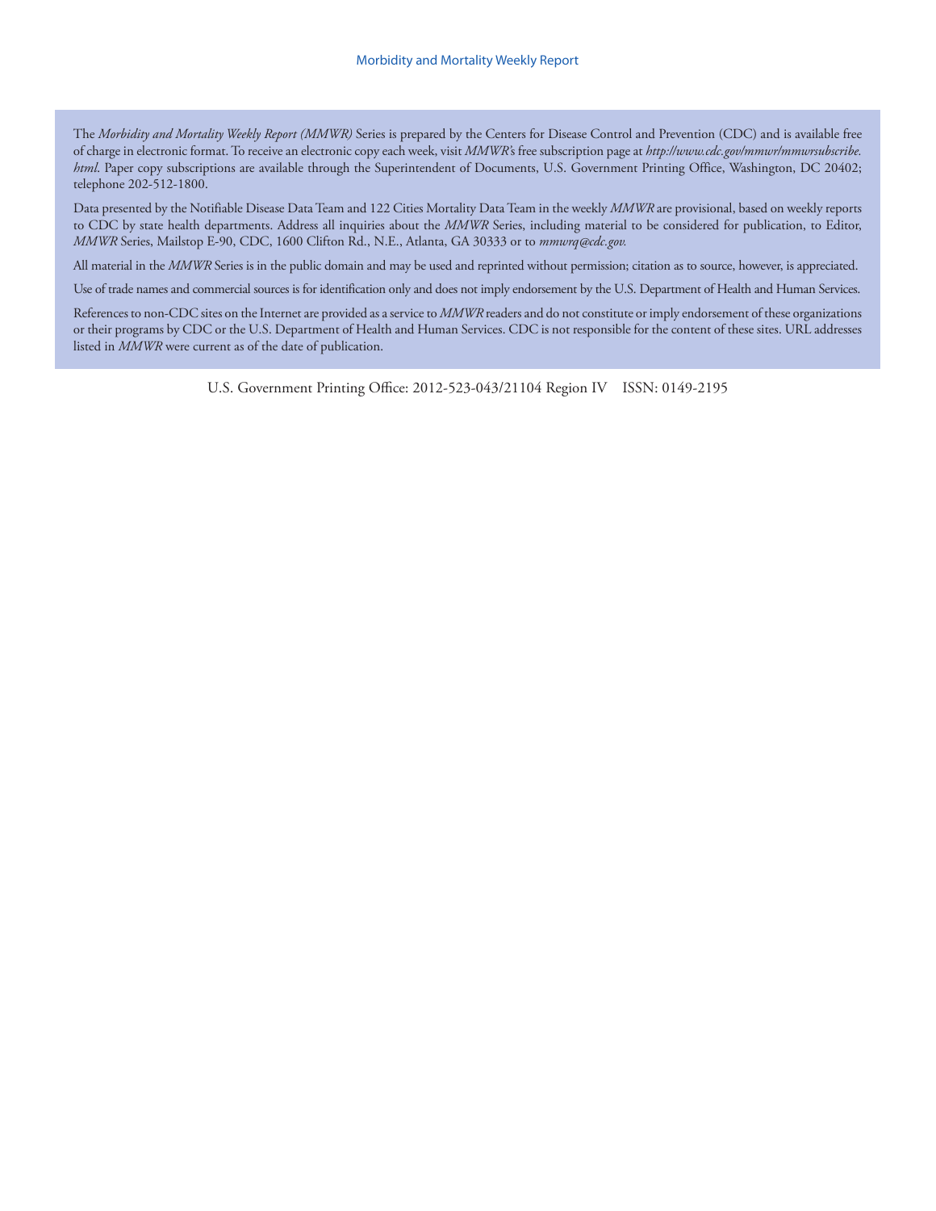The *Morbidity and Mortality Weekly Report (MMWR)* Series is prepared by the Centers for Disease Control and Prevention (CDC) and is available free of charge in electronic format. To receive an electronic copy each week, visit *MMWR*'s free subscription page at *http://www.cdc.gov/mmwr/mmwrsubscribe.html*. Paper copy subscriptions are available through the Superintendent of Documents, U.S. Government Printing Office, Washington, DC 20402; telephone 202-512-1800.

Data presented by the Notifiable Disease Data Team and 122 Cities Mortality Data Team in the weekly *MMWR* are provisional, based on weekly reports to CDC by state health departments. Address all inquiries about the *MMWR* Series, including material to be considered for publication, to Editor, *MMWR* Series, Mailstop E-90, CDC, 1600 Clifton Rd., N.E., Atlanta, GA 30333 or to *mmwrq@cdc.gov.*

All material in the *MMWR* Series is in the public domain and may be used and reprinted without permission; citation as to source, however, is appreciated.

Use of trade names and commercial sources is for identification only and does not imply endorsement by the U.S. Department of Health and Human Services.

References to non-CDC sites on the Internet are provided as a service to *MMWR* readers and do not constitute or imply endorsement of these organizations or their programs by CDC or the U.S. Department of Health and Human Services. CDC is not responsible for the content of these sites. URL addresses listed in *MMWR* were current as of the date of publication.

U.S. Government Printing Office: 2012-523-043/21104 Region IV ISSN: 0149-2195